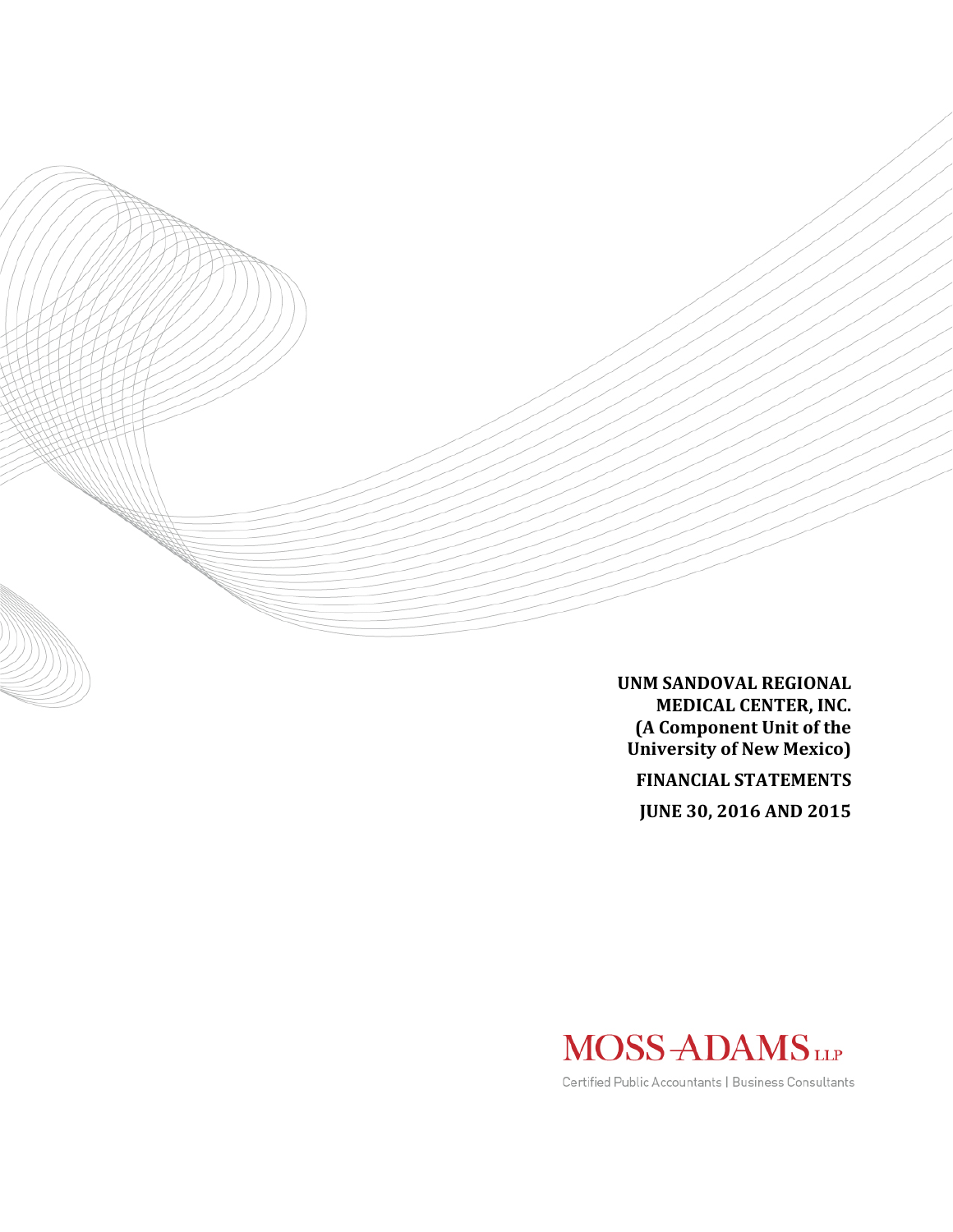**UNM SANDOVAL REGIONAL MEDICAL CENTER, INC.**
**(A Component Unit of the University of New Mexico)**

**FINANCIAL STATEMENTS**

**JUNE 30, 2016 AND 2015**

MOSS ADAMS LLP

Certified Public Accountants | Business Consultants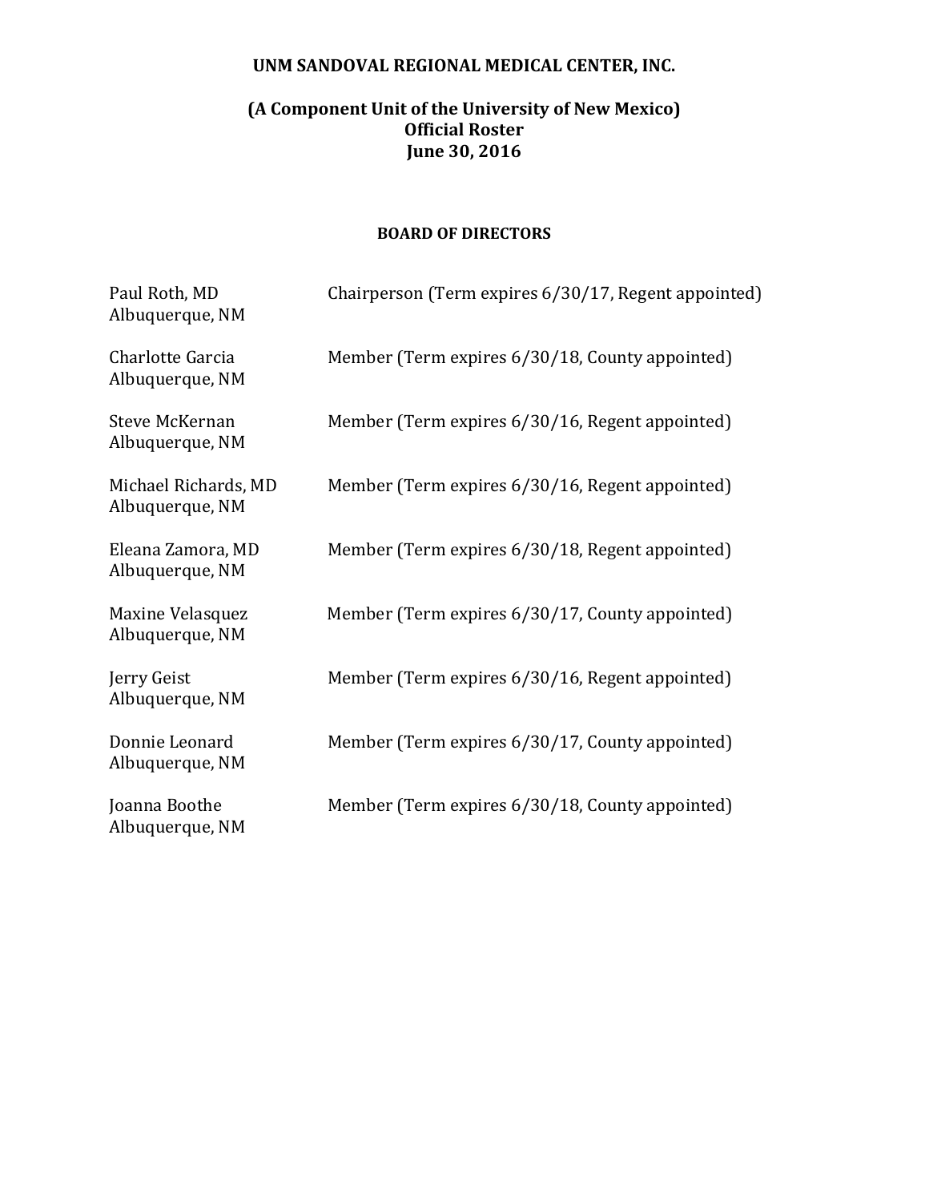# UNM SANDOVAL REGIONAL MEDICAL CENTER, INC.

## (A Component Unit of the University of New Mexico)
## Official Roster
## June 30, 2016

### BOARD OF DIRECTORS

| Name | Position |
| --- | --- |
| Paul Roth, MD<br>Albuquerque, NM | Chairperson (Term expires 6/30/17, Regent appointed) |
| Charlotte Garcia<br>Albuquerque, NM | Member (Term expires 6/30/18, County appointed) |
| Steve McKernan<br>Albuquerque, NM | Member (Term expires 6/30/16, Regent appointed) |
| Michael Richards, MD<br>Albuquerque, NM | Member (Term expires 6/30/16, Regent appointed) |
| Eleana Zamora, MD<br>Albuquerque, NM | Member (Term expires 6/30/18, Regent appointed) |
| Maxine Velasquez<br>Albuquerque, NM | Member (Term expires 6/30/17, County appointed) |
| Jerry Geist<br>Albuquerque, NM | Member (Term expires 6/30/16, Regent appointed) |
| Donnie Leonard<br>Albuquerque, NM | Member (Term expires 6/30/17, County appointed) |
| Joanna Boothe<br>Albuquerque, NM | Member (Term expires 6/30/18, County appointed) |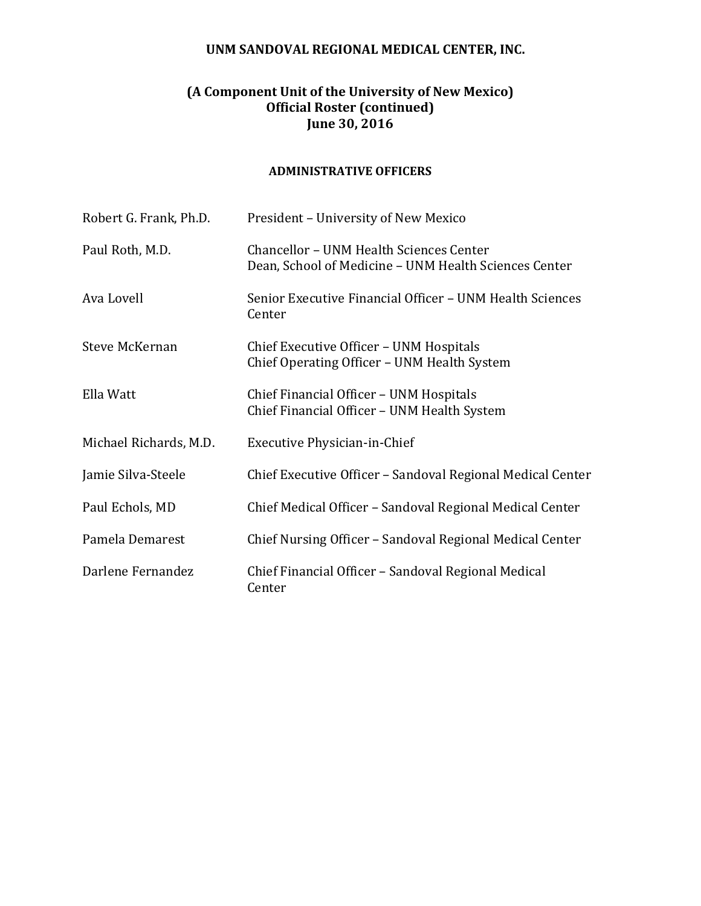**UNM SANDOVAL REGIONAL MEDICAL CENTER, INC.**

**(A Component Unit of the University of New Mexico)**
**Official Roster (continued)**
**June 30, 2016**

**ADMINISTRATIVE OFFICERS**

| | |
|---|---|
| Robert G. Frank, Ph.D. | President – University of New Mexico |
| Paul Roth, M.D. | Chancellor – UNM Health Sciences Center<br>Dean, School of Medicine – UNM Health Sciences Center |
| Ava Lovell | Senior Executive Financial Officer – UNM Health Sciences Center |
| Steve McKernan | Chief Executive Officer – UNM Hospitals<br>Chief Operating Officer – UNM Health System |
| Ella Watt | Chief Financial Officer – UNM Hospitals<br>Chief Financial Officer – UNM Health System |
| Michael Richards, M.D. | Executive Physician-in-Chief |
| Jamie Silva-Steele | Chief Executive Officer – Sandoval Regional Medical Center |
| Paul Echols, MD | Chief Medical Officer – Sandoval Regional Medical Center |
| Pamela Demarest | Chief Nursing Officer – Sandoval Regional Medical Center |
| Darlene Fernandez | Chief Financial Officer – Sandoval Regional Medical Center |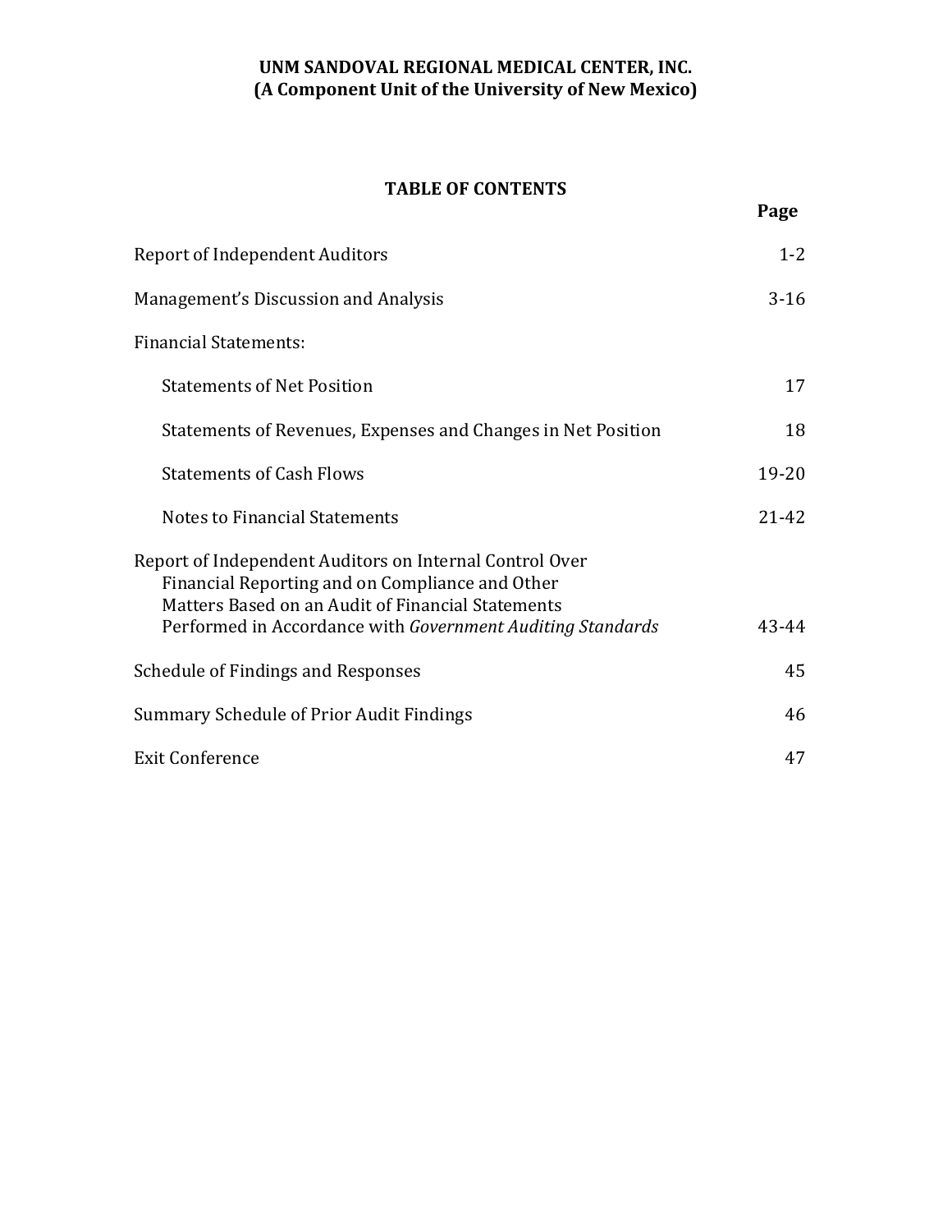**UNM SANDOVAL REGIONAL MEDICAL CENTER, INC.**
**(A Component Unit of the University of New Mexico)**

## TABLE OF CONTENTS

| | Page |
|---|---|
| Report of Independent Auditors | 1-2 |
| Management's Discussion and Analysis | 3-16 |
| Financial Statements: | |
| Statements of Net Position | 17 |
| Statements of Revenues, Expenses and Changes in Net Position | 18 |
| Statements of Cash Flows | 19-20 |
| Notes to Financial Statements | 21-42 |
| Report of Independent Auditors on Internal Control Over Financial Reporting and on Compliance and Other Matters Based on an Audit of Financial Statements Performed in Accordance with *Government Auditing Standards* | 43-44 |
| Schedule of Findings and Responses | 45 |
| Summary Schedule of Prior Audit Findings | 46 |
| Exit Conference | 47 |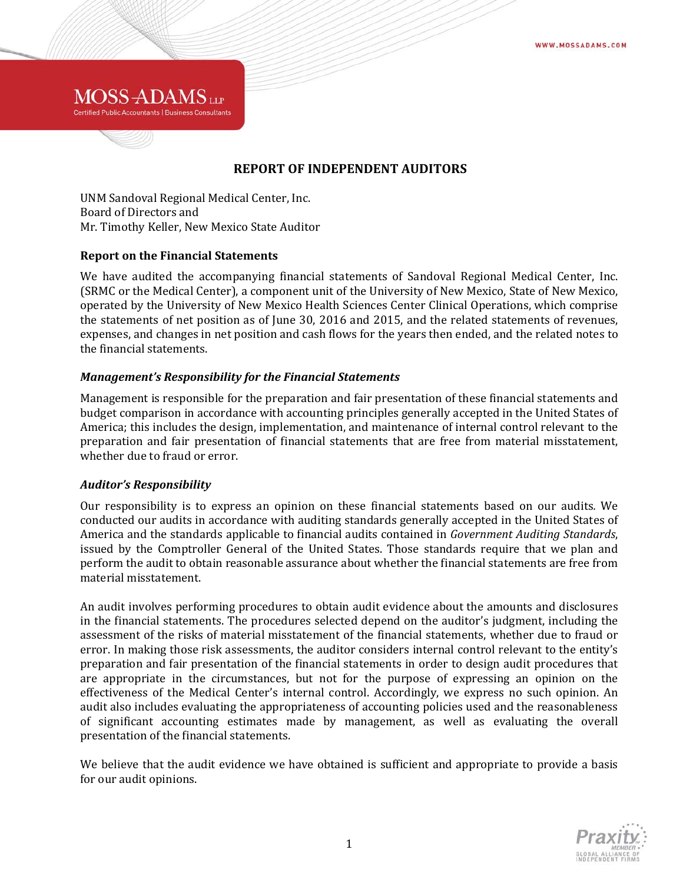## REPORT OF INDEPENDENT AUDITORS

UNM Sandoval Regional Medical Center, Inc.
Board of Directors and
Mr. Timothy Keller, New Mexico State Auditor

### Report on the Financial Statements

We have audited the accompanying financial statements of Sandoval Regional Medical Center, Inc. (SRMC or the Medical Center), a component unit of the University of New Mexico, State of New Mexico, operated by the University of New Mexico Health Sciences Center Clinical Operations, which comprise the statements of net position as of June 30, 2016 and 2015, and the related statements of revenues, expenses, and changes in net position and cash flows for the years then ended, and the related notes to the financial statements.

### *Management's Responsibility for the Financial Statements*

Management is responsible for the preparation and fair presentation of these financial statements and budget comparison in accordance with accounting principles generally accepted in the United States of America; this includes the design, implementation, and maintenance of internal control relevant to the preparation and fair presentation of financial statements that are free from material misstatement, whether due to fraud or error.

### *Auditor's Responsibility*

Our responsibility is to express an opinion on these financial statements based on our audits. We conducted our audits in accordance with auditing standards generally accepted in the United States of America and the standards applicable to financial audits contained in *Government Auditing Standards*, issued by the Comptroller General of the United States. Those standards require that we plan and perform the audit to obtain reasonable assurance about whether the financial statements are free from material misstatement.

An audit involves performing procedures to obtain audit evidence about the amounts and disclosures in the financial statements. The procedures selected depend on the auditor's judgment, including the assessment of the risks of material misstatement of the financial statements, whether due to fraud or error. In making those risk assessments, the auditor considers internal control relevant to the entity's preparation and fair presentation of the financial statements in order to design audit procedures that are appropriate in the circumstances, but not for the purpose of expressing an opinion on the effectiveness of the Medical Center's internal control. Accordingly, we express no such opinion. An audit also includes evaluating the appropriateness of accounting policies used and the reasonableness of significant accounting estimates made by management, as well as evaluating the overall presentation of the financial statements.

We believe that the audit evidence we have obtained is sufficient and appropriate to provide a basis for our audit opinions.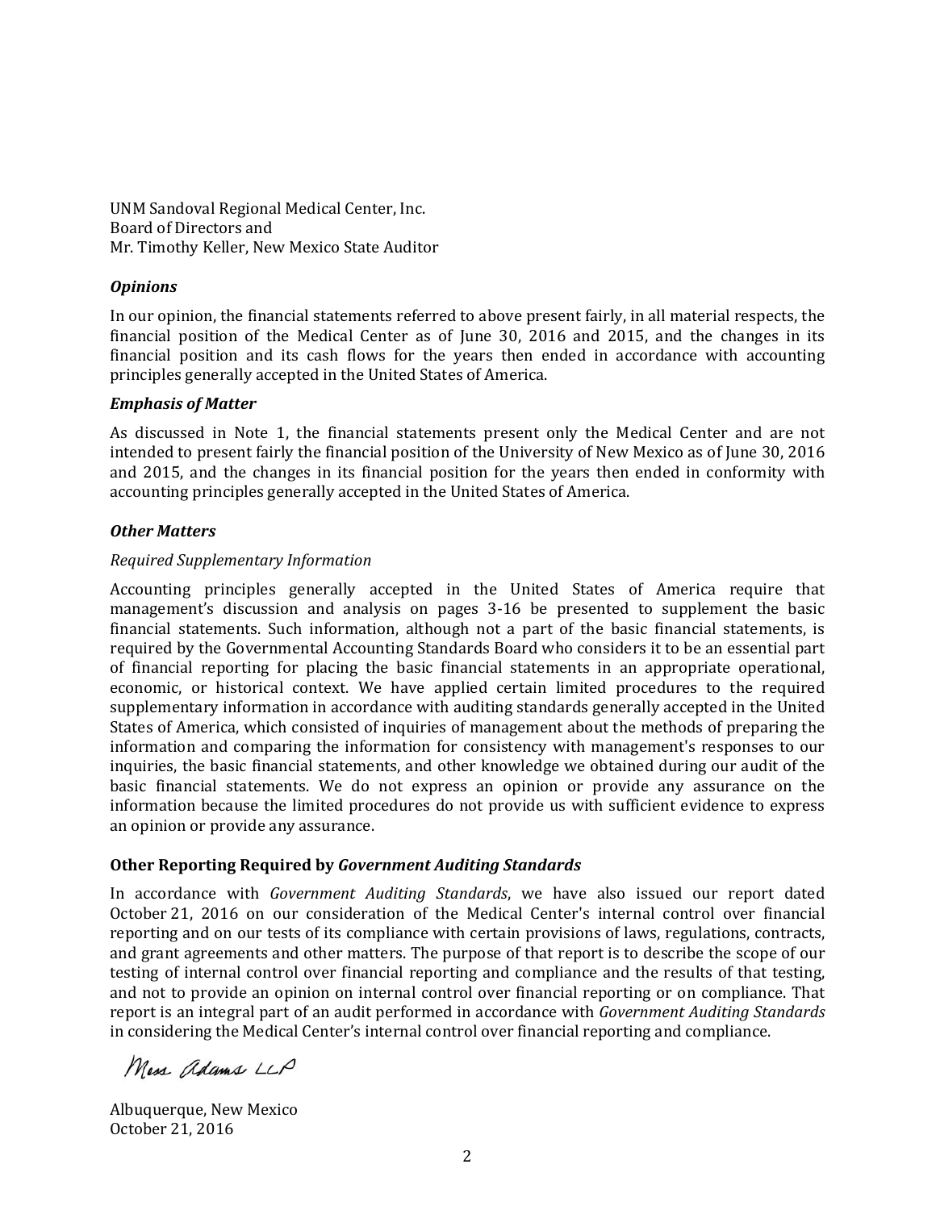UNM Sandoval Regional Medical Center, Inc.
Board of Directors and
Mr. Timothy Keller, New Mexico State Auditor

***Opinions***

In our opinion, the financial statements referred to above present fairly, in all material respects, the financial position of the Medical Center as of June 30, 2016 and 2015, and the changes in its financial position and its cash flows for the years then ended in accordance with accounting principles generally accepted in the United States of America.

***Emphasis of Matter***

As discussed in Note 1, the financial statements present only the Medical Center and are not intended to present fairly the financial position of the University of New Mexico as of June 30, 2016 and 2015, and the changes in its financial position for the years then ended in conformity with accounting principles generally accepted in the United States of America.

***Other Matters***

*Required Supplementary Information*

Accounting principles generally accepted in the United States of America require that management's discussion and analysis on pages 3-16 be presented to supplement the basic financial statements. Such information, although not a part of the basic financial statements, is required by the Governmental Accounting Standards Board who considers it to be an essential part of financial reporting for placing the basic financial statements in an appropriate operational, economic, or historical context. We have applied certain limited procedures to the required supplementary information in accordance with auditing standards generally accepted in the United States of America, which consisted of inquiries of management about the methods of preparing the information and comparing the information for consistency with management's responses to our inquiries, the basic financial statements, and other knowledge we obtained during our audit of the basic financial statements. We do not express an opinion or provide any assurance on the information because the limited procedures do not provide us with sufficient evidence to express an opinion or provide any assurance.

**Other Reporting Required by *Government Auditing Standards***

In accordance with *Government Auditing Standards*, we have also issued our report dated October 21, 2016 on our consideration of the Medical Center's internal control over financial reporting and on our tests of its compliance with certain provisions of laws, regulations, contracts, and grant agreements and other matters. The purpose of that report is to describe the scope of our testing of internal control over financial reporting and compliance and the results of that testing, and not to provide an opinion on internal control over financial reporting or on compliance. That report is an integral part of an audit performed in accordance with *Government Auditing Standards* in considering the Medical Center's internal control over financial reporting and compliance.

Moss Adams LLP

Albuquerque, New Mexico
October 21, 2016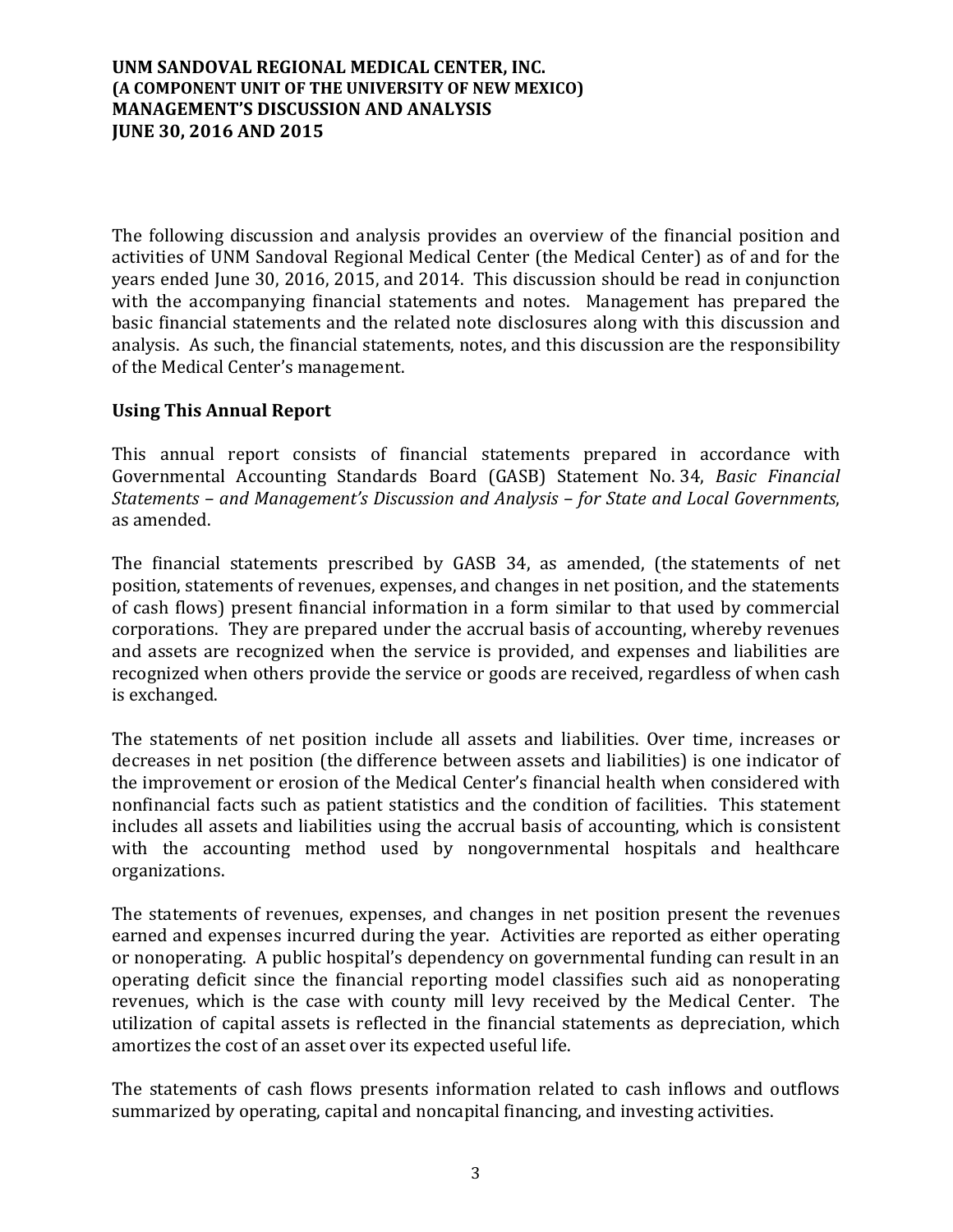**UNM SANDOVAL REGIONAL MEDICAL CENTER, INC.**
**(A COMPONENT UNIT OF THE UNIVERSITY OF NEW MEXICO)**
**MANAGEMENT'S DISCUSSION AND ANALYSIS**
**JUNE 30, 2016 AND 2015**

The following discussion and analysis provides an overview of the financial position and activities of UNM Sandoval Regional Medical Center (the Medical Center) as of and for the years ended June 30, 2016, 2015, and 2014. This discussion should be read in conjunction with the accompanying financial statements and notes. Management has prepared the basic financial statements and the related note disclosures along with this discussion and analysis. As such, the financial statements, notes, and this discussion are the responsibility of the Medical Center's management.

## Using This Annual Report

This annual report consists of financial statements prepared in accordance with Governmental Accounting Standards Board (GASB) Statement No. 34, *Basic Financial Statements – and Management's Discussion and Analysis – for State and Local Governments*, as amended.

The financial statements prescribed by GASB 34, as amended, (the statements of net position, statements of revenues, expenses, and changes in net position, and the statements of cash flows) present financial information in a form similar to that used by commercial corporations. They are prepared under the accrual basis of accounting, whereby revenues and assets are recognized when the service is provided, and expenses and liabilities are recognized when others provide the service or goods are received, regardless of when cash is exchanged.

The statements of net position include all assets and liabilities. Over time, increases or decreases in net position (the difference between assets and liabilities) is one indicator of the improvement or erosion of the Medical Center's financial health when considered with nonfinancial facts such as patient statistics and the condition of facilities. This statement includes all assets and liabilities using the accrual basis of accounting, which is consistent with the accounting method used by nongovernmental hospitals and healthcare organizations.

The statements of revenues, expenses, and changes in net position present the revenues earned and expenses incurred during the year. Activities are reported as either operating or nonoperating. A public hospital's dependency on governmental funding can result in an operating deficit since the financial reporting model classifies such aid as nonoperating revenues, which is the case with county mill levy received by the Medical Center. The utilization of capital assets is reflected in the financial statements as depreciation, which amortizes the cost of an asset over its expected useful life.

The statements of cash flows presents information related to cash inflows and outflows summarized by operating, capital and noncapital financing, and investing activities.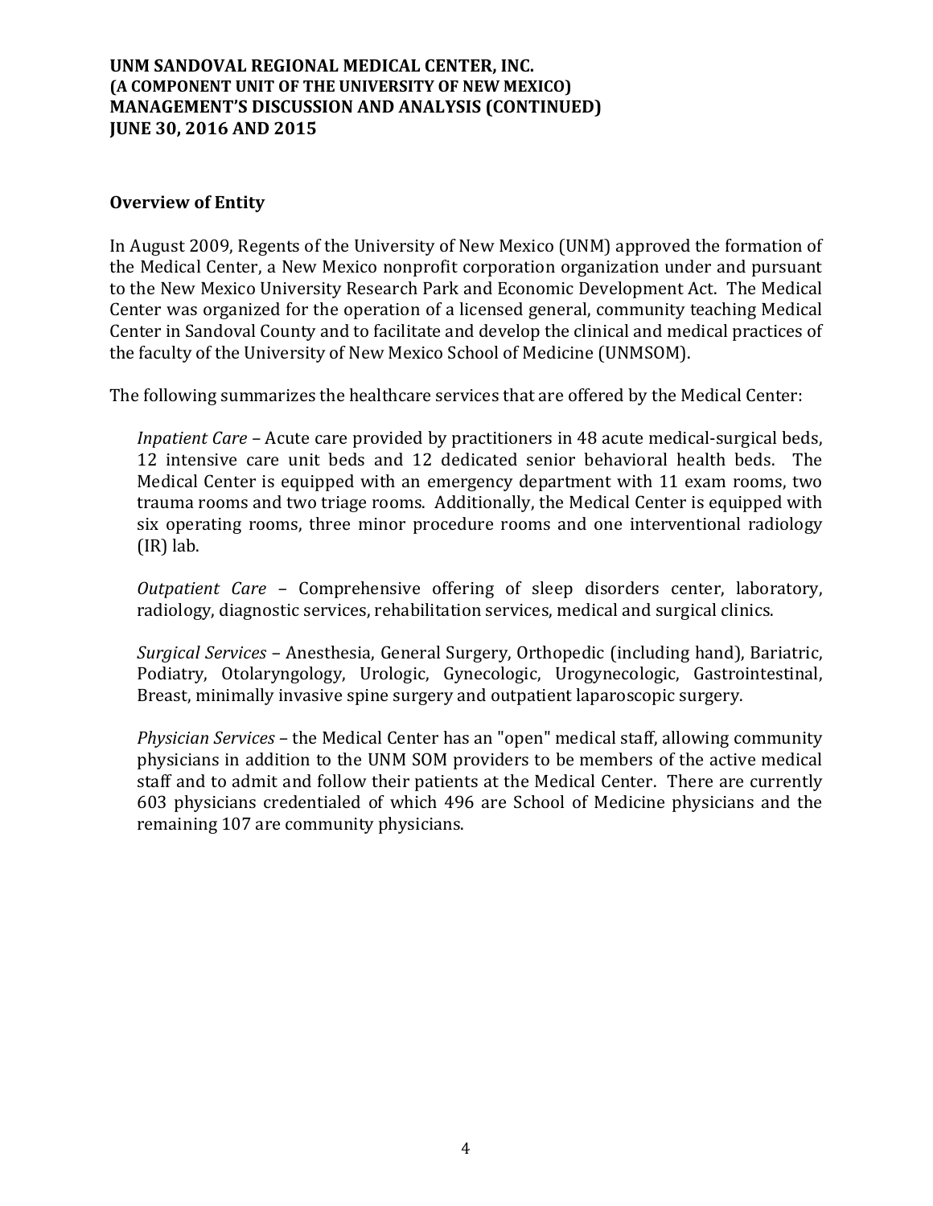## Overview of Entity

In August 2009, Regents of the University of New Mexico (UNM) approved the formation of the Medical Center, a New Mexico nonprofit corporation organization under and pursuant to the New Mexico University Research Park and Economic Development Act. The Medical Center was organized for the operation of a licensed general, community teaching Medical Center in Sandoval County and to facilitate and develop the clinical and medical practices of the faculty of the University of New Mexico School of Medicine (UNMSOM).

The following summarizes the healthcare services that are offered by the Medical Center:

*Inpatient Care* – Acute care provided by practitioners in 48 acute medical-surgical beds, 12 intensive care unit beds and 12 dedicated senior behavioral health beds. The Medical Center is equipped with an emergency department with 11 exam rooms, two trauma rooms and two triage rooms. Additionally, the Medical Center is equipped with six operating rooms, three minor procedure rooms and one interventional radiology (IR) lab.

*Outpatient Care* – Comprehensive offering of sleep disorders center, laboratory, radiology, diagnostic services, rehabilitation services, medical and surgical clinics.

*Surgical Services* – Anesthesia, General Surgery, Orthopedic (including hand), Bariatric, Podiatry, Otolaryngology, Urologic, Gynecologic, Urogynecologic, Gastrointestinal, Breast, minimally invasive spine surgery and outpatient laparoscopic surgery.

*Physician Services* – the Medical Center has an "open" medical staff, allowing community physicians in addition to the UNM SOM providers to be members of the active medical staff and to admit and follow their patients at the Medical Center. There are currently 603 physicians credentialed of which 496 are School of Medicine physicians and the remaining 107 are community physicians.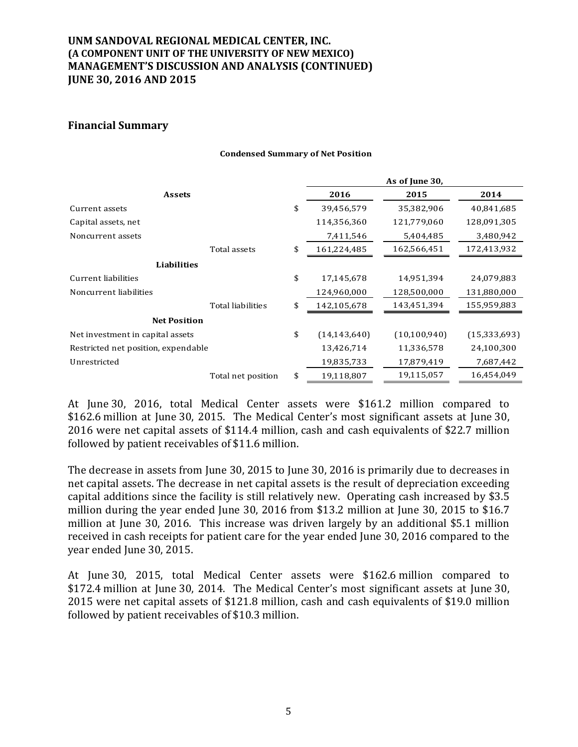## Financial Summary

**Condensed Summary of Net Position**

| | | As of June 30, | | |
|---|---|---|---|---|
| **Assets** | | **2016** | **2015** | **2014** |
| Current assets | $ | 39,456,579 | 35,382,906 | 40,841,685 |
| Capital assets, net | | 114,356,360 | 121,779,060 | 128,091,305 |
| Noncurrent assets | | 7,411,546 | 5,404,485 | 3,480,942 |
| Total assets | $ | 161,224,485 | 162,566,451 | 172,413,932 |
| **Liabilities** | | | | |
| Current liabilities | $ | 17,145,678 | 14,951,394 | 24,079,883 |
| Noncurrent liabilities | | 124,960,000 | 128,500,000 | 131,880,000 |
| Total liabilities | $ | 142,105,678 | 143,451,394 | 155,959,883 |
| **Net Position** | | | | |
| Net investment in capital assets | $ | (14,143,640) | (10,100,940) | (15,333,693) |
| Restricted net position, expendable | | 13,426,714 | 11,336,578 | 24,100,300 |
| Unrestricted | | 19,835,733 | 17,879,419 | 7,687,442 |
| Total net position | $ | 19,118,807 | 19,115,057 | 16,454,049 |

At June 30, 2016, total Medical Center assets were $161.2 million compared to $162.6 million at June 30, 2015. The Medical Center's most significant assets at June 30, 2016 were net capital assets of $114.4 million, cash and cash equivalents of $22.7 million followed by patient receivables of $11.6 million.

The decrease in assets from June 30, 2015 to June 30, 2016 is primarily due to decreases in net capital assets. The decrease in net capital assets is the result of depreciation exceeding capital additions since the facility is still relatively new. Operating cash increased by $3.5 million during the year ended June 30, 2016 from $13.2 million at June 30, 2015 to $16.7 million at June 30, 2016. This increase was driven largely by an additional $5.1 million received in cash receipts for patient care for the year ended June 30, 2016 compared to the year ended June 30, 2015.

At June 30, 2015, total Medical Center assets were $162.6 million compared to $172.4 million at June 30, 2014. The Medical Center's most significant assets at June 30, 2015 were net capital assets of $121.8 million, cash and cash equivalents of $19.0 million followed by patient receivables of $10.3 million.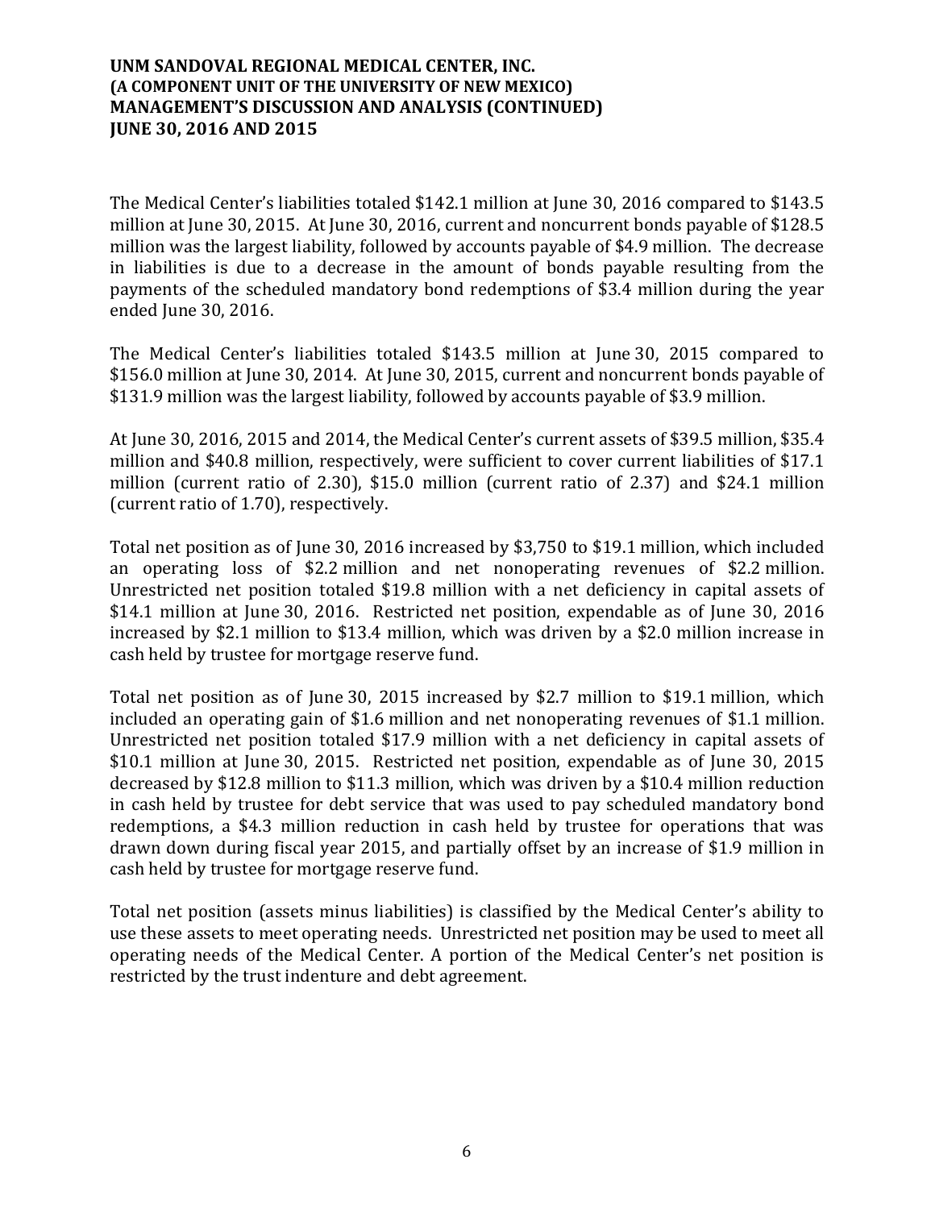The Medical Center's liabilities totaled \$142.1 million at June 30, 2016 compared to \$143.5 million at June 30, 2015. At June 30, 2016, current and noncurrent bonds payable of \$128.5 million was the largest liability, followed by accounts payable of \$4.9 million. The decrease in liabilities is due to a decrease in the amount of bonds payable resulting from the payments of the scheduled mandatory bond redemptions of \$3.4 million during the year ended June 30, 2016.

The Medical Center's liabilities totaled \$143.5 million at June 30, 2015 compared to \$156.0 million at June 30, 2014. At June 30, 2015, current and noncurrent bonds payable of \$131.9 million was the largest liability, followed by accounts payable of \$3.9 million.

At June 30, 2016, 2015 and 2014, the Medical Center's current assets of \$39.5 million, \$35.4 million and \$40.8 million, respectively, were sufficient to cover current liabilities of \$17.1 million (current ratio of 2.30), \$15.0 million (current ratio of 2.37) and \$24.1 million (current ratio of 1.70), respectively.

Total net position as of June 30, 2016 increased by \$3,750 to \$19.1 million, which included an operating loss of \$2.2 million and net nonoperating revenues of \$2.2 million. Unrestricted net position totaled \$19.8 million with a net deficiency in capital assets of \$14.1 million at June 30, 2016. Restricted net position, expendable as of June 30, 2016 increased by \$2.1 million to \$13.4 million, which was driven by a \$2.0 million increase in cash held by trustee for mortgage reserve fund.

Total net position as of June 30, 2015 increased by \$2.7 million to \$19.1 million, which included an operating gain of \$1.6 million and net nonoperating revenues of \$1.1 million. Unrestricted net position totaled \$17.9 million with a net deficiency in capital assets of \$10.1 million at June 30, 2015. Restricted net position, expendable as of June 30, 2015 decreased by \$12.8 million to \$11.3 million, which was driven by a \$10.4 million reduction in cash held by trustee for debt service that was used to pay scheduled mandatory bond redemptions, a \$4.3 million reduction in cash held by trustee for operations that was drawn down during fiscal year 2015, and partially offset by an increase of \$1.9 million in cash held by trustee for mortgage reserve fund.

Total net position (assets minus liabilities) is classified by the Medical Center's ability to use these assets to meet operating needs. Unrestricted net position may be used to meet all operating needs of the Medical Center. A portion of the Medical Center's net position is restricted by the trust indenture and debt agreement.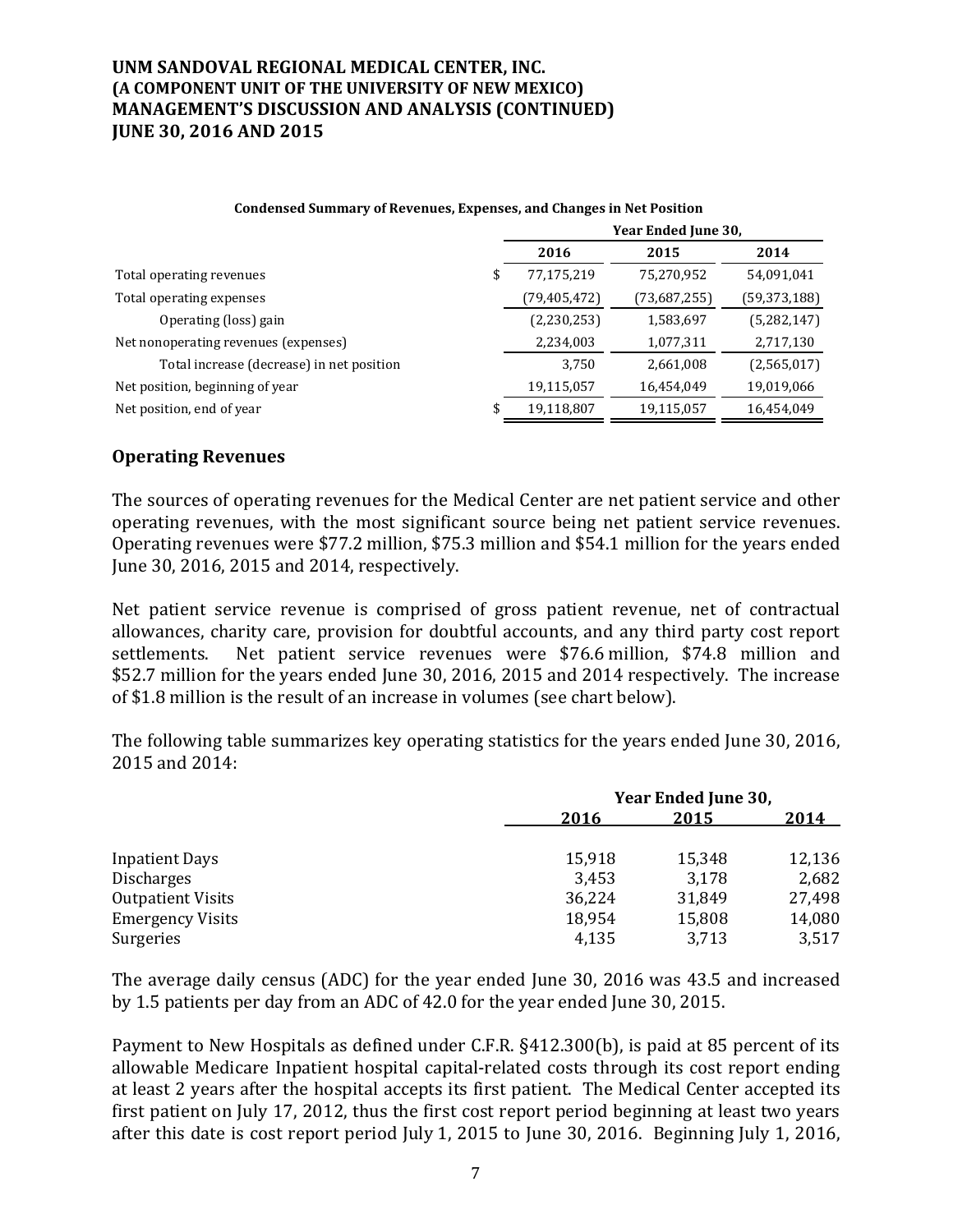# UNM SANDOVAL REGIONAL MEDICAL CENTER, INC.
# (A COMPONENT UNIT OF THE UNIVERSITY OF NEW MEXICO)
# MANAGEMENT'S DISCUSSION AND ANALYSIS (CONTINUED)
# JUNE 30, 2016 AND 2015

**Condensed Summary of Revenues, Expenses, and Changes in Net Position**

| | Year Ended June 30, | | |
|---|---|---|---|
| | **2016** | **2015** | **2014** |
| Total operating revenues | $ 77,175,219 | 75,270,952 | 54,091,041 |
| Total operating expenses | (79,405,472) | (73,687,255) | (59,373,188) |
| Operating (loss) gain | (2,230,253) | 1,583,697 | (5,282,147) |
| Net nonoperating revenues (expenses) | 2,234,003 | 1,077,311 | 2,717,130 |
| Total increase (decrease) in net position | 3,750 | 2,661,008 | (2,565,017) |
| Net position, beginning of year | 19,115,057 | 16,454,049 | 19,019,066 |
| Net position, end of year | $ 19,118,807 | 19,115,057 | 16,454,049 |

## Operating Revenues

The sources of operating revenues for the Medical Center are net patient service and other operating revenues, with the most significant source being net patient service revenues. Operating revenues were $77.2 million, $75.3 million and $54.1 million for the years ended June 30, 2016, 2015 and 2014, respectively.

Net patient service revenue is comprised of gross patient revenue, net of contractual allowances, charity care, provision for doubtful accounts, and any third party cost report settlements. Net patient service revenues were $76.6 million, $74.8 million and $52.7 million for the years ended June 30, 2016, 2015 and 2014 respectively. The increase of $1.8 million is the result of an increase in volumes (see chart below).

The following table summarizes key operating statistics for the years ended June 30, 2016, 2015 and 2014:

| | Year Ended June 30, | | |
|---|---|---|---|
| | **2016** | **2015** | **2014** |
| Inpatient Days | 15,918 | 15,348 | 12,136 |
| Discharges | 3,453 | 3,178 | 2,682 |
| Outpatient Visits | 36,224 | 31,849 | 27,498 |
| Emergency Visits | 18,954 | 15,808 | 14,080 |
| Surgeries | 4,135 | 3,713 | 3,517 |

The average daily census (ADC) for the year ended June 30, 2016 was 43.5 and increased by 1.5 patients per day from an ADC of 42.0 for the year ended June 30, 2015.

Payment to New Hospitals as defined under C.F.R. §412.300(b), is paid at 85 percent of its allowable Medicare Inpatient hospital capital-related costs through its cost report ending at least 2 years after the hospital accepts its first patient. The Medical Center accepted its first patient on July 17, 2012, thus the first cost report period beginning at least two years after this date is cost report period July 1, 2015 to June 30, 2016. Beginning July 1, 2016,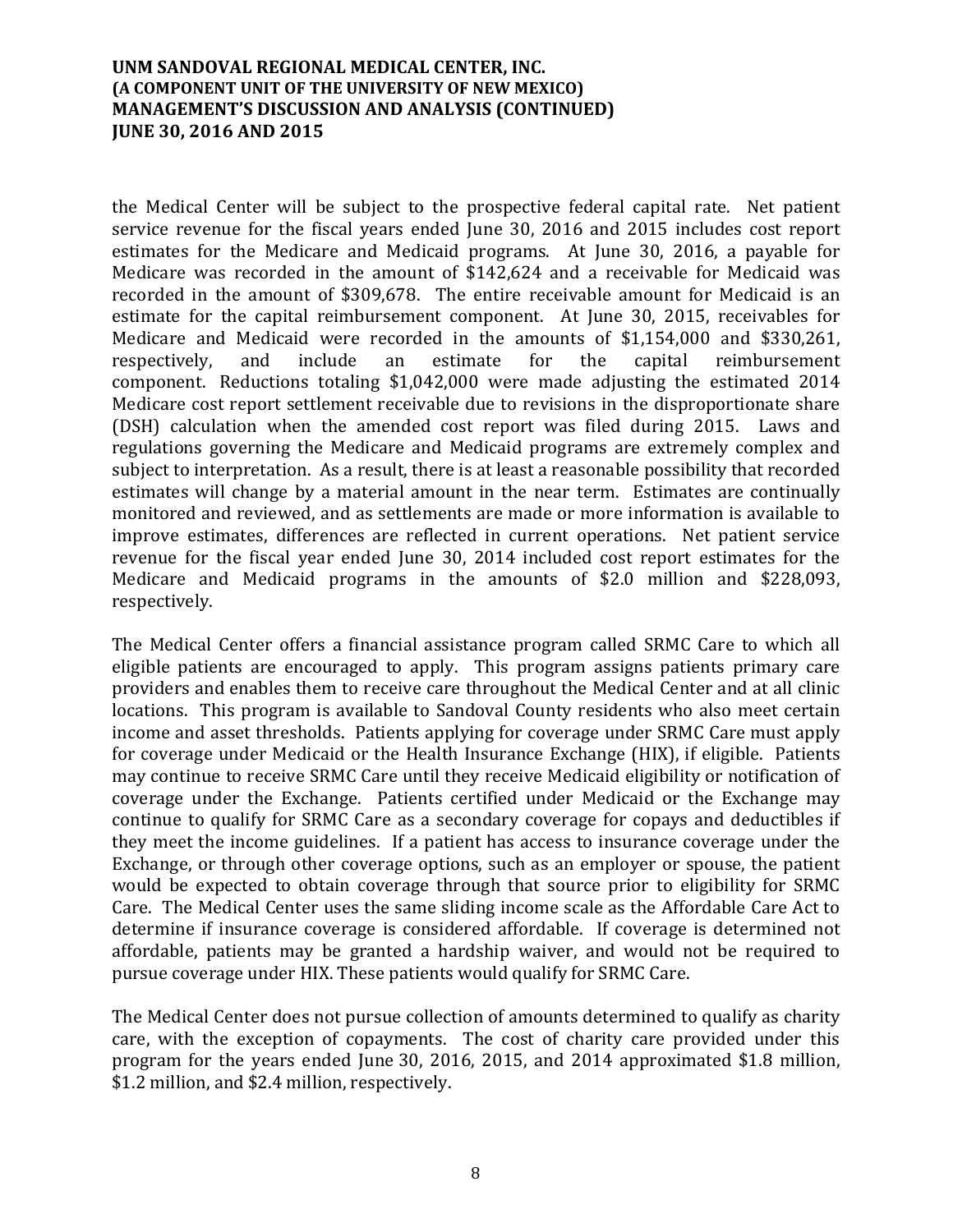the Medical Center will be subject to the prospective federal capital rate. Net patient service revenue for the fiscal years ended June 30, 2016 and 2015 includes cost report estimates for the Medicare and Medicaid programs. At June 30, 2016, a payable for Medicare was recorded in the amount of $142,624 and a receivable for Medicaid was recorded in the amount of $309,678. The entire receivable amount for Medicaid is an estimate for the capital reimbursement component. At June 30, 2015, receivables for Medicare and Medicaid were recorded in the amounts of $1,154,000 and $330,261, respectively, and include an estimate for the capital reimbursement component. Reductions totaling $1,042,000 were made adjusting the estimated 2014 Medicare cost report settlement receivable due to revisions in the disproportionate share (DSH) calculation when the amended cost report was filed during 2015. Laws and regulations governing the Medicare and Medicaid programs are extremely complex and subject to interpretation. As a result, there is at least a reasonable possibility that recorded estimates will change by a material amount in the near term. Estimates are continually monitored and reviewed, and as settlements are made or more information is available to improve estimates, differences are reflected in current operations. Net patient service revenue for the fiscal year ended June 30, 2014 included cost report estimates for the Medicare and Medicaid programs in the amounts of $2.0 million and $228,093, respectively.

The Medical Center offers a financial assistance program called SRMC Care to which all eligible patients are encouraged to apply. This program assigns patients primary care providers and enables them to receive care throughout the Medical Center and at all clinic locations. This program is available to Sandoval County residents who also meet certain income and asset thresholds. Patients applying for coverage under SRMC Care must apply for coverage under Medicaid or the Health Insurance Exchange (HIX), if eligible. Patients may continue to receive SRMC Care until they receive Medicaid eligibility or notification of coverage under the Exchange. Patients certified under Medicaid or the Exchange may continue to qualify for SRMC Care as a secondary coverage for copays and deductibles if they meet the income guidelines. If a patient has access to insurance coverage under the Exchange, or through other coverage options, such as an employer or spouse, the patient would be expected to obtain coverage through that source prior to eligibility for SRMC Care. The Medical Center uses the same sliding income scale as the Affordable Care Act to determine if insurance coverage is considered affordable. If coverage is determined not affordable, patients may be granted a hardship waiver, and would not be required to pursue coverage under HIX. These patients would qualify for SRMC Care.

The Medical Center does not pursue collection of amounts determined to qualify as charity care, with the exception of copayments. The cost of charity care provided under this program for the years ended June 30, 2016, 2015, and 2014 approximated $1.8 million, $1.2 million, and $2.4 million, respectively.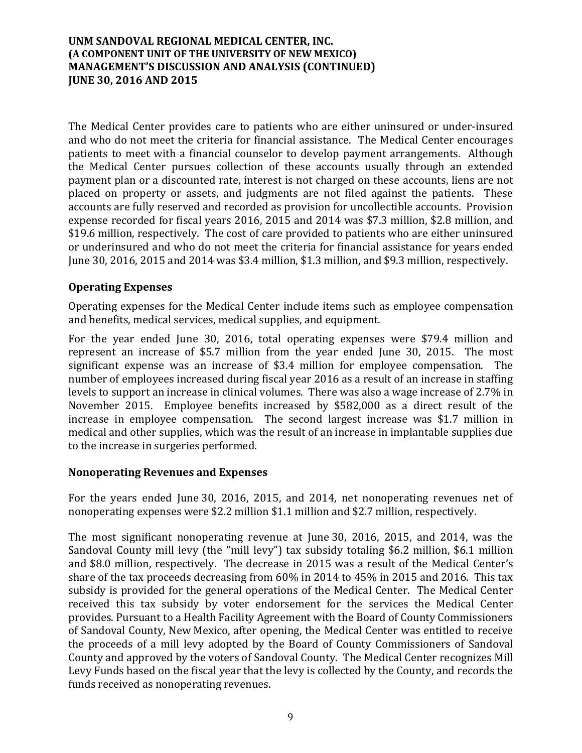The Medical Center provides care to patients who are either uninsured or under-insured and who do not meet the criteria for financial assistance. The Medical Center encourages patients to meet with a financial counselor to develop payment arrangements. Although the Medical Center pursues collection of these accounts usually through an extended payment plan or a discounted rate, interest is not charged on these accounts, liens are not placed on property or assets, and judgments are not filed against the patients. These accounts are fully reserved and recorded as provision for uncollectible accounts. Provision expense recorded for fiscal years 2016, 2015 and 2014 was $7.3 million, $2.8 million, and $19.6 million, respectively. The cost of care provided to patients who are either uninsured or underinsured and who do not meet the criteria for financial assistance for years ended June 30, 2016, 2015 and 2014 was $3.4 million, $1.3 million, and $9.3 million, respectively.

## Operating Expenses

Operating expenses for the Medical Center include items such as employee compensation and benefits, medical services, medical supplies, and equipment.

For the year ended June 30, 2016, total operating expenses were $79.4 million and represent an increase of $5.7 million from the year ended June 30, 2015. The most significant expense was an increase of $3.4 million for employee compensation. The number of employees increased during fiscal year 2016 as a result of an increase in staffing levels to support an increase in clinical volumes. There was also a wage increase of 2.7% in November 2015. Employee benefits increased by $582,000 as a direct result of the increase in employee compensation. The second largest increase was $1.7 million in medical and other supplies, which was the result of an increase in implantable supplies due to the increase in surgeries performed.

## Nonoperating Revenues and Expenses

For the years ended June 30, 2016, 2015, and 2014, net nonoperating revenues net of nonoperating expenses were $2.2 million $1.1 million and $2.7 million, respectively.

The most significant nonoperating revenue at June 30, 2016, 2015, and 2014, was the Sandoval County mill levy (the "mill levy") tax subsidy totaling $6.2 million, $6.1 million and $8.0 million, respectively. The decrease in 2015 was a result of the Medical Center's share of the tax proceeds decreasing from 60% in 2014 to 45% in 2015 and 2016. This tax subsidy is provided for the general operations of the Medical Center. The Medical Center received this tax subsidy by voter endorsement for the services the Medical Center provides. Pursuant to a Health Facility Agreement with the Board of County Commissioners of Sandoval County, New Mexico, after opening, the Medical Center was entitled to receive the proceeds of a mill levy adopted by the Board of County Commissioners of Sandoval County and approved by the voters of Sandoval County. The Medical Center recognizes Mill Levy Funds based on the fiscal year that the levy is collected by the County, and records the funds received as nonoperating revenues.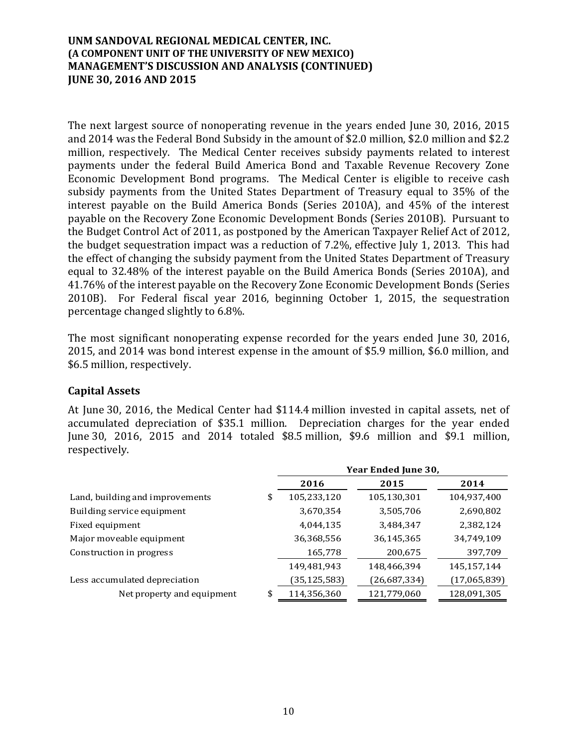The next largest source of nonoperating revenue in the years ended June 30, 2016, 2015 and 2014 was the Federal Bond Subsidy in the amount of $2.0 million, $2.0 million and $2.2 million, respectively. The Medical Center receives subsidy payments related to interest payments under the federal Build America Bond and Taxable Revenue Recovery Zone Economic Development Bond programs. The Medical Center is eligible to receive cash subsidy payments from the United States Department of Treasury equal to 35% of the interest payable on the Build America Bonds (Series 2010A), and 45% of the interest payable on the Recovery Zone Economic Development Bonds (Series 2010B). Pursuant to the Budget Control Act of 2011, as postponed by the American Taxpayer Relief Act of 2012, the budget sequestration impact was a reduction of 7.2%, effective July 1, 2013. This had the effect of changing the subsidy payment from the United States Department of Treasury equal to 32.48% of the interest payable on the Build America Bonds (Series 2010A), and 41.76% of the interest payable on the Recovery Zone Economic Development Bonds (Series 2010B). For Federal fiscal year 2016, beginning October 1, 2015, the sequestration percentage changed slightly to 6.8%.

The most significant nonoperating expense recorded for the years ended June 30, 2016, 2015, and 2014 was bond interest expense in the amount of $5.9 million, $6.0 million, and $6.5 million, respectively.

## Capital Assets

At June 30, 2016, the Medical Center had $114.4 million invested in capital assets, net of accumulated depreciation of $35.1 million. Depreciation charges for the year ended June 30, 2016, 2015 and 2014 totaled $8.5 million, $9.6 million and $9.1 million, respectively.

| | Year Ended June 30, | | |
|---|---|---|---|
| | 2016 | 2015 | 2014 |
| Land, building and improvements | $ 105,233,120 | 105,130,301 | 104,937,400 |
| Building service equipment | 3,670,354 | 3,505,706 | 2,690,802 |
| Fixed equipment | 4,044,135 | 3,484,347 | 2,382,124 |
| Major moveable equipment | 36,368,556 | 36,145,365 | 34,749,109 |
| Construction in progress | 165,778 | 200,675 | 397,709 |
| | 149,481,943 | 148,466,394 | 145,157,144 |
| Less accumulated depreciation | (35,125,583) | (26,687,334) | (17,065,839) |
| Net property and equipment | $ 114,356,360 | 121,779,060 | 128,091,305 |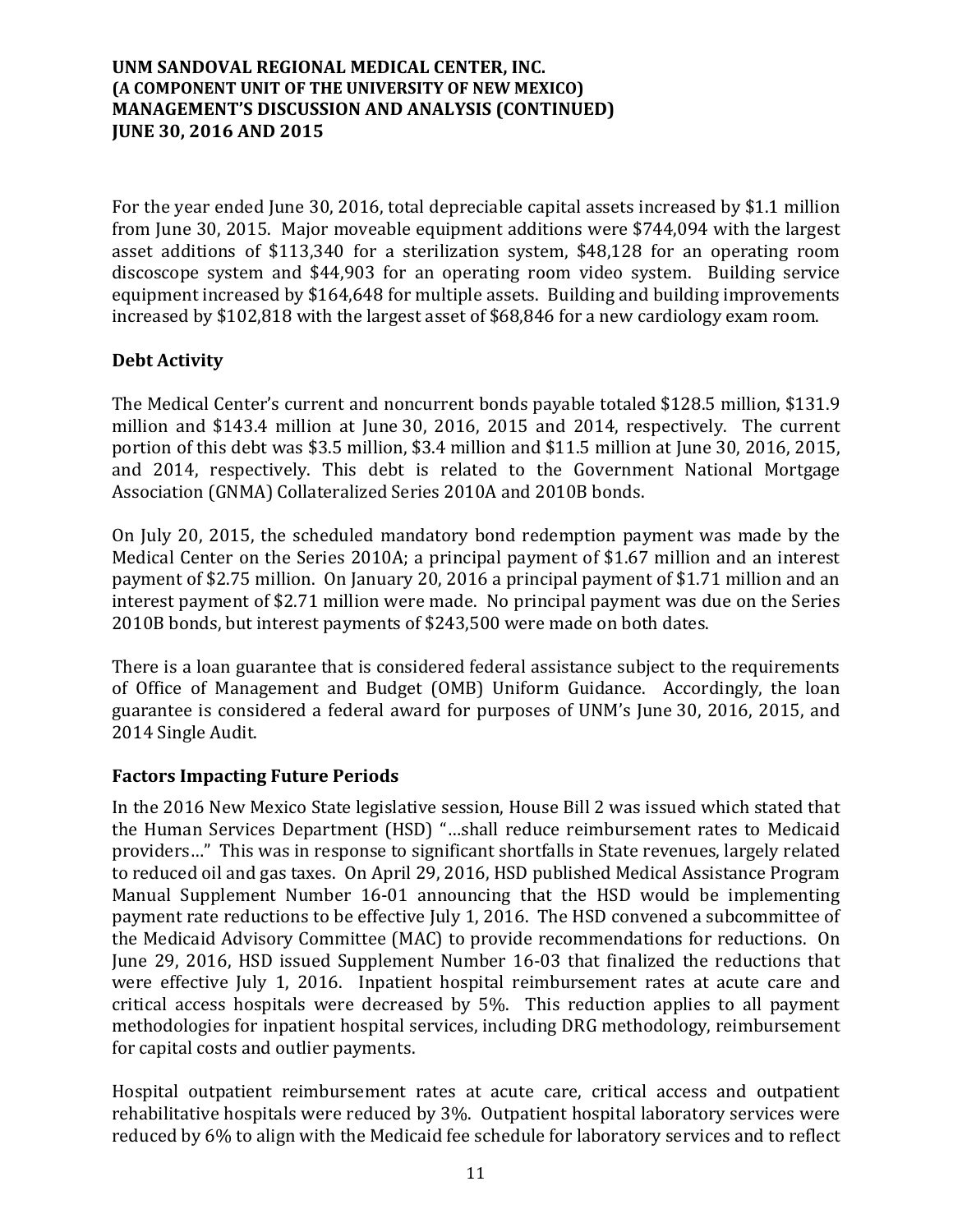For the year ended June 30, 2016, total depreciable capital assets increased by $1.1 million from June 30, 2015. Major moveable equipment additions were $744,094 with the largest asset additions of $113,340 for a sterilization system, $48,128 for an operating room discoscope system and $44,903 for an operating room video system. Building service equipment increased by $164,648 for multiple assets. Building and building improvements increased by $102,818 with the largest asset of $68,846 for a new cardiology exam room.

## Debt Activity

The Medical Center's current and noncurrent bonds payable totaled $128.5 million, $131.9 million and $143.4 million at June 30, 2016, 2015 and 2014, respectively. The current portion of this debt was $3.5 million, $3.4 million and $11.5 million at June 30, 2016, 2015, and 2014, respectively. This debt is related to the Government National Mortgage Association (GNMA) Collateralized Series 2010A and 2010B bonds.

On July 20, 2015, the scheduled mandatory bond redemption payment was made by the Medical Center on the Series 2010A; a principal payment of $1.67 million and an interest payment of $2.75 million. On January 20, 2016 a principal payment of $1.71 million and an interest payment of $2.71 million were made. No principal payment was due on the Series 2010B bonds, but interest payments of $243,500 were made on both dates.

There is a loan guarantee that is considered federal assistance subject to the requirements of Office of Management and Budget (OMB) Uniform Guidance. Accordingly, the loan guarantee is considered a federal award for purposes of UNM's June 30, 2016, 2015, and 2014 Single Audit.

## Factors Impacting Future Periods

In the 2016 New Mexico State legislative session, House Bill 2 was issued which stated that the Human Services Department (HSD) "…shall reduce reimbursement rates to Medicaid providers…" This was in response to significant shortfalls in State revenues, largely related to reduced oil and gas taxes. On April 29, 2016, HSD published Medical Assistance Program Manual Supplement Number 16-01 announcing that the HSD would be implementing payment rate reductions to be effective July 1, 2016. The HSD convened a subcommittee of the Medicaid Advisory Committee (MAC) to provide recommendations for reductions. On June 29, 2016, HSD issued Supplement Number 16-03 that finalized the reductions that were effective July 1, 2016. Inpatient hospital reimbursement rates at acute care and critical access hospitals were decreased by 5%. This reduction applies to all payment methodologies for inpatient hospital services, including DRG methodology, reimbursement for capital costs and outlier payments.

Hospital outpatient reimbursement rates at acute care, critical access and outpatient rehabilitative hospitals were reduced by 3%. Outpatient hospital laboratory services were reduced by 6% to align with the Medicaid fee schedule for laboratory services and to reflect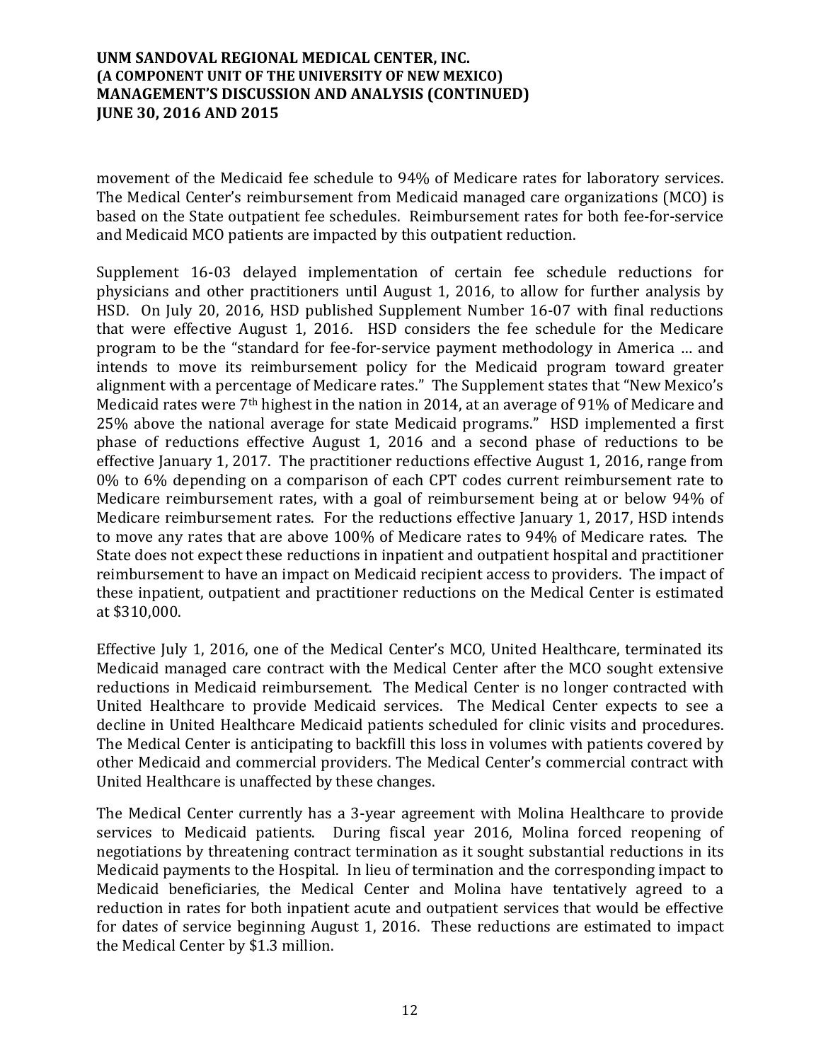movement of the Medicaid fee schedule to 94% of Medicare rates for laboratory services. The Medical Center's reimbursement from Medicaid managed care organizations (MCO) is based on the State outpatient fee schedules. Reimbursement rates for both fee-for-service and Medicaid MCO patients are impacted by this outpatient reduction.

Supplement 16-03 delayed implementation of certain fee schedule reductions for physicians and other practitioners until August 1, 2016, to allow for further analysis by HSD. On July 20, 2016, HSD published Supplement Number 16-07 with final reductions that were effective August 1, 2016. HSD considers the fee schedule for the Medicare program to be the "standard for fee-for-service payment methodology in America … and intends to move its reimbursement policy for the Medicaid program toward greater alignment with a percentage of Medicare rates." The Supplement states that "New Mexico's Medicaid rates were 7th highest in the nation in 2014, at an average of 91% of Medicare and 25% above the national average for state Medicaid programs." HSD implemented a first phase of reductions effective August 1, 2016 and a second phase of reductions to be effective January 1, 2017. The practitioner reductions effective August 1, 2016, range from 0% to 6% depending on a comparison of each CPT codes current reimbursement rate to Medicare reimbursement rates, with a goal of reimbursement being at or below 94% of Medicare reimbursement rates. For the reductions effective January 1, 2017, HSD intends to move any rates that are above 100% of Medicare rates to 94% of Medicare rates. The State does not expect these reductions in inpatient and outpatient hospital and practitioner reimbursement to have an impact on Medicaid recipient access to providers. The impact of these inpatient, outpatient and practitioner reductions on the Medical Center is estimated at $310,000.

Effective July 1, 2016, one of the Medical Center's MCO, United Healthcare, terminated its Medicaid managed care contract with the Medical Center after the MCO sought extensive reductions in Medicaid reimbursement. The Medical Center is no longer contracted with United Healthcare to provide Medicaid services. The Medical Center expects to see a decline in United Healthcare Medicaid patients scheduled for clinic visits and procedures. The Medical Center is anticipating to backfill this loss in volumes with patients covered by other Medicaid and commercial providers. The Medical Center's commercial contract with United Healthcare is unaffected by these changes.

The Medical Center currently has a 3-year agreement with Molina Healthcare to provide services to Medicaid patients. During fiscal year 2016, Molina forced reopening of negotiations by threatening contract termination as it sought substantial reductions in its Medicaid payments to the Hospital. In lieu of termination and the corresponding impact to Medicaid beneficiaries, the Medical Center and Molina have tentatively agreed to a reduction in rates for both inpatient acute and outpatient services that would be effective for dates of service beginning August 1, 2016. These reductions are estimated to impact the Medical Center by $1.3 million.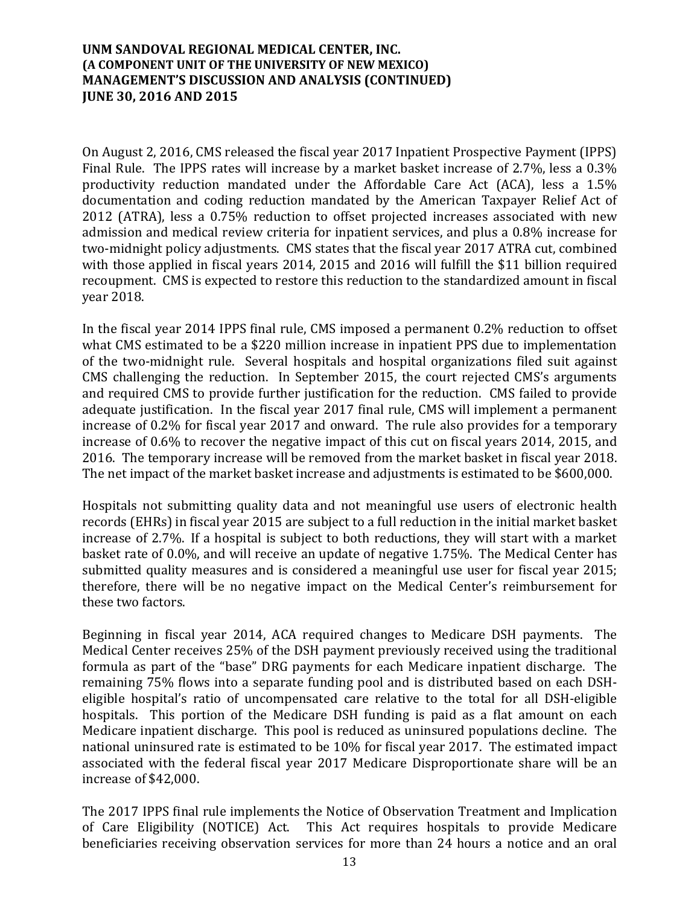On August 2, 2016, CMS released the fiscal year 2017 Inpatient Prospective Payment (IPPS) Final Rule. The IPPS rates will increase by a market basket increase of 2.7%, less a 0.3% productivity reduction mandated under the Affordable Care Act (ACA), less a 1.5% documentation and coding reduction mandated by the American Taxpayer Relief Act of 2012 (ATRA), less a 0.75% reduction to offset projected increases associated with new admission and medical review criteria for inpatient services, and plus a 0.8% increase for two-midnight policy adjustments. CMS states that the fiscal year 2017 ATRA cut, combined with those applied in fiscal years 2014, 2015 and 2016 will fulfill the $11 billion required recoupment. CMS is expected to restore this reduction to the standardized amount in fiscal year 2018.

In the fiscal year 2014 IPPS final rule, CMS imposed a permanent 0.2% reduction to offset what CMS estimated to be a $220 million increase in inpatient PPS due to implementation of the two-midnight rule. Several hospitals and hospital organizations filed suit against CMS challenging the reduction. In September 2015, the court rejected CMS's arguments and required CMS to provide further justification for the reduction. CMS failed to provide adequate justification. In the fiscal year 2017 final rule, CMS will implement a permanent increase of 0.2% for fiscal year 2017 and onward. The rule also provides for a temporary increase of 0.6% to recover the negative impact of this cut on fiscal years 2014, 2015, and 2016. The temporary increase will be removed from the market basket in fiscal year 2018. The net impact of the market basket increase and adjustments is estimated to be $600,000.

Hospitals not submitting quality data and not meaningful use users of electronic health records (EHRs) in fiscal year 2015 are subject to a full reduction in the initial market basket increase of 2.7%. If a hospital is subject to both reductions, they will start with a market basket rate of 0.0%, and will receive an update of negative 1.75%. The Medical Center has submitted quality measures and is considered a meaningful use user for fiscal year 2015; therefore, there will be no negative impact on the Medical Center's reimbursement for these two factors.

Beginning in fiscal year 2014, ACA required changes to Medicare DSH payments. The Medical Center receives 25% of the DSH payment previously received using the traditional formula as part of the "base" DRG payments for each Medicare inpatient discharge. The remaining 75% flows into a separate funding pool and is distributed based on each DSH-eligible hospital's ratio of uncompensated care relative to the total for all DSH-eligible hospitals. This portion of the Medicare DSH funding is paid as a flat amount on each Medicare inpatient discharge. This pool is reduced as uninsured populations decline. The national uninsured rate is estimated to be 10% for fiscal year 2017. The estimated impact associated with the federal fiscal year 2017 Medicare Disproportionate share will be an increase of $42,000.

The 2017 IPPS final rule implements the Notice of Observation Treatment and Implication of Care Eligibility (NOTICE) Act. This Act requires hospitals to provide Medicare beneficiaries receiving observation services for more than 24 hours a notice and an oral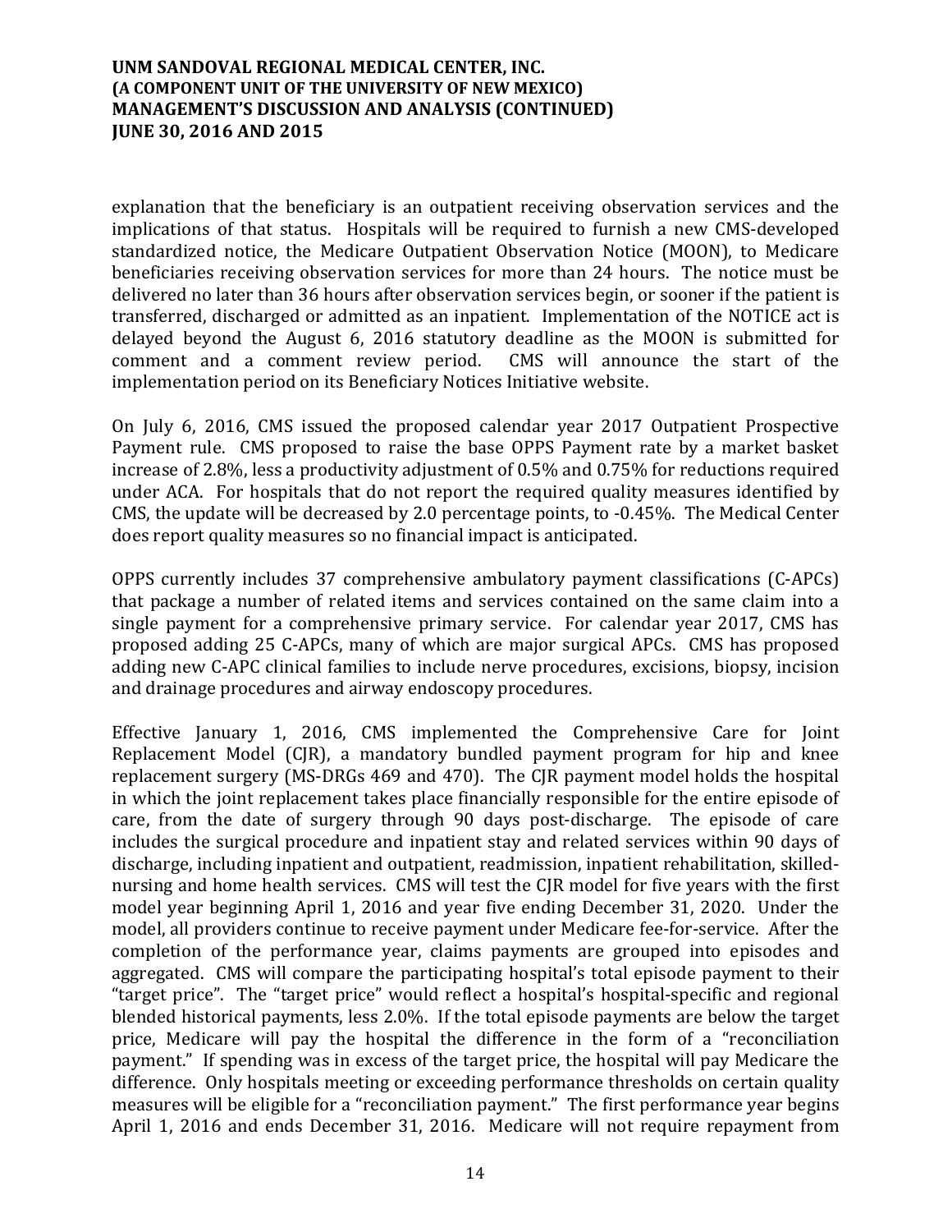explanation that the beneficiary is an outpatient receiving observation services and the implications of that status. Hospitals will be required to furnish a new CMS-developed standardized notice, the Medicare Outpatient Observation Notice (MOON), to Medicare beneficiaries receiving observation services for more than 24 hours. The notice must be delivered no later than 36 hours after observation services begin, or sooner if the patient is transferred, discharged or admitted as an inpatient. Implementation of the NOTICE act is delayed beyond the August 6, 2016 statutory deadline as the MOON is submitted for comment and a comment review period. CMS will announce the start of the implementation period on its Beneficiary Notices Initiative website.

On July 6, 2016, CMS issued the proposed calendar year 2017 Outpatient Prospective Payment rule. CMS proposed to raise the base OPPS Payment rate by a market basket increase of 2.8%, less a productivity adjustment of 0.5% and 0.75% for reductions required under ACA. For hospitals that do not report the required quality measures identified by CMS, the update will be decreased by 2.0 percentage points, to -0.45%. The Medical Center does report quality measures so no financial impact is anticipated.

OPPS currently includes 37 comprehensive ambulatory payment classifications (C-APCs) that package a number of related items and services contained on the same claim into a single payment for a comprehensive primary service. For calendar year 2017, CMS has proposed adding 25 C-APCs, many of which are major surgical APCs. CMS has proposed adding new C-APC clinical families to include nerve procedures, excisions, biopsy, incision and drainage procedures and airway endoscopy procedures.

Effective January 1, 2016, CMS implemented the Comprehensive Care for Joint Replacement Model (CJR), a mandatory bundled payment program for hip and knee replacement surgery (MS-DRGs 469 and 470). The CJR payment model holds the hospital in which the joint replacement takes place financially responsible for the entire episode of care, from the date of surgery through 90 days post-discharge. The episode of care includes the surgical procedure and inpatient stay and related services within 90 days of discharge, including inpatient and outpatient, readmission, inpatient rehabilitation, skilled-nursing and home health services. CMS will test the CJR model for five years with the first model year beginning April 1, 2016 and year five ending December 31, 2020. Under the model, all providers continue to receive payment under Medicare fee-for-service. After the completion of the performance year, claims payments are grouped into episodes and aggregated. CMS will compare the participating hospital's total episode payment to their "target price". The "target price" would reflect a hospital's hospital-specific and regional blended historical payments, less 2.0%. If the total episode payments are below the target price, Medicare will pay the hospital the difference in the form of a "reconciliation payment." If spending was in excess of the target price, the hospital will pay Medicare the difference. Only hospitals meeting or exceeding performance thresholds on certain quality measures will be eligible for a "reconciliation payment." The first performance year begins April 1, 2016 and ends December 31, 2016. Medicare will not require repayment from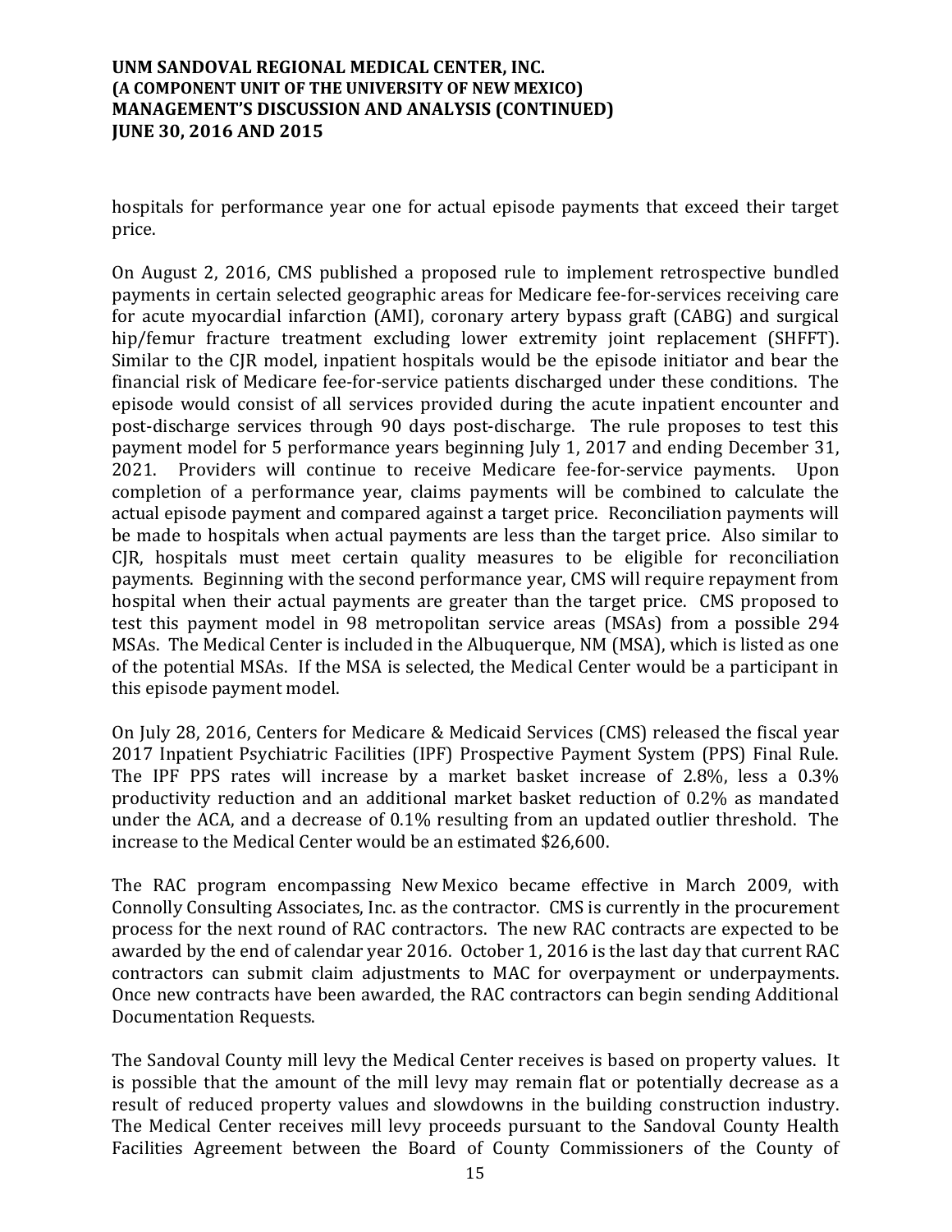hospitals for performance year one for actual episode payments that exceed their target price.

On August 2, 2016, CMS published a proposed rule to implement retrospective bundled payments in certain selected geographic areas for Medicare fee-for-services receiving care for acute myocardial infarction (AMI), coronary artery bypass graft (CABG) and surgical hip/femur fracture treatment excluding lower extremity joint replacement (SHFFT). Similar to the CJR model, inpatient hospitals would be the episode initiator and bear the financial risk of Medicare fee-for-service patients discharged under these conditions. The episode would consist of all services provided during the acute inpatient encounter and post-discharge services through 90 days post-discharge. The rule proposes to test this payment model for 5 performance years beginning July 1, 2017 and ending December 31, 2021. Providers will continue to receive Medicare fee-for-service payments. Upon completion of a performance year, claims payments will be combined to calculate the actual episode payment and compared against a target price. Reconciliation payments will be made to hospitals when actual payments are less than the target price. Also similar to CJR, hospitals must meet certain quality measures to be eligible for reconciliation payments. Beginning with the second performance year, CMS will require repayment from hospital when their actual payments are greater than the target price. CMS proposed to test this payment model in 98 metropolitan service areas (MSAs) from a possible 294 MSAs. The Medical Center is included in the Albuquerque, NM (MSA), which is listed as one of the potential MSAs. If the MSA is selected, the Medical Center would be a participant in this episode payment model.

On July 28, 2016, Centers for Medicare & Medicaid Services (CMS) released the fiscal year 2017 Inpatient Psychiatric Facilities (IPF) Prospective Payment System (PPS) Final Rule. The IPF PPS rates will increase by a market basket increase of 2.8%, less a 0.3% productivity reduction and an additional market basket reduction of 0.2% as mandated under the ACA, and a decrease of 0.1% resulting from an updated outlier threshold. The increase to the Medical Center would be an estimated $26,600.

The RAC program encompassing New Mexico became effective in March 2009, with Connolly Consulting Associates, Inc. as the contractor. CMS is currently in the procurement process for the next round of RAC contractors. The new RAC contracts are expected to be awarded by the end of calendar year 2016. October 1, 2016 is the last day that current RAC contractors can submit claim adjustments to MAC for overpayment or underpayments. Once new contracts have been awarded, the RAC contractors can begin sending Additional Documentation Requests.

The Sandoval County mill levy the Medical Center receives is based on property values. It is possible that the amount of the mill levy may remain flat or potentially decrease as a result of reduced property values and slowdowns in the building construction industry. The Medical Center receives mill levy proceeds pursuant to the Sandoval County Health Facilities Agreement between the Board of County Commissioners of the County of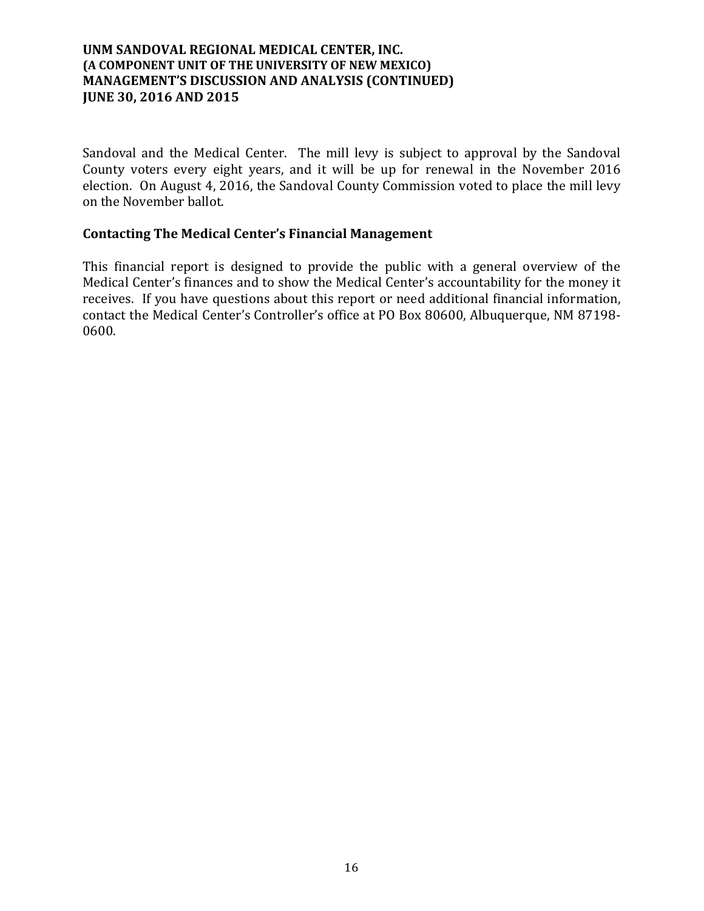Sandoval and the Medical Center. The mill levy is subject to approval by the Sandoval County voters every eight years, and it will be up for renewal in the November 2016 election. On August 4, 2016, the Sandoval County Commission voted to place the mill levy on the November ballot.

## Contacting The Medical Center's Financial Management

This financial report is designed to provide the public with a general overview of the Medical Center's finances and to show the Medical Center's accountability for the money it receives. If you have questions about this report or need additional financial information, contact the Medical Center's Controller's office at PO Box 80600, Albuquerque, NM 87198-0600.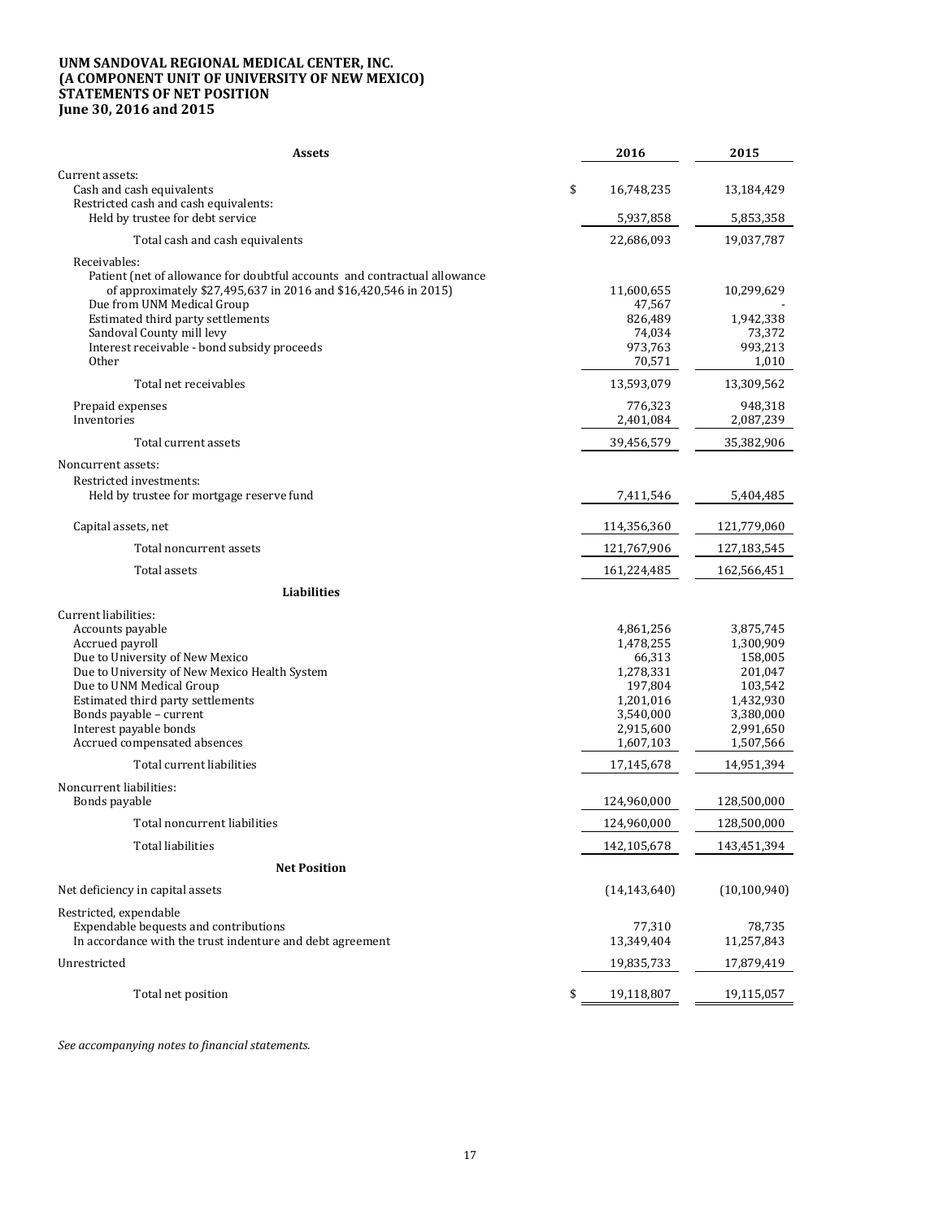**UNM SANDOVAL REGIONAL MEDICAL CENTER, INC.**
**(A COMPONENT UNIT OF UNIVERSITY OF NEW MEXICO)**
**STATEMENTS OF NET POSITION**
**June 30, 2016 and 2015**

| **Assets** | **2016** | **2015** |
|---|---|---|
| Current assets: | | |
| Cash and cash equivalents | $ 16,748,235 | 13,184,429 |
| Restricted cash and cash equivalents: | | |
| Held by trustee for debt service | 5,937,858 | 5,853,358 |
| Total cash and cash equivalents | 22,686,093 | 19,037,787 |
| Receivables: | | |
| Patient (net of allowance for doubtful accounts and contractual allowance of approximately $27,495,637 in 2016 and $16,420,546 in 2015) | 11,600,655 | 10,299,629 |
| Due from UNM Medical Group | 47,567 | - |
| Estimated third party settlements | 826,489 | 1,942,338 |
| Sandoval County mill levy | 74,034 | 73,372 |
| Interest receivable - bond subsidy proceeds | 973,763 | 993,213 |
| Other | 70,571 | 1,010 |
| Total net receivables | 13,593,079 | 13,309,562 |
| Prepaid expenses | 776,323 | 948,318 |
| Inventories | 2,401,084 | 2,087,239 |
| Total current assets | 39,456,579 | 35,382,906 |
| Noncurrent assets: | | |
| Restricted investments: | | |
| Held by trustee for mortgage reserve fund | 7,411,546 | 5,404,485 |
| Capital assets, net | 114,356,360 | 121,779,060 |
| Total noncurrent assets | 121,767,906 | 127,183,545 |
| Total assets | 161,224,485 | 162,566,451 |
| **Liabilities** | | |
| Current liabilities: | | |
| Accounts payable | 4,861,256 | 3,875,745 |
| Accrued payroll | 1,478,255 | 1,300,909 |
| Due to University of New Mexico | 66,313 | 158,005 |
| Due to University of New Mexico Health System | 1,278,331 | 201,047 |
| Due to UNM Medical Group | 197,804 | 103,542 |
| Estimated third party settlements | 1,201,016 | 1,432,930 |
| Bonds payable – current | 3,540,000 | 3,380,000 |
| Interest payable bonds | 2,915,600 | 2,991,650 |
| Accrued compensated absences | 1,607,103 | 1,507,566 |
| Total current liabilities | 17,145,678 | 14,951,394 |
| Noncurrent liabilities: | | |
| Bonds payable | 124,960,000 | 128,500,000 |
| Total noncurrent liabilities | 124,960,000 | 128,500,000 |
| Total liabilities | 142,105,678 | 143,451,394 |
| **Net Position** | | |
| Net deficiency in capital assets | (14,143,640) | (10,100,940) |
| Restricted, expendable | | |
| Expendable bequests and contributions | 77,310 | 78,735 |
| In accordance with the trust indenture and debt agreement | 13,349,404 | 11,257,843 |
| Unrestricted | 19,835,733 | 17,879,419 |
| Total net position | $ 19,118,807 | 19,115,057 |

*See accompanying notes to financial statements.*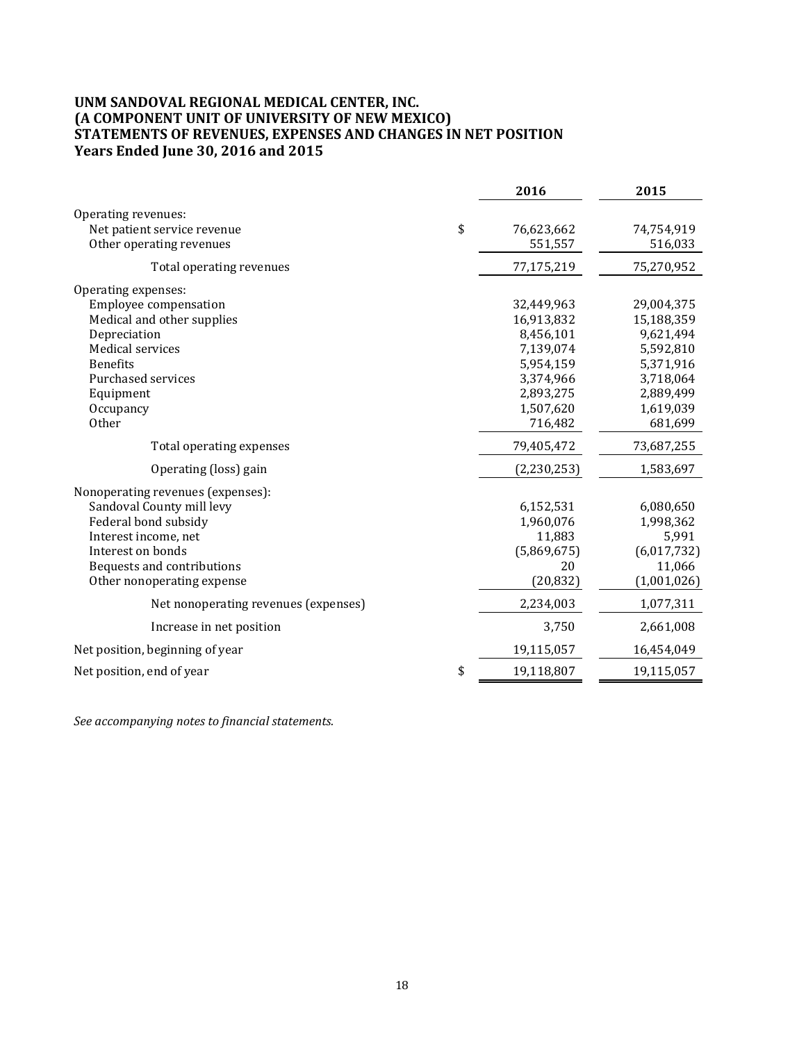# UNM SANDOVAL REGIONAL MEDICAL CENTER, INC.
# (A COMPONENT UNIT OF UNIVERSITY OF NEW MEXICO)
# STATEMENTS OF REVENUES, EXPENSES AND CHANGES IN NET POSITION
# Years Ended June 30, 2016 and 2015

| | 2016 | 2015 |
|---|---|---|
| Operating revenues: | | |
| Net patient service revenue | $ 76,623,662 | 74,754,919 |
| Other operating revenues | 551,557 | 516,033 |
| Total operating revenues | 77,175,219 | 75,270,952 |
| Operating expenses: | | |
| Employee compensation | 32,449,963 | 29,004,375 |
| Medical and other supplies | 16,913,832 | 15,188,359 |
| Depreciation | 8,456,101 | 9,621,494 |
| Medical services | 7,139,074 | 5,592,810 |
| Benefits | 5,954,159 | 5,371,916 |
| Purchased services | 3,374,966 | 3,718,064 |
| Equipment | 2,893,275 | 2,889,499 |
| Occupancy | 1,507,620 | 1,619,039 |
| Other | 716,482 | 681,699 |
| Total operating expenses | 79,405,472 | 73,687,255 |
| Operating (loss) gain | (2,230,253) | 1,583,697 |
| Nonoperating revenues (expenses): | | |
| Sandoval County mill levy | 6,152,531 | 6,080,650 |
| Federal bond subsidy | 1,960,076 | 1,998,362 |
| Interest income, net | 11,883 | 5,991 |
| Interest on bonds | (5,869,675) | (6,017,732) |
| Bequests and contributions | 20 | 11,066 |
| Other nonoperating expense | (20,832) | (1,001,026) |
| Net nonoperating revenues (expenses) | 2,234,003 | 1,077,311 |
| Increase in net position | 3,750 | 2,661,008 |
| Net position, beginning of year | 19,115,057 | 16,454,049 |
| Net position, end of year | $ 19,118,807 | 19,115,057 |

*See accompanying notes to financial statements.*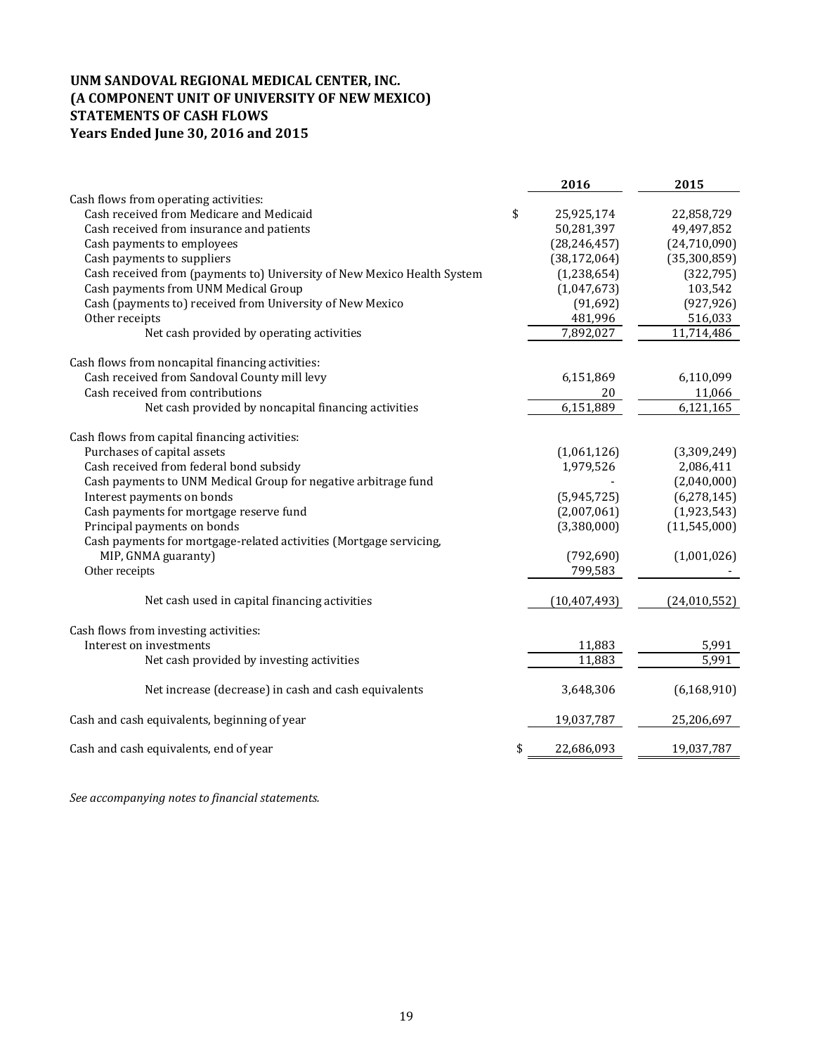**UNM SANDOVAL REGIONAL MEDICAL CENTER, INC.**
**(A COMPONENT UNIT OF UNIVERSITY OF NEW MEXICO)**
**STATEMENTS OF CASH FLOWS**
**Years Ended June 30, 2016 and 2015**

| | 2016 | 2015 |
|---|---|---|
| Cash flows from operating activities: | | |
| Cash received from Medicare and Medicaid | $ 25,925,174 | 22,858,729 |
| Cash received from insurance and patients | 50,281,397 | 49,497,852 |
| Cash payments to employees | (28,246,457) | (24,710,090) |
| Cash payments to suppliers | (38,172,064) | (35,300,859) |
| Cash received from (payments to) University of New Mexico Health System | (1,238,654) | (322,795) |
| Cash payments from UNM Medical Group | (1,047,673) | 103,542 |
| Cash (payments to) received from University of New Mexico | (91,692) | (927,926) |
| Other receipts | 481,996 | 516,033 |
| Net cash provided by operating activities | 7,892,027 | 11,714,486 |
| | | |
| Cash flows from noncapital financing activities: | | |
| Cash received from Sandoval County mill levy | 6,151,869 | 6,110,099 |
| Cash received from contributions | 20 | 11,066 |
| Net cash provided by noncapital financing activities | 6,151,889 | 6,121,165 |
| | | |
| Cash flows from capital financing activities: | | |
| Purchases of capital assets | (1,061,126) | (3,309,249) |
| Cash received from federal bond subsidy | 1,979,526 | 2,086,411 |
| Cash payments to UNM Medical Group for negative arbitrage fund | - | (2,040,000) |
| Interest payments on bonds | (5,945,725) | (6,278,145) |
| Cash payments for mortgage reserve fund | (2,007,061) | (1,923,543) |
| Principal payments on bonds | (3,380,000) | (11,545,000) |
| Cash payments for mortgage-related activities (Mortgage servicing, MIP, GNMA guaranty) | (792,690) | (1,001,026) |
| Other receipts | 799,583 | - |
| Net cash used in capital financing activities | (10,407,493) | (24,010,552) |
| | | |
| Cash flows from investing activities: | | |
| Interest on investments | 11,883 | 5,991 |
| Net cash provided by investing activities | 11,883 | 5,991 |
| | | |
| Net increase (decrease) in cash and cash equivalents | 3,648,306 | (6,168,910) |
| | | |
| Cash and cash equivalents, beginning of year | 19,037,787 | 25,206,697 |
| | | |
| Cash and cash equivalents, end of year | $ 22,686,093 | 19,037,787 |

*See accompanying notes to financial statements.*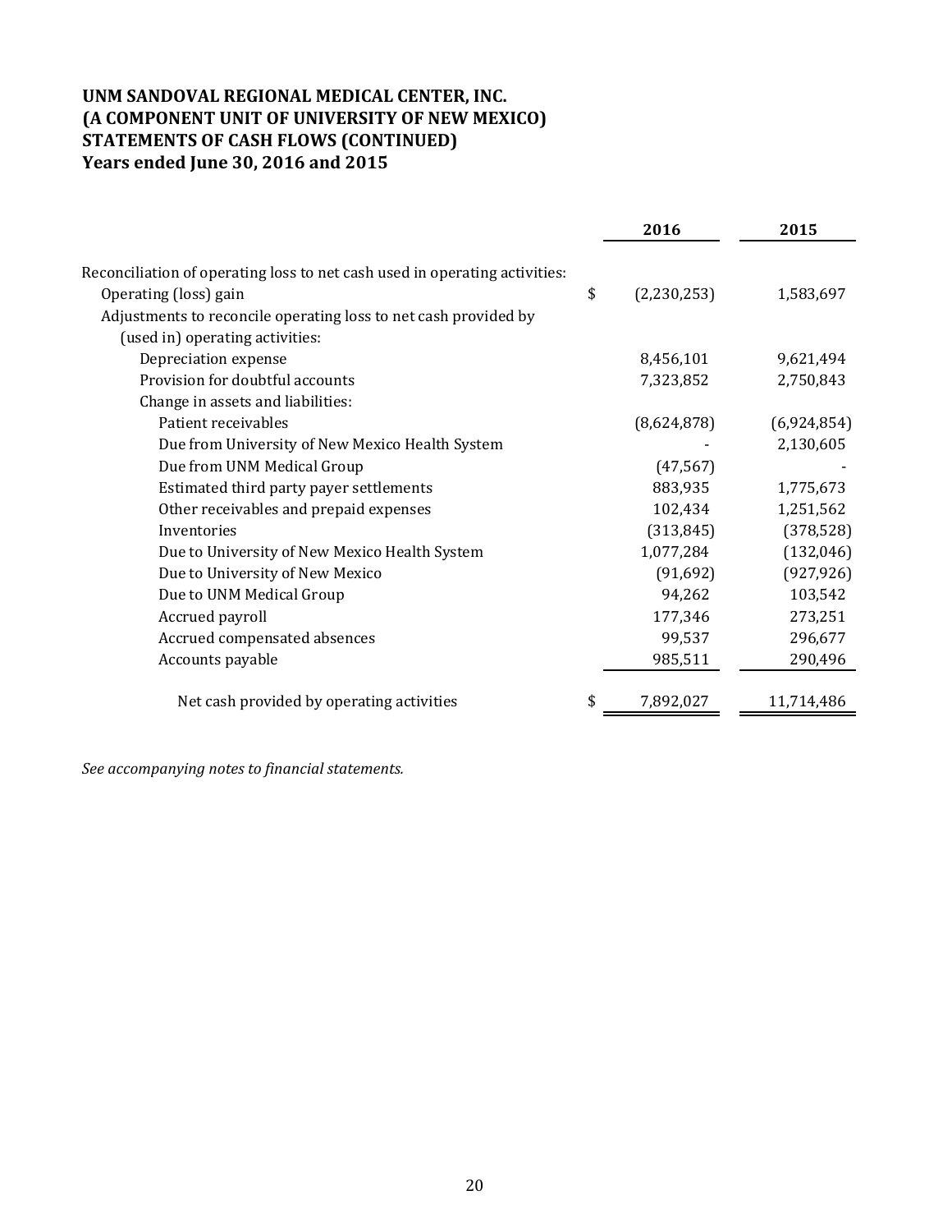**UNM SANDOVAL REGIONAL MEDICAL CENTER, INC.**
**(A COMPONENT UNIT OF UNIVERSITY OF NEW MEXICO)**
**STATEMENTS OF CASH FLOWS (CONTINUED)**
**Years ended June 30, 2016 and 2015**

| | 2016 | 2015 |
|---|---|---|
| Reconciliation of operating loss to net cash used in operating activities: | | |
| Operating (loss) gain | $ (2,230,253) | 1,583,697 |
| Adjustments to reconcile operating loss to net cash provided by (used in) operating activities: | | |
| Depreciation expense | 8,456,101 | 9,621,494 |
| Provision for doubtful accounts | 7,323,852 | 2,750,843 |
| Change in assets and liabilities: | | |
| Patient receivables | (8,624,878) | (6,924,854) |
| Due from University of New Mexico Health System | - | 2,130,605 |
| Due from UNM Medical Group | (47,567) | - |
| Estimated third party payer settlements | 883,935 | 1,775,673 |
| Other receivables and prepaid expenses | 102,434 | 1,251,562 |
| Inventories | (313,845) | (378,528) |
| Due to University of New Mexico Health System | 1,077,284 | (132,046) |
| Due to University of New Mexico | (91,692) | (927,926) |
| Due to UNM Medical Group | 94,262 | 103,542 |
| Accrued payroll | 177,346 | 273,251 |
| Accrued compensated absences | 99,537 | 296,677 |
| Accounts payable | 985,511 | 290,496 |
| Net cash provided by operating activities | $ 7,892,027 | 11,714,486 |

*See accompanying notes to financial statements.*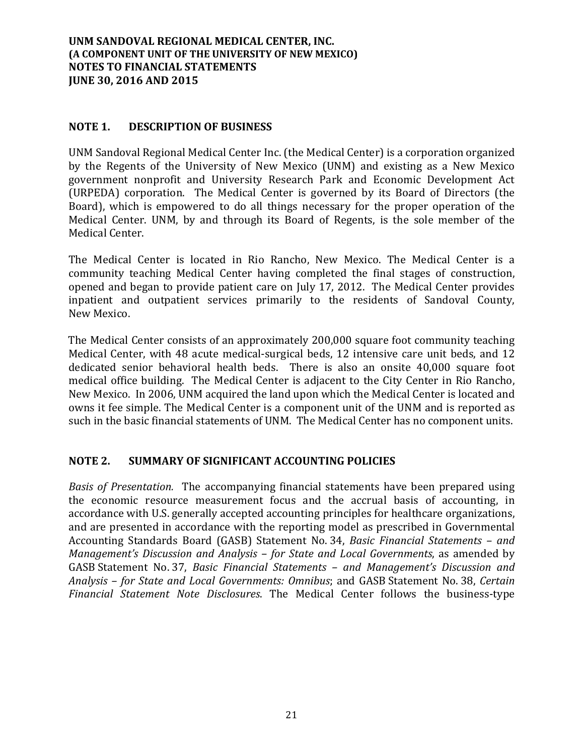**UNM SANDOVAL REGIONAL MEDICAL CENTER, INC.**
**(A COMPONENT UNIT OF THE UNIVERSITY OF NEW MEXICO)**
**NOTES TO FINANCIAL STATEMENTS**
**JUNE 30, 2016 AND 2015**

## NOTE 1. DESCRIPTION OF BUSINESS

UNM Sandoval Regional Medical Center Inc. (the Medical Center) is a corporation organized by the Regents of the University of New Mexico (UNM) and existing as a New Mexico government nonprofit and University Research Park and Economic Development Act (URPEDA) corporation. The Medical Center is governed by its Board of Directors (the Board), which is empowered to do all things necessary for the proper operation of the Medical Center. UNM, by and through its Board of Regents, is the sole member of the Medical Center.

The Medical Center is located in Rio Rancho, New Mexico. The Medical Center is a community teaching Medical Center having completed the final stages of construction, opened and began to provide patient care on July 17, 2012. The Medical Center provides inpatient and outpatient services primarily to the residents of Sandoval County, New Mexico.

The Medical Center consists of an approximately 200,000 square foot community teaching Medical Center, with 48 acute medical-surgical beds, 12 intensive care unit beds, and 12 dedicated senior behavioral health beds. There is also an onsite 40,000 square foot medical office building. The Medical Center is adjacent to the City Center in Rio Rancho, New Mexico. In 2006, UNM acquired the land upon which the Medical Center is located and owns it fee simple. The Medical Center is a component unit of the UNM and is reported as such in the basic financial statements of UNM. The Medical Center has no component units.

## NOTE 2. SUMMARY OF SIGNIFICANT ACCOUNTING POLICIES

*Basis of Presentation.* The accompanying financial statements have been prepared using the economic resource measurement focus and the accrual basis of accounting, in accordance with U.S. generally accepted accounting principles for healthcare organizations, and are presented in accordance with the reporting model as prescribed in Governmental Accounting Standards Board (GASB) Statement No. 34, *Basic Financial Statements – and Management's Discussion and Analysis – for State and Local Governments*, as amended by GASB Statement No. 37, *Basic Financial Statements – and Management's Discussion and Analysis – for State and Local Governments: Omnibus*; and GASB Statement No. 38, *Certain Financial Statement Note Disclosures*. The Medical Center follows the business-type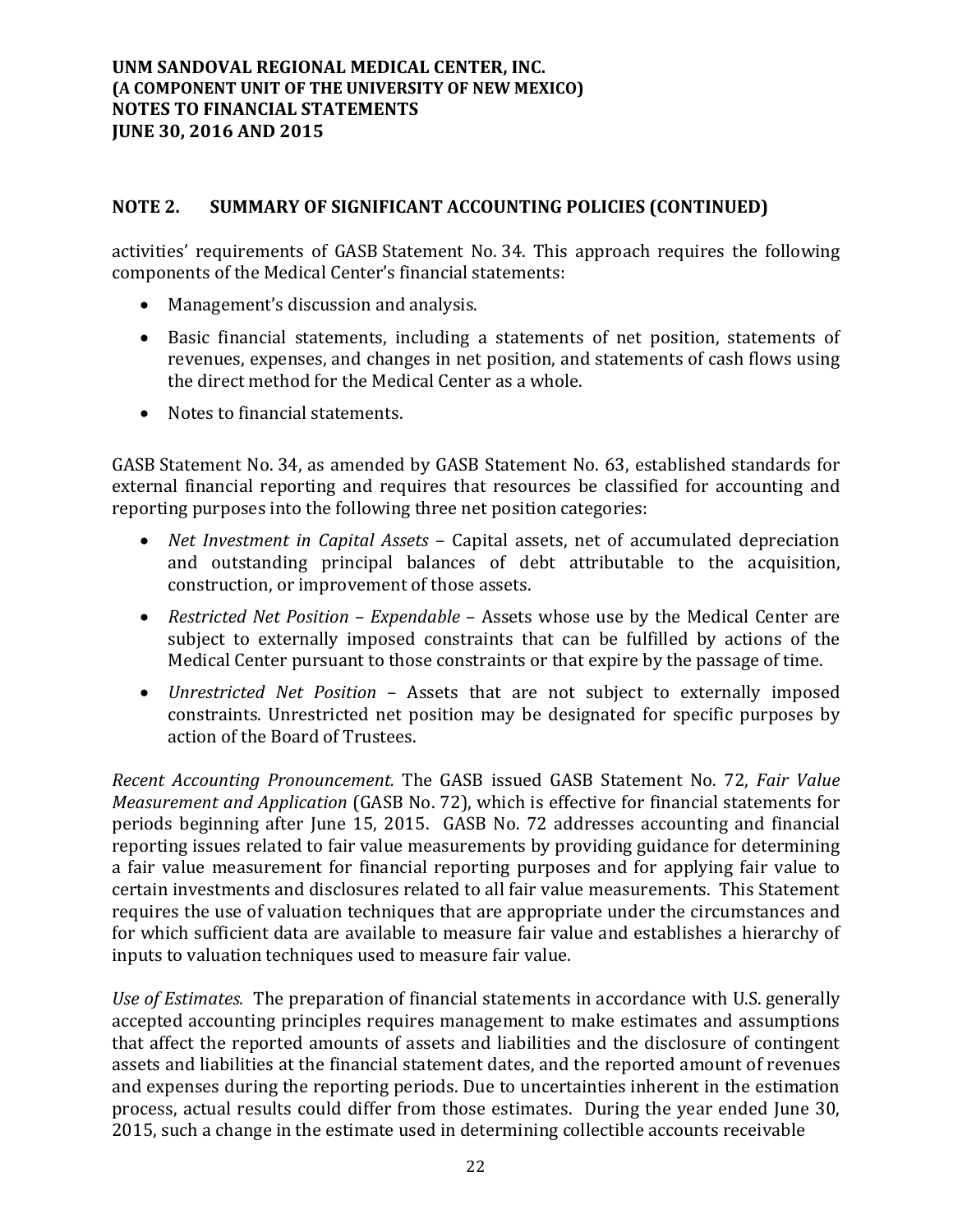## NOTE 2. SUMMARY OF SIGNIFICANT ACCOUNTING POLICIES (CONTINUED)

activities' requirements of GASB Statement No. 34. This approach requires the following components of the Medical Center's financial statements:

- Management's discussion and analysis.
- Basic financial statements, including a statements of net position, statements of revenues, expenses, and changes in net position, and statements of cash flows using the direct method for the Medical Center as a whole.
- Notes to financial statements.

GASB Statement No. 34, as amended by GASB Statement No. 63, established standards for external financial reporting and requires that resources be classified for accounting and reporting purposes into the following three net position categories:

- *Net Investment in Capital Assets* – Capital assets, net of accumulated depreciation and outstanding principal balances of debt attributable to the acquisition, construction, or improvement of those assets.
- *Restricted Net Position – Expendable* – Assets whose use by the Medical Center are subject to externally imposed constraints that can be fulfilled by actions of the Medical Center pursuant to those constraints or that expire by the passage of time.
- *Unrestricted Net Position* – Assets that are not subject to externally imposed constraints. Unrestricted net position may be designated for specific purposes by action of the Board of Trustees.

*Recent Accounting Pronouncement.* The GASB issued GASB Statement No. 72, *Fair Value Measurement and Application* (GASB No. 72), which is effective for financial statements for periods beginning after June 15, 2015. GASB No. 72 addresses accounting and financial reporting issues related to fair value measurements by providing guidance for determining a fair value measurement for financial reporting purposes and for applying fair value to certain investments and disclosures related to all fair value measurements. This Statement requires the use of valuation techniques that are appropriate under the circumstances and for which sufficient data are available to measure fair value and establishes a hierarchy of inputs to valuation techniques used to measure fair value.

*Use of Estimates.* The preparation of financial statements in accordance with U.S. generally accepted accounting principles requires management to make estimates and assumptions that affect the reported amounts of assets and liabilities and the disclosure of contingent assets and liabilities at the financial statement dates, and the reported amount of revenues and expenses during the reporting periods. Due to uncertainties inherent in the estimation process, actual results could differ from those estimates. During the year ended June 30, 2015, such a change in the estimate used in determining collectible accounts receivable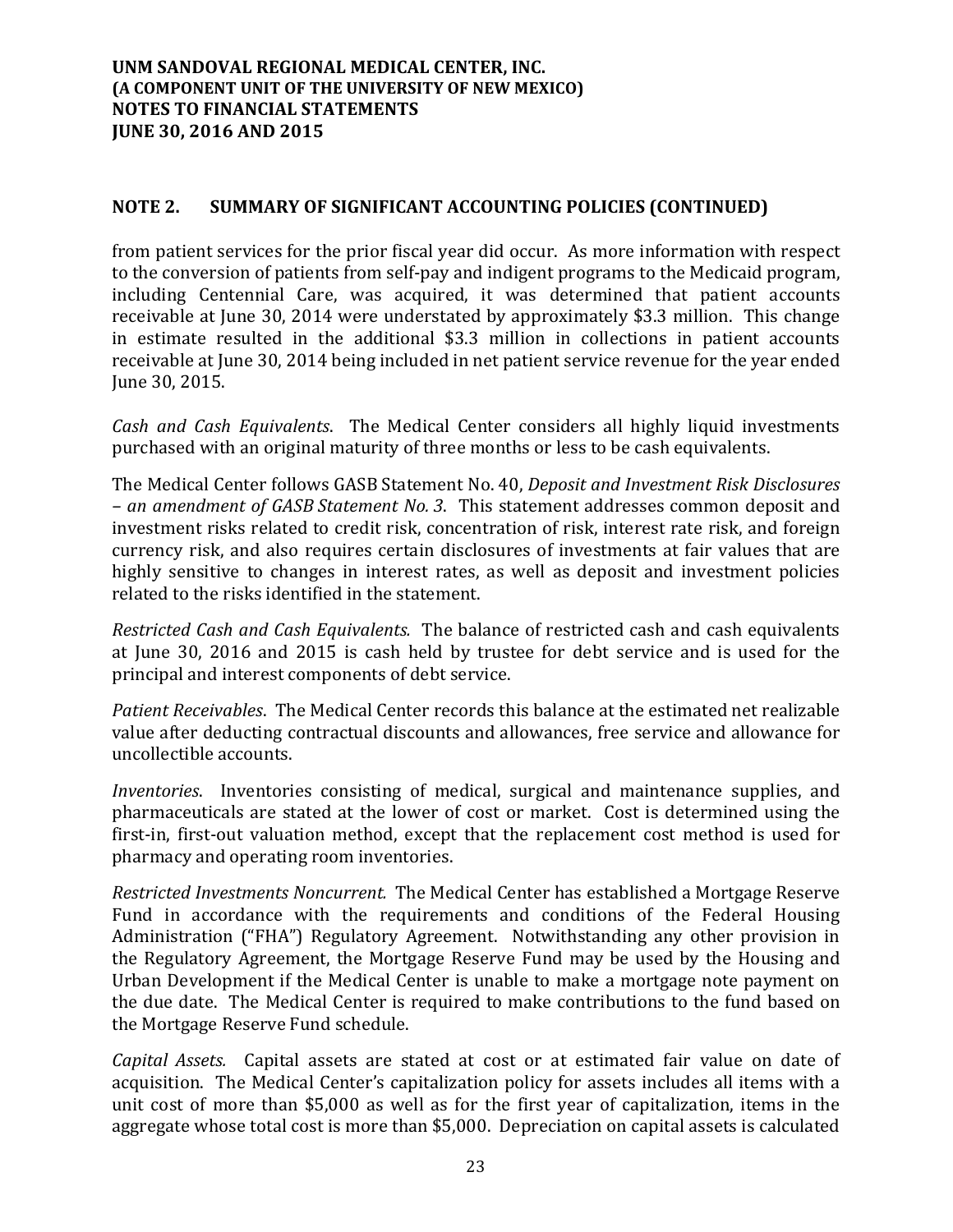## NOTE 2. SUMMARY OF SIGNIFICANT ACCOUNTING POLICIES (CONTINUED)

from patient services for the prior fiscal year did occur. As more information with respect to the conversion of patients from self-pay and indigent programs to the Medicaid program, including Centennial Care, was acquired, it was determined that patient accounts receivable at June 30, 2014 were understated by approximately $3.3 million. This change in estimate resulted in the additional $3.3 million in collections in patient accounts receivable at June 30, 2014 being included in net patient service revenue for the year ended June 30, 2015.

*Cash and Cash Equivalents*. The Medical Center considers all highly liquid investments purchased with an original maturity of three months or less to be cash equivalents.

The Medical Center follows GASB Statement No. 40, *Deposit and Investment Risk Disclosures – an amendment of GASB Statement No. 3*. This statement addresses common deposit and investment risks related to credit risk, concentration of risk, interest rate risk, and foreign currency risk, and also requires certain disclosures of investments at fair values that are highly sensitive to changes in interest rates, as well as deposit and investment policies related to the risks identified in the statement.

*Restricted Cash and Cash Equivalents.* The balance of restricted cash and cash equivalents at June 30, 2016 and 2015 is cash held by trustee for debt service and is used for the principal and interest components of debt service.

*Patient Receivables*. The Medical Center records this balance at the estimated net realizable value after deducting contractual discounts and allowances, free service and allowance for uncollectible accounts.

*Inventories*. Inventories consisting of medical, surgical and maintenance supplies, and pharmaceuticals are stated at the lower of cost or market. Cost is determined using the first-in, first-out valuation method, except that the replacement cost method is used for pharmacy and operating room inventories.

*Restricted Investments Noncurrent.* The Medical Center has established a Mortgage Reserve Fund in accordance with the requirements and conditions of the Federal Housing Administration ("FHA") Regulatory Agreement. Notwithstanding any other provision in the Regulatory Agreement, the Mortgage Reserve Fund may be used by the Housing and Urban Development if the Medical Center is unable to make a mortgage note payment on the due date. The Medical Center is required to make contributions to the fund based on the Mortgage Reserve Fund schedule.

*Capital Assets.* Capital assets are stated at cost or at estimated fair value on date of acquisition. The Medical Center's capitalization policy for assets includes all items with a unit cost of more than $5,000 as well as for the first year of capitalization, items in the aggregate whose total cost is more than $5,000. Depreciation on capital assets is calculated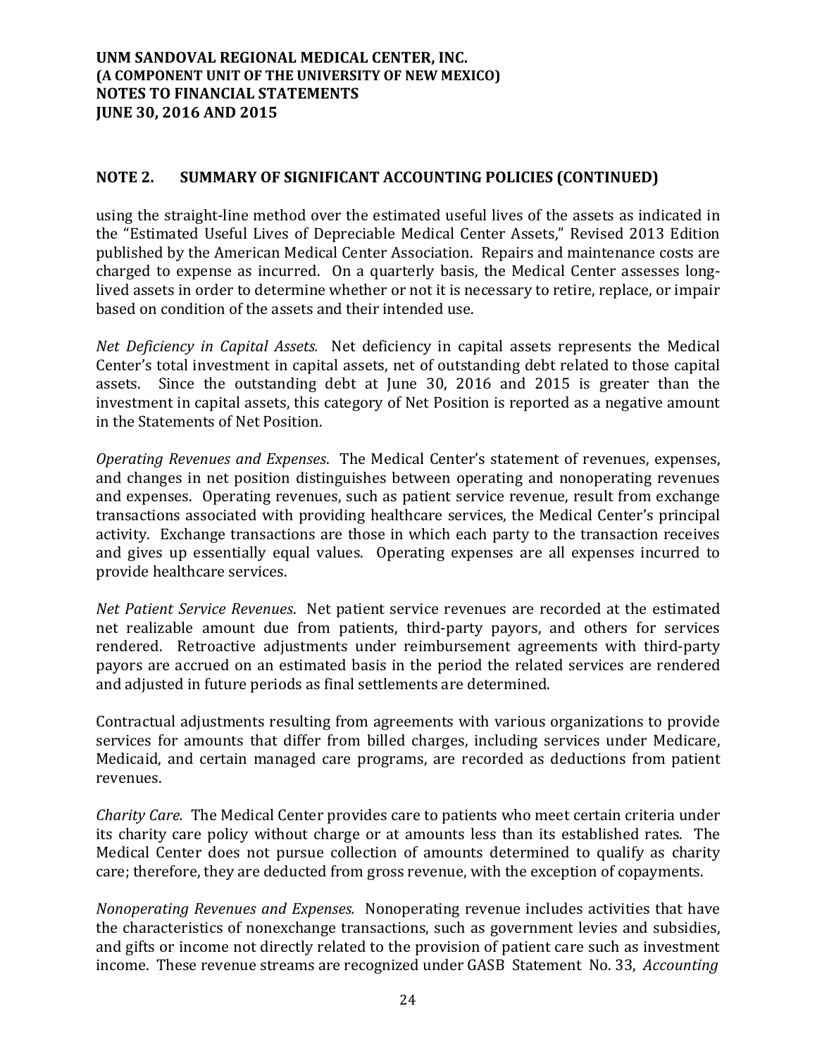## NOTE 2. SUMMARY OF SIGNIFICANT ACCOUNTING POLICIES (CONTINUED)

using the straight-line method over the estimated useful lives of the assets as indicated in the "Estimated Useful Lives of Depreciable Medical Center Assets," Revised 2013 Edition published by the American Medical Center Association. Repairs and maintenance costs are charged to expense as incurred. On a quarterly basis, the Medical Center assesses long-lived assets in order to determine whether or not it is necessary to retire, replace, or impair based on condition of the assets and their intended use.

*Net Deficiency in Capital Assets.* Net deficiency in capital assets represents the Medical Center's total investment in capital assets, net of outstanding debt related to those capital assets. Since the outstanding debt at June 30, 2016 and 2015 is greater than the investment in capital assets, this category of Net Position is reported as a negative amount in the Statements of Net Position.

*Operating Revenues and Expenses*. The Medical Center's statement of revenues, expenses, and changes in net position distinguishes between operating and nonoperating revenues and expenses. Operating revenues, such as patient service revenue, result from exchange transactions associated with providing healthcare services, the Medical Center's principal activity. Exchange transactions are those in which each party to the transaction receives and gives up essentially equal values. Operating expenses are all expenses incurred to provide healthcare services.

*Net Patient Service Revenues*. Net patient service revenues are recorded at the estimated net realizable amount due from patients, third-party payors, and others for services rendered. Retroactive adjustments under reimbursement agreements with third-party payors are accrued on an estimated basis in the period the related services are rendered and adjusted in future periods as final settlements are determined.

Contractual adjustments resulting from agreements with various organizations to provide services for amounts that differ from billed charges, including services under Medicare, Medicaid, and certain managed care programs, are recorded as deductions from patient revenues.

*Charity Care.* The Medical Center provides care to patients who meet certain criteria under its charity care policy without charge or at amounts less than its established rates. The Medical Center does not pursue collection of amounts determined to qualify as charity care; therefore, they are deducted from gross revenue, with the exception of copayments.

*Nonoperating Revenues and Expenses.* Nonoperating revenue includes activities that have the characteristics of nonexchange transactions, such as government levies and subsidies, and gifts or income not directly related to the provision of patient care such as investment income. These revenue streams are recognized under GASB Statement No. 33, *Accounting*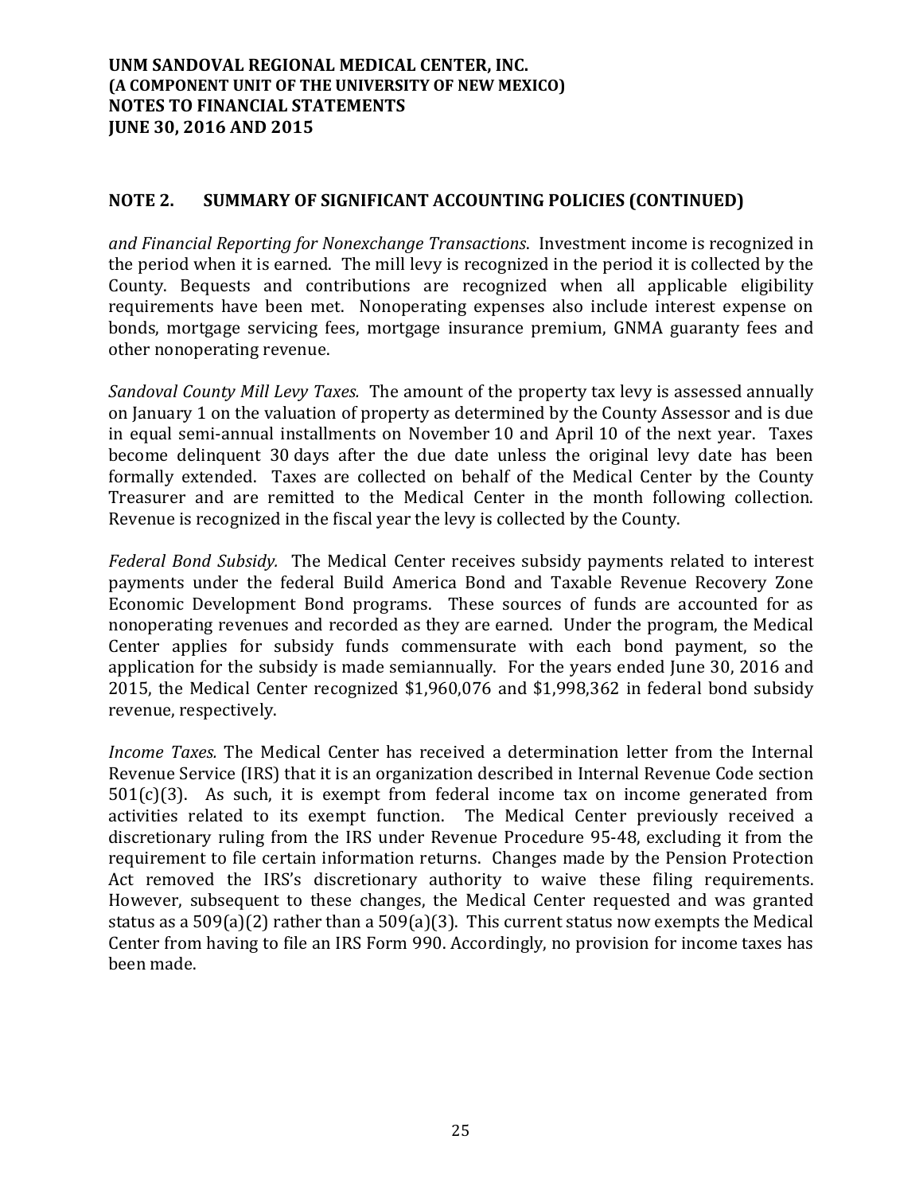## NOTE 2. SUMMARY OF SIGNIFICANT ACCOUNTING POLICIES (CONTINUED)

*and Financial Reporting for Nonexchange Transactions*. Investment income is recognized in the period when it is earned. The mill levy is recognized in the period it is collected by the County. Bequests and contributions are recognized when all applicable eligibility requirements have been met. Nonoperating expenses also include interest expense on bonds, mortgage servicing fees, mortgage insurance premium, GNMA guaranty fees and other nonoperating revenue.

*Sandoval County Mill Levy Taxes.* The amount of the property tax levy is assessed annually on January 1 on the valuation of property as determined by the County Assessor and is due in equal semi-annual installments on November 10 and April 10 of the next year. Taxes become delinquent 30 days after the due date unless the original levy date has been formally extended. Taxes are collected on behalf of the Medical Center by the County Treasurer and are remitted to the Medical Center in the month following collection. Revenue is recognized in the fiscal year the levy is collected by the County.

*Federal Bond Subsidy.* The Medical Center receives subsidy payments related to interest payments under the federal Build America Bond and Taxable Revenue Recovery Zone Economic Development Bond programs. These sources of funds are accounted for as nonoperating revenues and recorded as they are earned. Under the program, the Medical Center applies for subsidy funds commensurate with each bond payment, so the application for the subsidy is made semiannually. For the years ended June 30, 2016 and 2015, the Medical Center recognized $1,960,076 and $1,998,362 in federal bond subsidy revenue, respectively.

*Income Taxes.* The Medical Center has received a determination letter from the Internal Revenue Service (IRS) that it is an organization described in Internal Revenue Code section 501(c)(3). As such, it is exempt from federal income tax on income generated from activities related to its exempt function. The Medical Center previously received a discretionary ruling from the IRS under Revenue Procedure 95-48, excluding it from the requirement to file certain information returns. Changes made by the Pension Protection Act removed the IRS's discretionary authority to waive these filing requirements. However, subsequent to these changes, the Medical Center requested and was granted status as a 509(a)(2) rather than a 509(a)(3). This current status now exempts the Medical Center from having to file an IRS Form 990. Accordingly, no provision for income taxes has been made.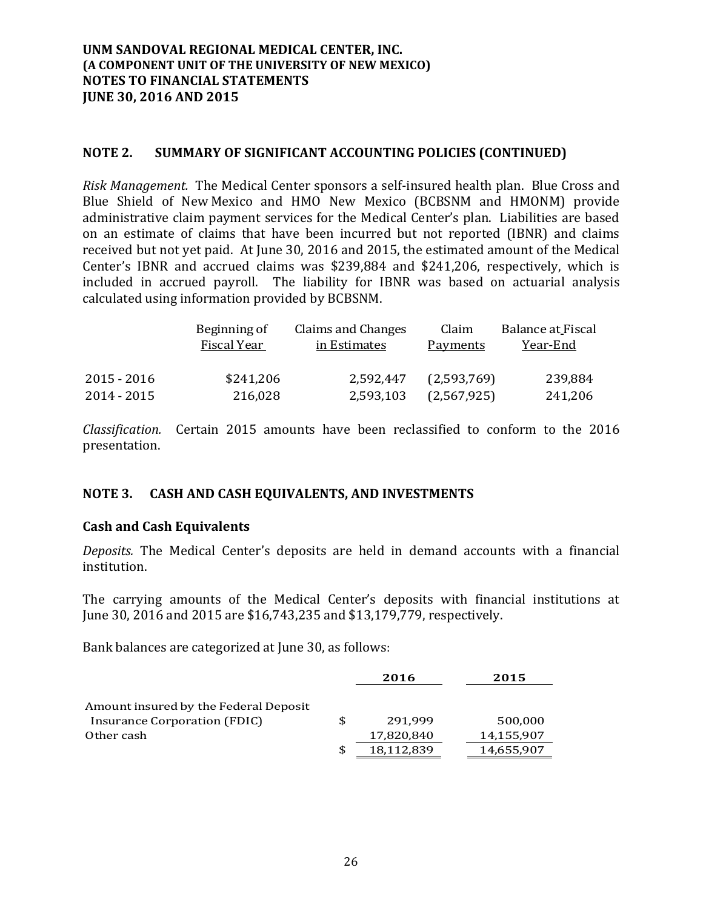UNM SANDOVAL REGIONAL MEDICAL CENTER, INC.
(A COMPONENT UNIT OF THE UNIVERSITY OF NEW MEXICO)
NOTES TO FINANCIAL STATEMENTS
JUNE 30, 2016 AND 2015

## NOTE 2. SUMMARY OF SIGNIFICANT ACCOUNTING POLICIES (CONTINUED)

*Risk Management.* The Medical Center sponsors a self-insured health plan. Blue Cross and Blue Shield of New Mexico and HMO New Mexico (BCBSNM and HMONM) provide administrative claim payment services for the Medical Center's plan. Liabilities are based on an estimate of claims that have been incurred but not reported (IBNR) and claims received but not yet paid. At June 30, 2016 and 2015, the estimated amount of the Medical Center's IBNR and accrued claims was $239,884 and $241,206, respectively, which is included in accrued payroll. The liability for IBNR was based on actuarial analysis calculated using information provided by BCBSNM.

| | Beginning of Fiscal Year | Claims and Changes in Estimates | Claim Payments | Balance at Fiscal Year-End |
|---|---|---|---|---|
| 2015 - 2016 | $241,206 | 2,592,447 | (2,593,769) | 239,884 |
| 2014 - 2015 | 216,028 | 2,593,103 | (2,567,925) | 241,206 |

*Classification.* Certain 2015 amounts have been reclassified to conform to the 2016 presentation.

## NOTE 3. CASH AND CASH EQUIVALENTS, AND INVESTMENTS

### Cash and Cash Equivalents

*Deposits.* The Medical Center's deposits are held in demand accounts with a financial institution.

The carrying amounts of the Medical Center's deposits with financial institutions at June 30, 2016 and 2015 are $16,743,235 and $13,179,779, respectively.

Bank balances are categorized at June 30, as follows:

| | 2016 | 2015 |
|---|---|---|
| Amount insured by the Federal Deposit Insurance Corporation (FDIC) | $ 291,999 | 500,000 |
| Other cash | 17,820,840 | 14,155,907 |
| | $ 18,112,839 | 14,655,907 |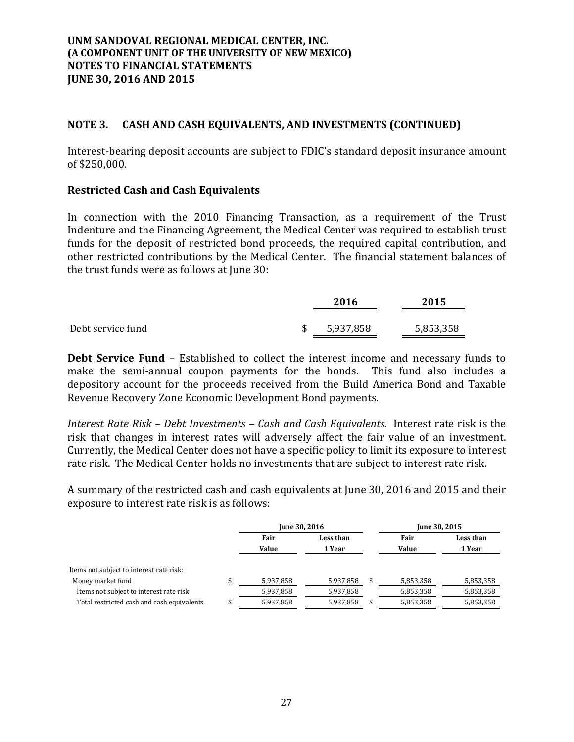## NOTE 3. CASH AND CASH EQUIVALENTS, AND INVESTMENTS (CONTINUED)

Interest-bearing deposit accounts are subject to FDIC's standard deposit insurance amount of $250,000.

### Restricted Cash and Cash Equivalents

In connection with the 2010 Financing Transaction, as a requirement of the Trust Indenture and the Financing Agreement, the Medical Center was required to establish trust funds for the deposit of restricted bond proceeds, the required capital contribution, and other restricted contributions by the Medical Center. The financial statement balances of the trust funds were as follows at June 30:

| | 2016 | 2015 |
|---|---|---|
| Debt service fund | $ 5,937,858 | 5,853,358 |

**Debt Service Fund** – Established to collect the interest income and necessary funds to make the semi-annual coupon payments for the bonds. This fund also includes a depository account for the proceeds received from the Build America Bond and Taxable Revenue Recovery Zone Economic Development Bond payments.

*Interest Rate Risk – Debt Investments – Cash and Cash Equivalents.* Interest rate risk is the risk that changes in interest rates will adversely affect the fair value of an investment. Currently, the Medical Center does not have a specific policy to limit its exposure to interest rate risk. The Medical Center holds no investments that are subject to interest rate risk.

A summary of the restricted cash and cash equivalents at June 30, 2016 and 2015 and their exposure to interest rate risk is as follows:

| | June 30, 2016 | | June 30, 2015 | |
|---|---|---|---|---|
| | Fair Value | Less than 1 Year | Fair Value | Less than 1 Year |
| Items not subject to interest rate risk: | | | | |
| Money market fund | $ 5,937,858 | 5,937,858 | $ 5,853,358 | 5,853,358 |
| Items not subject to interest rate risk | 5,937,858 | 5,937,858 | 5,853,358 | 5,853,358 |
| Total restricted cash and cash equivalents | $ 5,937,858 | 5,937,858 | $ 5,853,358 | 5,853,358 |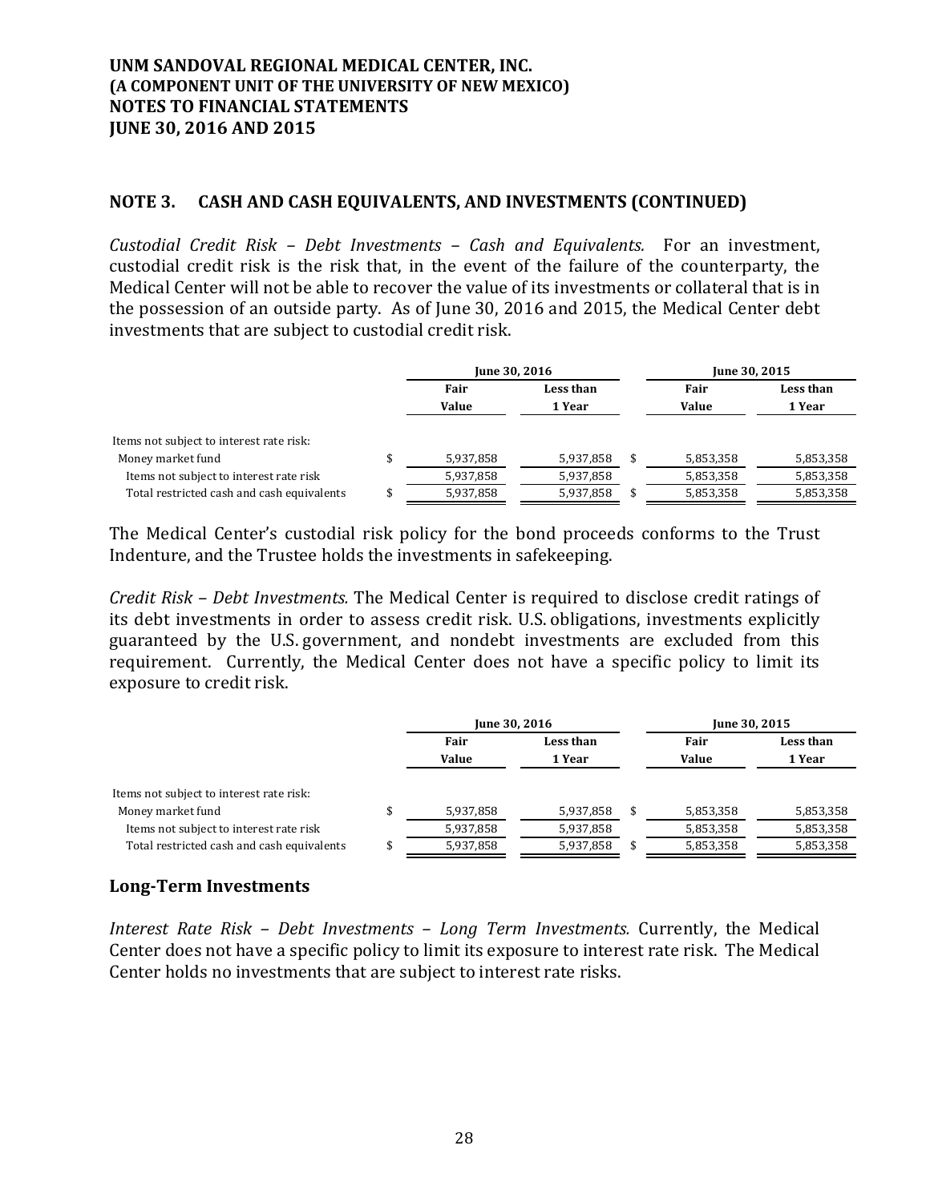## NOTE 3. CASH AND CASH EQUIVALENTS, AND INVESTMENTS (CONTINUED)

*Custodial Credit Risk – Debt Investments – Cash and Equivalents.* For an investment, custodial credit risk is the risk that, in the event of the failure of the counterparty, the Medical Center will not be able to recover the value of its investments or collateral that is in the possession of an outside party. As of June 30, 2016 and 2015, the Medical Center debt investments that are subject to custodial credit risk.

| | June 30, 2016 | | June 30, 2015 | |
|---|---|---|---|---|
| | Fair Value | Less than 1 Year | Fair Value | Less than 1 Year |
| Items not subject to interest rate risk: | | | | |
| Money market fund | $ 5,937,858 | 5,937,858 | $ 5,853,358 | 5,853,358 |
| Items not subject to interest rate risk | 5,937,858 | 5,937,858 | 5,853,358 | 5,853,358 |
| Total restricted cash and cash equivalents | $ 5,937,858 | 5,937,858 | $ 5,853,358 | 5,853,358 |

The Medical Center's custodial risk policy for the bond proceeds conforms to the Trust Indenture, and the Trustee holds the investments in safekeeping.

*Credit Risk – Debt Investments.* The Medical Center is required to disclose credit ratings of its debt investments in order to assess credit risk. U.S. obligations, investments explicitly guaranteed by the U.S. government, and nondebt investments are excluded from this requirement. Currently, the Medical Center does not have a specific policy to limit its exposure to credit risk.

| | June 30, 2016 | | June 30, 2015 | |
|---|---|---|---|---|
| | Fair Value | Less than 1 Year | Fair Value | Less than 1 Year |
| Items not subject to interest rate risk: | | | | |
| Money market fund | $ 5,937,858 | 5,937,858 | $ 5,853,358 | 5,853,358 |
| Items not subject to interest rate risk | 5,937,858 | 5,937,858 | 5,853,358 | 5,853,358 |
| Total restricted cash and cash equivalents | $ 5,937,858 | 5,937,858 | $ 5,853,358 | 5,853,358 |

## Long-Term Investments

*Interest Rate Risk – Debt Investments – Long Term Investments.* Currently, the Medical Center does not have a specific policy to limit its exposure to interest rate risk. The Medical Center holds no investments that are subject to interest rate risks.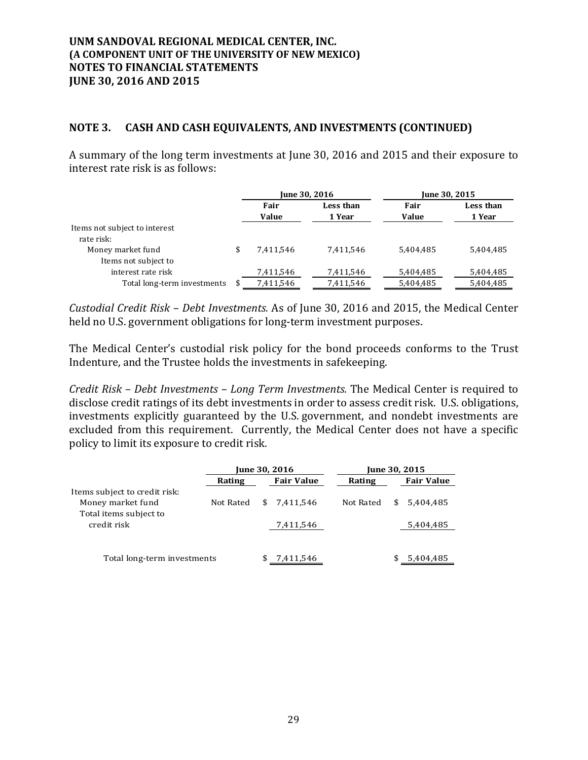**UNM SANDOVAL REGIONAL MEDICAL CENTER, INC.**
**(A COMPONENT UNIT OF THE UNIVERSITY OF NEW MEXICO)**
**NOTES TO FINANCIAL STATEMENTS**
**JUNE 30, 2016 AND 2015**

## NOTE 3. CASH AND CASH EQUIVALENTS, AND INVESTMENTS (CONTINUED)

A summary of the long term investments at June 30, 2016 and 2015 and their exposure to interest rate risk is as follows:

| | June 30, 2016 | | June 30, 2015 | |
|---|---|---|---|---|
| | Fair Value | Less than 1 Year | Fair Value | Less than 1 Year |
| Items not subject to interest rate risk: | | | | |
| Money market fund | $ 7,411,546 | 7,411,546 | 5,404,485 | 5,404,485 |
| Items not subject to interest rate risk | 7,411,546 | 7,411,546 | 5,404,485 | 5,404,485 |
| Total long-term investments | $ 7,411,546 | 7,411,546 | 5,404,485 | 5,404,485 |

*Custodial Credit Risk – Debt Investments.* As of June 30, 2016 and 2015, the Medical Center held no U.S. government obligations for long-term investment purposes.

The Medical Center's custodial risk policy for the bond proceeds conforms to the Trust Indenture, and the Trustee holds the investments in safekeeping.

*Credit Risk – Debt Investments – Long Term Investments.* The Medical Center is required to disclose credit ratings of its debt investments in order to assess credit risk. U.S. obligations, investments explicitly guaranteed by the U.S. government, and nondebt investments are excluded from this requirement. Currently, the Medical Center does not have a specific policy to limit its exposure to credit risk.

| | June 30, 2016 | | June 30, 2015 | |
|---|---|---|---|---|
| | Rating | Fair Value | Rating | Fair Value |
| Items subject to credit risk: | | | | |
| Money market fund | Not Rated | $ 7,411,546 | Not Rated | $ 5,404,485 |
| Total items subject to credit risk | | 7,411,546 | | 5,404,485 |
| Total long-term investments | | $ 7,411,546 | | $ 5,404,485 |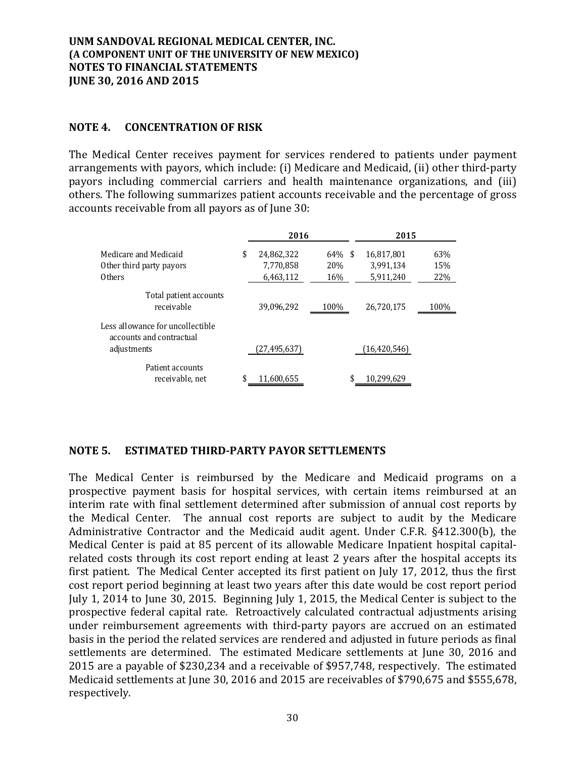## NOTE 4. CONCENTRATION OF RISK

The Medical Center receives payment for services rendered to patients under payment arrangements with payors, which include: (i) Medicare and Medicaid, (ii) other third-party payors including commercial carriers and health maintenance organizations, and (iii) others. The following summarizes patient accounts receivable and the percentage of gross accounts receivable from all payors as of June 30:

| | 2016 | | 2015 | |
|---|---|---|---|---|
| Medicare and Medicaid | $ 24,862,322 | 64% | $ 16,817,801 | 63% |
| Other third party payors | 7,770,858 | 20% | 3,991,134 | 15% |
| Others | 6,463,112 | 16% | 5,911,240 | 22% |
| Total patient accounts receivable | 39,096,292 | 100% | 26,720,175 | 100% |
| Less allowance for uncollectible accounts and contractual adjustments | (27,495,637) | | (16,420,546) | |
| Patient accounts receivable, net | $ 11,600,655 | | $ 10,299,629 | |

## NOTE 5. ESTIMATED THIRD-PARTY PAYOR SETTLEMENTS

The Medical Center is reimbursed by the Medicare and Medicaid programs on a prospective payment basis for hospital services, with certain items reimbursed at an interim rate with final settlement determined after submission of annual cost reports by the Medical Center. The annual cost reports are subject to audit by the Medicare Administrative Contractor and the Medicaid audit agent. Under C.F.R. §412.300(b), the Medical Center is paid at 85 percent of its allowable Medicare Inpatient hospital capital-related costs through its cost report ending at least 2 years after the hospital accepts its first patient. The Medical Center accepted its first patient on July 17, 2012, thus the first cost report period beginning at least two years after this date would be cost report period July 1, 2014 to June 30, 2015. Beginning July 1, 2015, the Medical Center is subject to the prospective federal capital rate. Retroactively calculated contractual adjustments arising under reimbursement agreements with third-party payors are accrued on an estimated basis in the period the related services are rendered and adjusted in future periods as final settlements are determined. The estimated Medicare settlements at June 30, 2016 and 2015 are a payable of $230,234 and a receivable of $957,748, respectively. The estimated Medicaid settlements at June 30, 2016 and 2015 are receivables of $790,675 and $555,678, respectively.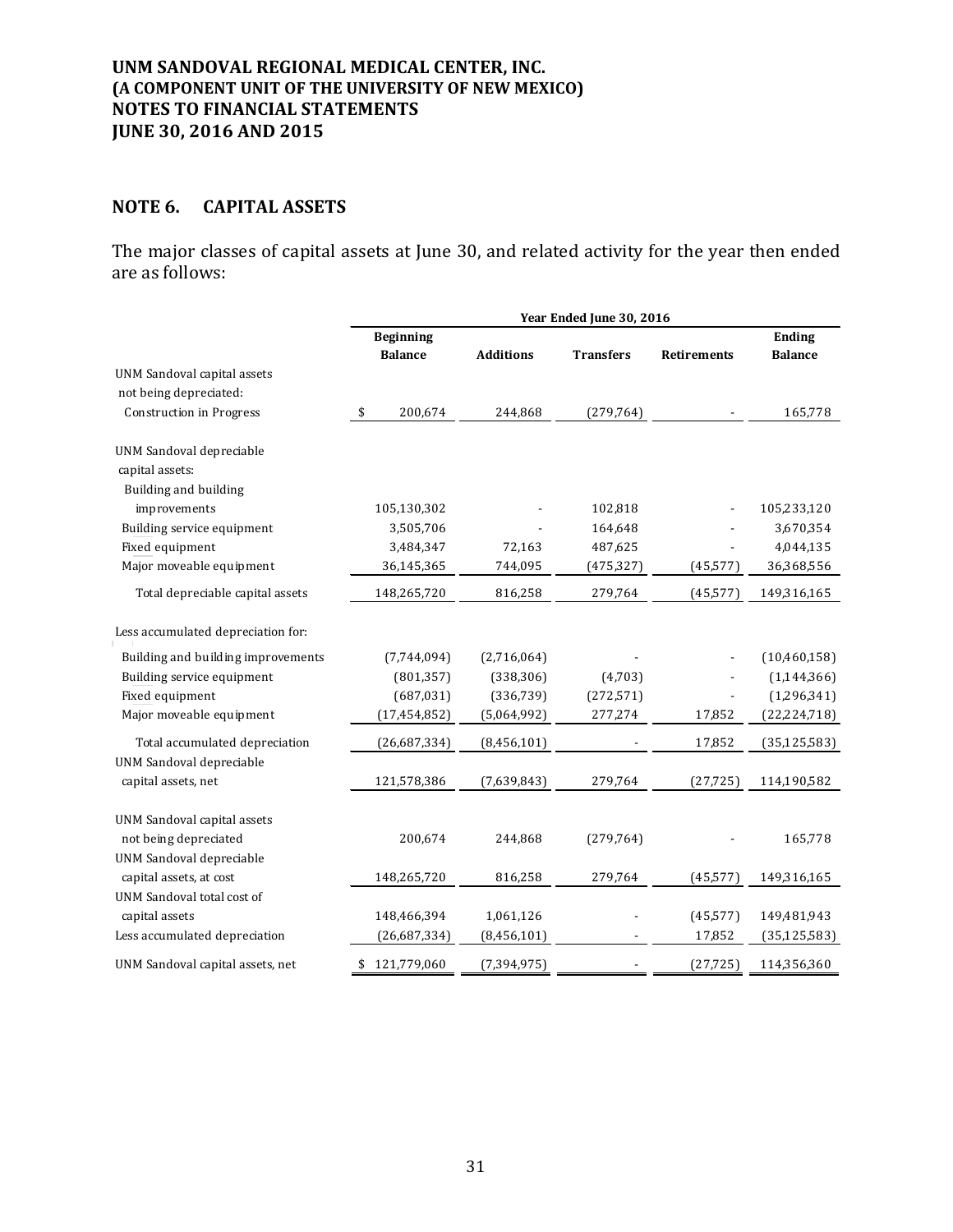## NOTE 6. CAPITAL ASSETS

The major classes of capital assets at June 30, and related activity for the year then ended are as follows:

| | Year Ended June 30, 2016 | | | | |
|---|---|---|---|---|---|
| | Beginning Balance | Additions | Transfers | Retirements | Ending Balance |
| UNM Sandoval capital assets not being depreciated: | | | | | |
| Construction in Progress | $ 200,674 | 244,868 | (279,764) | - | 165,778 |
| UNM Sandoval depreciable capital assets: | | | | | |
| Building and building improvements | 105,130,302 | - | 102,818 | - | 105,233,120 |
| Building service equipment | 3,505,706 | - | 164,648 | - | 3,670,354 |
| Fixed equipment | 3,484,347 | 72,163 | 487,625 | - | 4,044,135 |
| Major moveable equipment | 36,145,365 | 744,095 | (475,327) | (45,577) | 36,368,556 |
| Total depreciable capital assets | 148,265,720 | 816,258 | 279,764 | (45,577) | 149,316,165 |
| Less accumulated depreciation for: | | | | | |
| Building and building improvements | (7,744,094) | (2,716,064) | - | - | (10,460,158) |
| Building service equipment | (801,357) | (338,306) | (4,703) | - | (1,144,366) |
| Fixed equipment | (687,031) | (336,739) | (272,571) | - | (1,296,341) |
| Major moveable equipment | (17,454,852) | (5,064,992) | 277,274 | 17,852 | (22,224,718) |
| Total accumulated depreciation | (26,687,334) | (8,456,101) | - | 17,852 | (35,125,583) |
| UNM Sandoval depreciable capital assets, net | 121,578,386 | (7,639,843) | 279,764 | (27,725) | 114,190,582 |
| UNM Sandoval capital assets not being depreciated | 200,674 | 244,868 | (279,764) | - | 165,778 |
| UNM Sandoval depreciable capital assets, at cost | 148,265,720 | 816,258 | 279,764 | (45,577) | 149,316,165 |
| UNM Sandoval total cost of capital assets | 148,466,394 | 1,061,126 | - | (45,577) | 149,481,943 |
| Less accumulated depreciation | (26,687,334) | (8,456,101) | - | 17,852 | (35,125,583) |
| UNM Sandoval capital assets, net | $ 121,779,060 | (7,394,975) | - | (27,725) | 114,356,360 |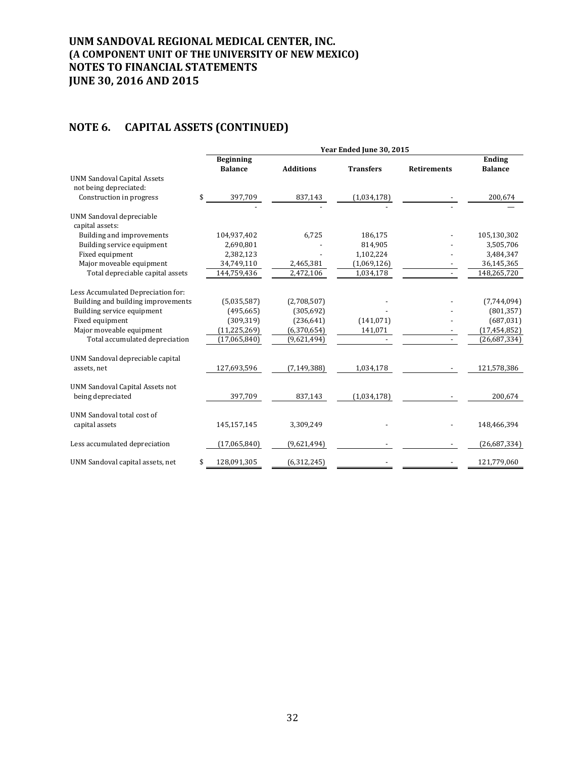# UNM SANDOVAL REGIONAL MEDICAL CENTER, INC.
# (A COMPONENT UNIT OF THE UNIVERSITY OF NEW MEXICO)
# NOTES TO FINANCIAL STATEMENTS
# JUNE 30, 2016 AND 2015

## NOTE 6. CAPITAL ASSETS (CONTINUED)

| | Year Ended June 30, 2015 | | | | |
|---|---|---|---|---|---|
| | Beginning Balance | Additions | Transfers | Retirements | Ending Balance |
| UNM Sandoval Capital Assets not being depreciated: | | | | | |
| Construction in progress | $ 397,709 | 837,143 | (1,034,178) | - | 200,674 |
| | - | - | - | - | — |
| UNM Sandoval depreciable capital assets: | | | | | |
| Building and improvements | 104,937,402 | 6,725 | 186,175 | - | 105,130,302 |
| Building service equipment | 2,690,801 | - | 814,905 | - | 3,505,706 |
| Fixed equipment | 2,382,123 | - | 1,102,224 | - | 3,484,347 |
| Major moveable equipment | 34,749,110 | 2,465,381 | (1,069,126) | - | 36,145,365 |
| Total depreciable capital assets | 144,759,436 | 2,472,106 | 1,034,178 | - | 148,265,720 |
| Less Accumulated Depreciation for: | | | | | |
| Building and building improvements | (5,035,587) | (2,708,507) | - | - | (7,744,094) |
| Building service equipment | (495,665) | (305,692) | - | - | (801,357) |
| Fixed equipment | (309,319) | (236,641) | (141,071) | - | (687,031) |
| Major moveable equipment | (11,225,269) | (6,370,654) | 141,071 | - | (17,454,852) |
| Total accumulated depreciation | (17,065,840) | (9,621,494) | - | - | (26,687,334) |
| UNM Sandoval depreciable capital assets, net | 127,693,596 | (7,149,388) | 1,034,178 | - | 121,578,386 |
| UNM Sandoval Capital Assets not being depreciated | 397,709 | 837,143 | (1,034,178) | - | 200,674 |
| UNM Sandoval total cost of capital assets | 145,157,145 | 3,309,249 | - | - | 148,466,394 |
| Less accumulated depreciation | (17,065,840) | (9,621,494) | - | - | (26,687,334) |
| UNM Sandoval capital assets, net | $ 128,091,305 | (6,312,245) | - | - | 121,779,060 |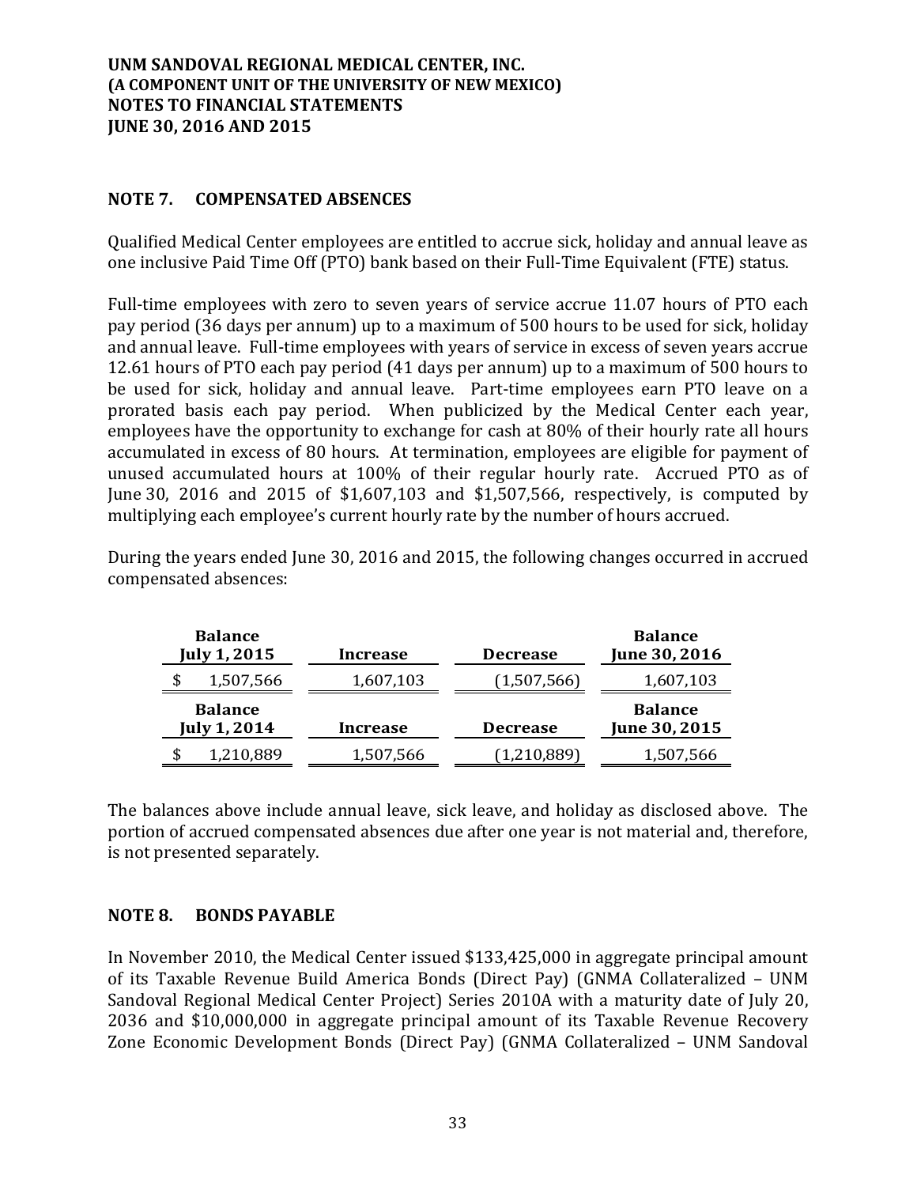## NOTE 7. COMPENSATED ABSENCES

Qualified Medical Center employees are entitled to accrue sick, holiday and annual leave as one inclusive Paid Time Off (PTO) bank based on their Full-Time Equivalent (FTE) status.

Full-time employees with zero to seven years of service accrue 11.07 hours of PTO each pay period (36 days per annum) up to a maximum of 500 hours to be used for sick, holiday and annual leave. Full-time employees with years of service in excess of seven years accrue 12.61 hours of PTO each pay period (41 days per annum) up to a maximum of 500 hours to be used for sick, holiday and annual leave. Part-time employees earn PTO leave on a prorated basis each pay period. When publicized by the Medical Center each year, employees have the opportunity to exchange for cash at 80% of their hourly rate all hours accumulated in excess of 80 hours. At termination, employees are eligible for payment of unused accumulated hours at 100% of their regular hourly rate. Accrued PTO as of June 30, 2016 and 2015 of $1,607,103 and $1,507,566, respectively, is computed by multiplying each employee's current hourly rate by the number of hours accrued.

During the years ended June 30, 2016 and 2015, the following changes occurred in accrued compensated absences:

| Balance July 1, 2015 | Increase | Decrease | Balance June 30, 2016 |
|---|---|---|---|
| $ 1,507,566 | 1,607,103 | (1,507,566) | 1,607,103 |

| Balance July 1, 2014 | Increase | Decrease | Balance June 30, 2015 |
|---|---|---|---|
| $ 1,210,889 | 1,507,566 | (1,210,889) | 1,507,566 |

The balances above include annual leave, sick leave, and holiday as disclosed above. The portion of accrued compensated absences due after one year is not material and, therefore, is not presented separately.

## NOTE 8. BONDS PAYABLE

In November 2010, the Medical Center issued $133,425,000 in aggregate principal amount of its Taxable Revenue Build America Bonds (Direct Pay) (GNMA Collateralized – UNM Sandoval Regional Medical Center Project) Series 2010A with a maturity date of July 20, 2036 and $10,000,000 in aggregate principal amount of its Taxable Revenue Recovery Zone Economic Development Bonds (Direct Pay) (GNMA Collateralized – UNM Sandoval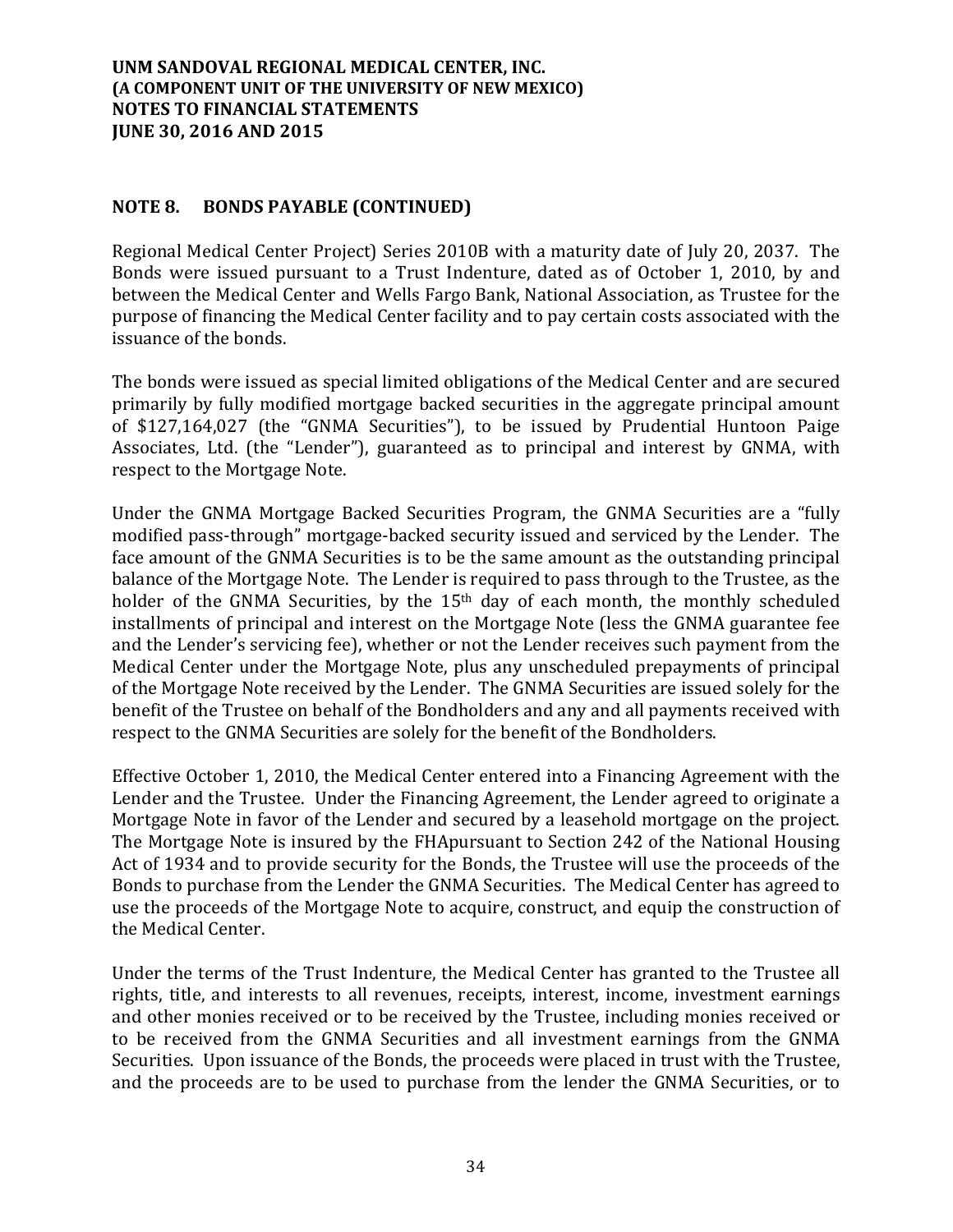## NOTE 8. BONDS PAYABLE (CONTINUED)

Regional Medical Center Project) Series 2010B with a maturity date of July 20, 2037. The Bonds were issued pursuant to a Trust Indenture, dated as of October 1, 2010, by and between the Medical Center and Wells Fargo Bank, National Association, as Trustee for the purpose of financing the Medical Center facility and to pay certain costs associated with the issuance of the bonds.

The bonds were issued as special limited obligations of the Medical Center and are secured primarily by fully modified mortgage backed securities in the aggregate principal amount of $127,164,027 (the "GNMA Securities"), to be issued by Prudential Huntoon Paige Associates, Ltd. (the "Lender"), guaranteed as to principal and interest by GNMA, with respect to the Mortgage Note.

Under the GNMA Mortgage Backed Securities Program, the GNMA Securities are a "fully modified pass-through" mortgage-backed security issued and serviced by the Lender. The face amount of the GNMA Securities is to be the same amount as the outstanding principal balance of the Mortgage Note. The Lender is required to pass through to the Trustee, as the holder of the GNMA Securities, by the 15th day of each month, the monthly scheduled installments of principal and interest on the Mortgage Note (less the GNMA guarantee fee and the Lender's servicing fee), whether or not the Lender receives such payment from the Medical Center under the Mortgage Note, plus any unscheduled prepayments of principal of the Mortgage Note received by the Lender. The GNMA Securities are issued solely for the benefit of the Trustee on behalf of the Bondholders and any and all payments received with respect to the GNMA Securities are solely for the benefit of the Bondholders.

Effective October 1, 2010, the Medical Center entered into a Financing Agreement with the Lender and the Trustee. Under the Financing Agreement, the Lender agreed to originate a Mortgage Note in favor of the Lender and secured by a leasehold mortgage on the project. The Mortgage Note is insured by the FHApursuant to Section 242 of the National Housing Act of 1934 and to provide security for the Bonds, the Trustee will use the proceeds of the Bonds to purchase from the Lender the GNMA Securities. The Medical Center has agreed to use the proceeds of the Mortgage Note to acquire, construct, and equip the construction of the Medical Center.

Under the terms of the Trust Indenture, the Medical Center has granted to the Trustee all rights, title, and interests to all revenues, receipts, interest, income, investment earnings and other monies received or to be received by the Trustee, including monies received or to be received from the GNMA Securities and all investment earnings from the GNMA Securities. Upon issuance of the Bonds, the proceeds were placed in trust with the Trustee, and the proceeds are to be used to purchase from the lender the GNMA Securities, or to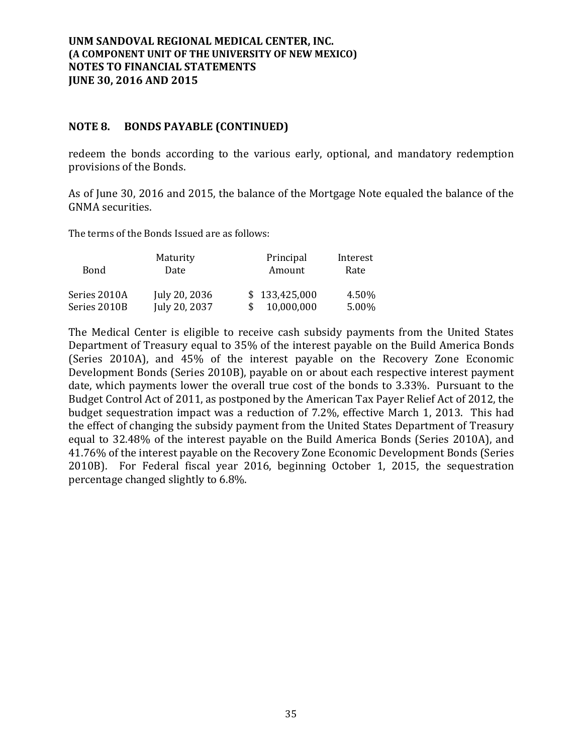UNM SANDOVAL REGIONAL MEDICAL CENTER, INC.
(A COMPONENT UNIT OF THE UNIVERSITY OF NEW MEXICO)
NOTES TO FINANCIAL STATEMENTS
JUNE 30, 2016 AND 2015

## NOTE 8. BONDS PAYABLE (CONTINUED)

redeem the bonds according to the various early, optional, and mandatory redemption provisions of the Bonds.

As of June 30, 2016 and 2015, the balance of the Mortgage Note equaled the balance of the GNMA securities.

The terms of the Bonds Issued are as follows:

| Bond | Maturity Date | Principal Amount | Interest Rate |
|---|---|---|---|
| Series 2010A | July 20, 2036 | $ 133,425,000 | 4.50% |
| Series 2010B | July 20, 2037 | $ 10,000,000 | 5.00% |

The Medical Center is eligible to receive cash subsidy payments from the United States Department of Treasury equal to 35% of the interest payable on the Build America Bonds (Series 2010A), and 45% of the interest payable on the Recovery Zone Economic Development Bonds (Series 2010B), payable on or about each respective interest payment date, which payments lower the overall true cost of the bonds to 3.33%. Pursuant to the Budget Control Act of 2011, as postponed by the American Tax Payer Relief Act of 2012, the budget sequestration impact was a reduction of 7.2%, effective March 1, 2013. This had the effect of changing the subsidy payment from the United States Department of Treasury equal to 32.48% of the interest payable on the Build America Bonds (Series 2010A), and 41.76% of the interest payable on the Recovery Zone Economic Development Bonds (Series 2010B). For Federal fiscal year 2016, beginning October 1, 2015, the sequestration percentage changed slightly to 6.8%.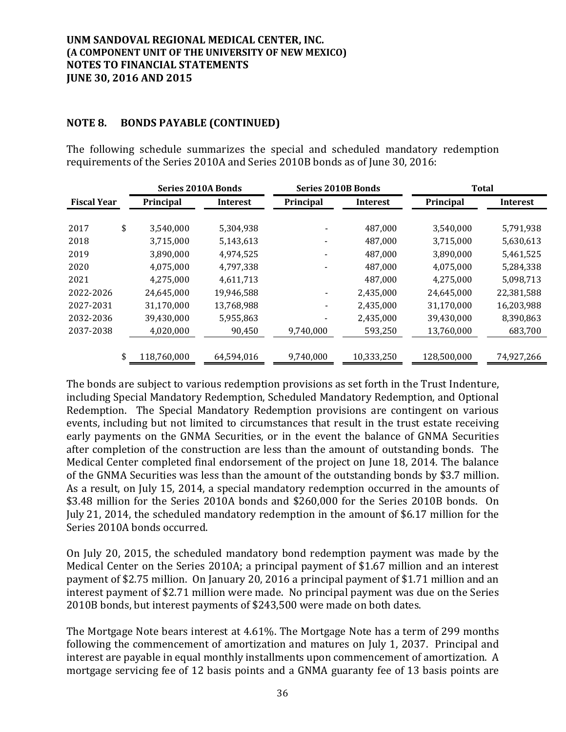# UNM SANDOVAL REGIONAL MEDICAL CENTER, INC.
# (A COMPONENT UNIT OF THE UNIVERSITY OF NEW MEXICO)
# NOTES TO FINANCIAL STATEMENTS
# JUNE 30, 2016 AND 2015

## NOTE 8. BONDS PAYABLE (CONTINUED)

The following schedule summarizes the special and scheduled mandatory redemption requirements of the Series 2010A and Series 2010B bonds as of June 30, 2016:

| | Series 2010A Bonds | | Series 2010B Bonds | | Total | |
|---|---|---|---|---|---|---|
| **Fiscal Year** | **Principal** | **Interest** | **Principal** | **Interest** | **Principal** | **Interest** |
| 2017 | $ 3,540,000 | 5,304,938 | - | 487,000 | 3,540,000 | 5,791,938 |
| 2018 | 3,715,000 | 5,143,613 | - | 487,000 | 3,715,000 | 5,630,613 |
| 2019 | 3,890,000 | 4,974,525 | - | 487,000 | 3,890,000 | 5,461,525 |
| 2020 | 4,075,000 | 4,797,338 | - | 487,000 | 4,075,000 | 5,284,338 |
| 2021 | 4,275,000 | 4,611,713 | | 487,000 | 4,275,000 | 5,098,713 |
| 2022-2026 | 24,645,000 | 19,946,588 | - | 2,435,000 | 24,645,000 | 22,381,588 |
| 2027-2031 | 31,170,000 | 13,768,988 | - | 2,435,000 | 31,170,000 | 16,203,988 |
| 2032-2036 | 39,430,000 | 5,955,863 | - | 2,435,000 | 39,430,000 | 8,390,863 |
| 2037-2038 | 4,020,000 | 90,450 | 9,740,000 | 593,250 | 13,760,000 | 683,700 |
| | $ 118,760,000 | 64,594,016 | 9,740,000 | 10,333,250 | 128,500,000 | 74,927,266 |

The bonds are subject to various redemption provisions as set forth in the Trust Indenture, including Special Mandatory Redemption, Scheduled Mandatory Redemption, and Optional Redemption. The Special Mandatory Redemption provisions are contingent on various events, including but not limited to circumstances that result in the trust estate receiving early payments on the GNMA Securities, or in the event the balance of GNMA Securities after completion of the construction are less than the amount of outstanding bonds. The Medical Center completed final endorsement of the project on June 18, 2014. The balance of the GNMA Securities was less than the amount of the outstanding bonds by $3.7 million. As a result, on July 15, 2014, a special mandatory redemption occurred in the amounts of $3.48 million for the Series 2010A bonds and $260,000 for the Series 2010B bonds. On July 21, 2014, the scheduled mandatory redemption in the amount of $6.17 million for the Series 2010A bonds occurred.

On July 20, 2015, the scheduled mandatory bond redemption payment was made by the Medical Center on the Series 2010A; a principal payment of $1.67 million and an interest payment of $2.75 million. On January 20, 2016 a principal payment of $1.71 million and an interest payment of $2.71 million were made. No principal payment was due on the Series 2010B bonds, but interest payments of $243,500 were made on both dates.

The Mortgage Note bears interest at 4.61%. The Mortgage Note has a term of 299 months following the commencement of amortization and matures on July 1, 2037. Principal and interest are payable in equal monthly installments upon commencement of amortization. A mortgage servicing fee of 12 basis points and a GNMA guaranty fee of 13 basis points are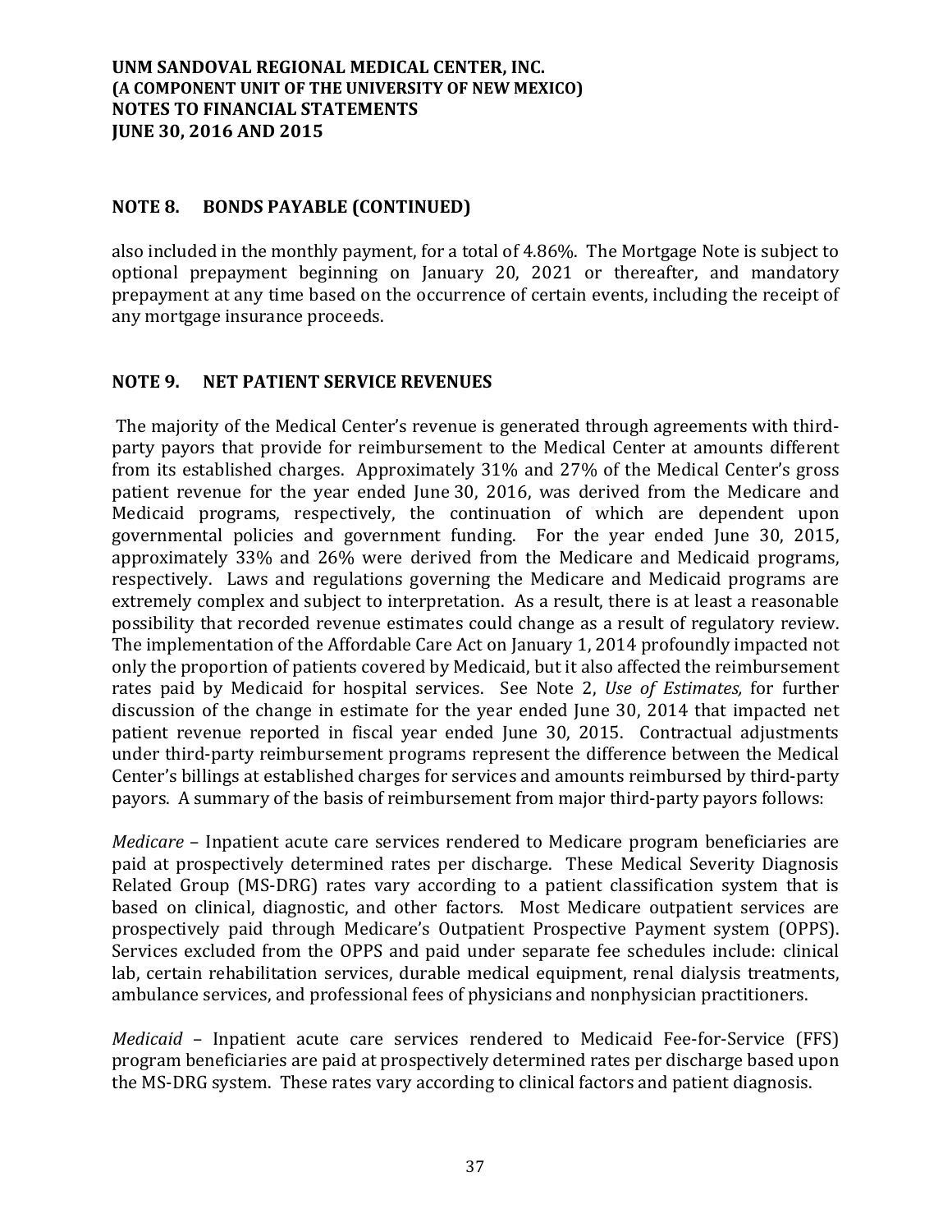## NOTE 8. BONDS PAYABLE (CONTINUED)

also included in the monthly payment, for a total of 4.86%. The Mortgage Note is subject to optional prepayment beginning on January 20, 2021 or thereafter, and mandatory prepayment at any time based on the occurrence of certain events, including the receipt of any mortgage insurance proceeds.

## NOTE 9. NET PATIENT SERVICE REVENUES

The majority of the Medical Center's revenue is generated through agreements with third-party payors that provide for reimbursement to the Medical Center at amounts different from its established charges. Approximately 31% and 27% of the Medical Center's gross patient revenue for the year ended June 30, 2016, was derived from the Medicare and Medicaid programs, respectively, the continuation of which are dependent upon governmental policies and government funding. For the year ended June 30, 2015, approximately 33% and 26% were derived from the Medicare and Medicaid programs, respectively. Laws and regulations governing the Medicare and Medicaid programs are extremely complex and subject to interpretation. As a result, there is at least a reasonable possibility that recorded revenue estimates could change as a result of regulatory review. The implementation of the Affordable Care Act on January 1, 2014 profoundly impacted not only the proportion of patients covered by Medicaid, but it also affected the reimbursement rates paid by Medicaid for hospital services. See Note 2, *Use of Estimates,* for further discussion of the change in estimate for the year ended June 30, 2014 that impacted net patient revenue reported in fiscal year ended June 30, 2015. Contractual adjustments under third-party reimbursement programs represent the difference between the Medical Center's billings at established charges for services and amounts reimbursed by third-party payors. A summary of the basis of reimbursement from major third-party payors follows:

*Medicare* – Inpatient acute care services rendered to Medicare program beneficiaries are paid at prospectively determined rates per discharge. These Medical Severity Diagnosis Related Group (MS-DRG) rates vary according to a patient classification system that is based on clinical, diagnostic, and other factors. Most Medicare outpatient services are prospectively paid through Medicare's Outpatient Prospective Payment system (OPPS). Services excluded from the OPPS and paid under separate fee schedules include: clinical lab, certain rehabilitation services, durable medical equipment, renal dialysis treatments, ambulance services, and professional fees of physicians and nonphysician practitioners.

*Medicaid* – Inpatient acute care services rendered to Medicaid Fee-for-Service (FFS) program beneficiaries are paid at prospectively determined rates per discharge based upon the MS-DRG system. These rates vary according to clinical factors and patient diagnosis.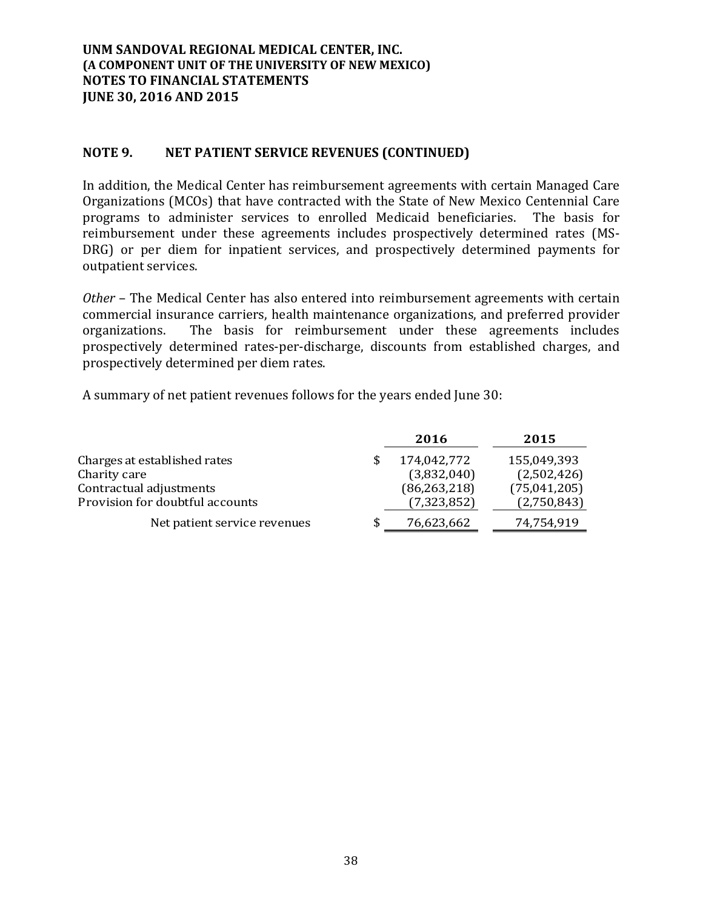UNM SANDOVAL REGIONAL MEDICAL CENTER, INC.
(A COMPONENT UNIT OF THE UNIVERSITY OF NEW MEXICO)
NOTES TO FINANCIAL STATEMENTS
JUNE 30, 2016 AND 2015

## NOTE 9. NET PATIENT SERVICE REVENUES (CONTINUED)

In addition, the Medical Center has reimbursement agreements with certain Managed Care Organizations (MCOs) that have contracted with the State of New Mexico Centennial Care programs to administer services to enrolled Medicaid beneficiaries. The basis for reimbursement under these agreements includes prospectively determined rates (MS-DRG) or per diem for inpatient services, and prospectively determined payments for outpatient services.

*Other* – The Medical Center has also entered into reimbursement agreements with certain commercial insurance carriers, health maintenance organizations, and preferred provider organizations. The basis for reimbursement under these agreements includes prospectively determined rates-per-discharge, discounts from established charges, and prospectively determined per diem rates.

A summary of net patient revenues follows for the years ended June 30:

| | 2016 | 2015 |
|---|---|---|
| Charges at established rates | $ 174,042,772 | 155,049,393 |
| Charity care | (3,832,040) | (2,502,426) |
| Contractual adjustments | (86,263,218) | (75,041,205) |
| Provision for doubtful accounts | (7,323,852) | (2,750,843) |
| Net patient service revenues | $ 76,623,662 | 74,754,919 |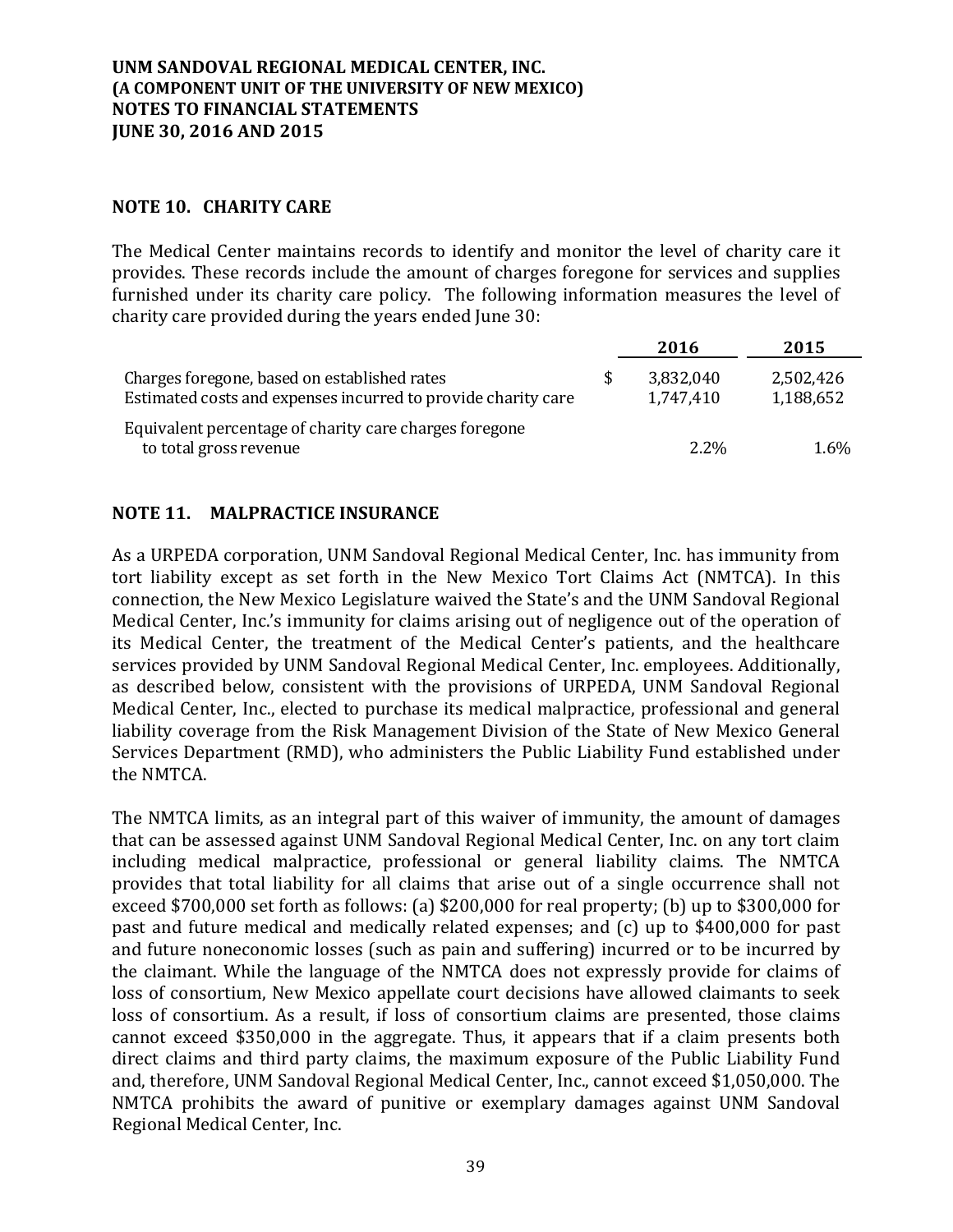**UNM SANDOVAL REGIONAL MEDICAL CENTER, INC.**
**(A COMPONENT UNIT OF THE UNIVERSITY OF NEW MEXICO)**
**NOTES TO FINANCIAL STATEMENTS**
**JUNE 30, 2016 AND 2015**

## NOTE 10. CHARITY CARE

The Medical Center maintains records to identify and monitor the level of charity care it provides. These records include the amount of charges foregone for services and supplies furnished under its charity care policy. The following information measures the level of charity care provided during the years ended June 30:

| | | 2016 | 2015 |
|---|---|---|---|
| Charges foregone, based on established rates | $ | 3,832,040 | 2,502,426 |
| Estimated costs and expenses incurred to provide charity care | | 1,747,410 | 1,188,652 |
| Equivalent percentage of charity care charges foregone to total gross revenue | | 2.2% | 1.6% |

## NOTE 11. MALPRACTICE INSURANCE

As a URPEDA corporation, UNM Sandoval Regional Medical Center, Inc. has immunity from tort liability except as set forth in the New Mexico Tort Claims Act (NMTCA). In this connection, the New Mexico Legislature waived the State's and the UNM Sandoval Regional Medical Center, Inc.'s immunity for claims arising out of negligence out of the operation of its Medical Center, the treatment of the Medical Center's patients, and the healthcare services provided by UNM Sandoval Regional Medical Center, Inc. employees. Additionally, as described below, consistent with the provisions of URPEDA, UNM Sandoval Regional Medical Center, Inc., elected to purchase its medical malpractice, professional and general liability coverage from the Risk Management Division of the State of New Mexico General Services Department (RMD), who administers the Public Liability Fund established under the NMTCA.

The NMTCA limits, as an integral part of this waiver of immunity, the amount of damages that can be assessed against UNM Sandoval Regional Medical Center, Inc. on any tort claim including medical malpractice, professional or general liability claims. The NMTCA provides that total liability for all claims that arise out of a single occurrence shall not exceed $700,000 set forth as follows: (a) $200,000 for real property; (b) up to $300,000 for past and future medical and medically related expenses; and (c) up to $400,000 for past and future noneconomic losses (such as pain and suffering) incurred or to be incurred by the claimant. While the language of the NMTCA does not expressly provide for claims of loss of consortium, New Mexico appellate court decisions have allowed claimants to seek loss of consortium. As a result, if loss of consortium claims are presented, those claims cannot exceed $350,000 in the aggregate. Thus, it appears that if a claim presents both direct claims and third party claims, the maximum exposure of the Public Liability Fund and, therefore, UNM Sandoval Regional Medical Center, Inc., cannot exceed $1,050,000. The NMTCA prohibits the award of punitive or exemplary damages against UNM Sandoval Regional Medical Center, Inc.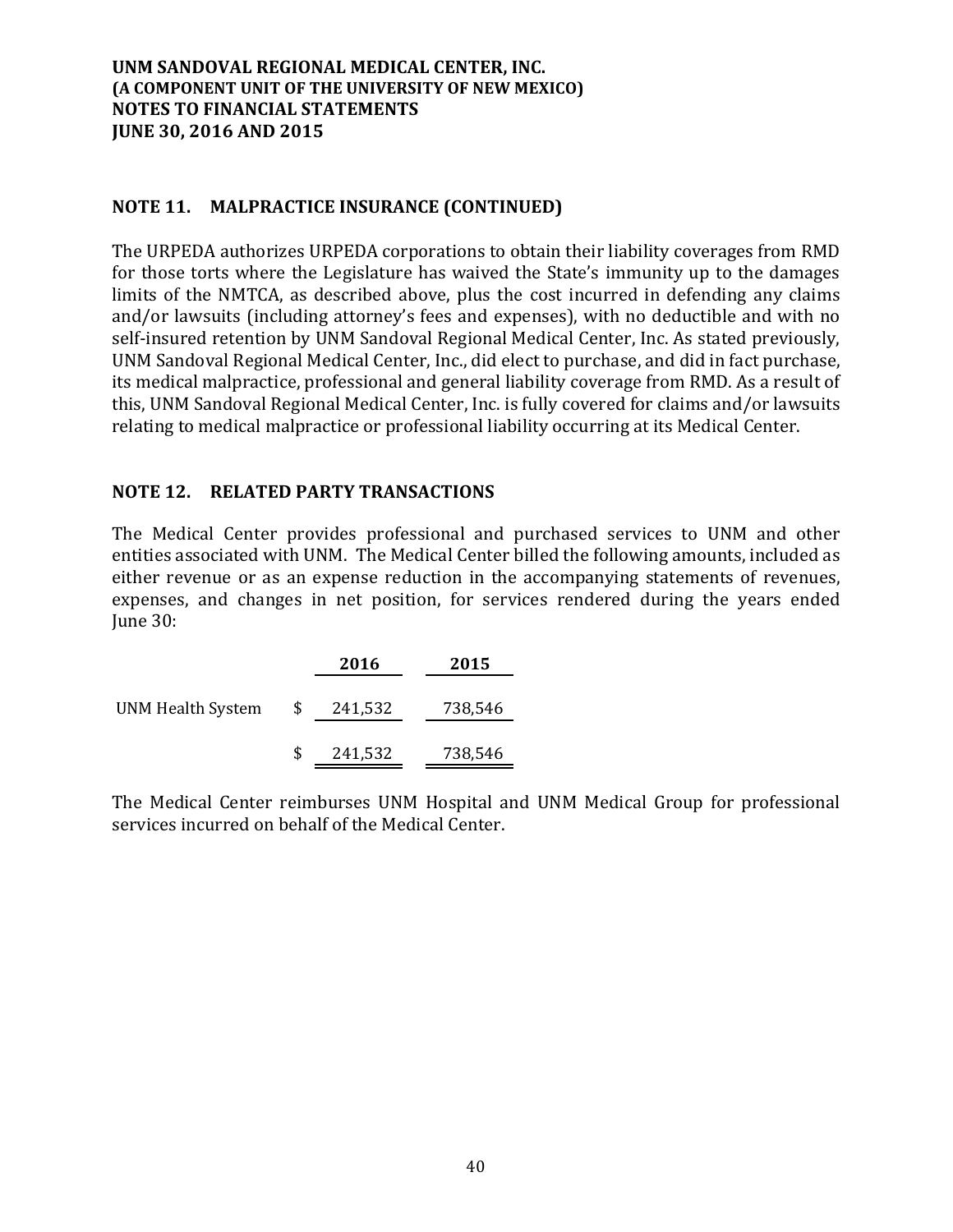## NOTE 11. MALPRACTICE INSURANCE (CONTINUED)

The URPEDA authorizes URPEDA corporations to obtain their liability coverages from RMD for those torts where the Legislature has waived the State's immunity up to the damages limits of the NMTCA, as described above, plus the cost incurred in defending any claims and/or lawsuits (including attorney's fees and expenses), with no deductible and with no self-insured retention by UNM Sandoval Regional Medical Center, Inc. As stated previously, UNM Sandoval Regional Medical Center, Inc., did elect to purchase, and did in fact purchase, its medical malpractice, professional and general liability coverage from RMD. As a result of this, UNM Sandoval Regional Medical Center, Inc. is fully covered for claims and/or lawsuits relating to medical malpractice or professional liability occurring at its Medical Center.

## NOTE 12. RELATED PARTY TRANSACTIONS

The Medical Center provides professional and purchased services to UNM and other entities associated with UNM. The Medical Center billed the following amounts, included as either revenue or as an expense reduction in the accompanying statements of revenues, expenses, and changes in net position, for services rendered during the years ended June 30:

| | 2016 | 2015 |
|---|---|---|
| UNM Health System | $ 241,532 | 738,546 |
| | $ 241,532 | 738,546 |

The Medical Center reimburses UNM Hospital and UNM Medical Group for professional services incurred on behalf of the Medical Center.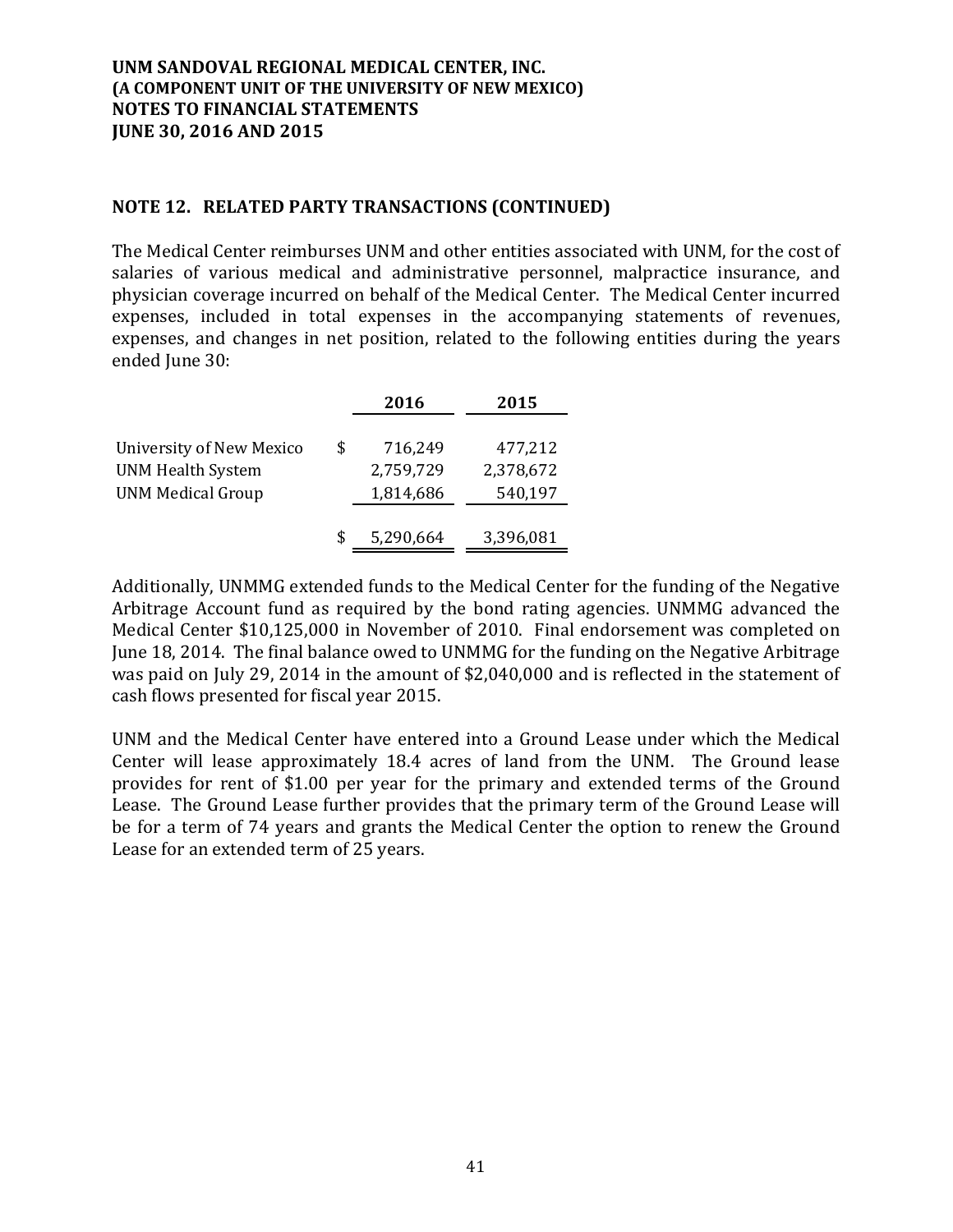UNM SANDOVAL REGIONAL MEDICAL CENTER, INC.
(A COMPONENT UNIT OF THE UNIVERSITY OF NEW MEXICO)
NOTES TO FINANCIAL STATEMENTS
JUNE 30, 2016 AND 2015

## NOTE 12. RELATED PARTY TRANSACTIONS (CONTINUED)

The Medical Center reimburses UNM and other entities associated with UNM, for the cost of salaries of various medical and administrative personnel, malpractice insurance, and physician coverage incurred on behalf of the Medical Center. The Medical Center incurred expenses, included in total expenses in the accompanying statements of revenues, expenses, and changes in net position, related to the following entities during the years ended June 30:

| | 2016 | 2015 |
|---|---|---|
| University of New Mexico | $ 716,249 | 477,212 |
| UNM Health System | 2,759,729 | 2,378,672 |
| UNM Medical Group | 1,814,686 | 540,197 |
| | $ 5,290,664 | 3,396,081 |

Additionally, UNMMG extended funds to the Medical Center for the funding of the Negative Arbitrage Account fund as required by the bond rating agencies. UNMMG advanced the Medical Center $10,125,000 in November of 2010. Final endorsement was completed on June 18, 2014. The final balance owed to UNMMG for the funding on the Negative Arbitrage was paid on July 29, 2014 in the amount of $2,040,000 and is reflected in the statement of cash flows presented for fiscal year 2015.

UNM and the Medical Center have entered into a Ground Lease under which the Medical Center will lease approximately 18.4 acres of land from the UNM. The Ground lease provides for rent of $1.00 per year for the primary and extended terms of the Ground Lease. The Ground Lease further provides that the primary term of the Ground Lease will be for a term of 74 years and grants the Medical Center the option to renew the Ground Lease for an extended term of 25 years.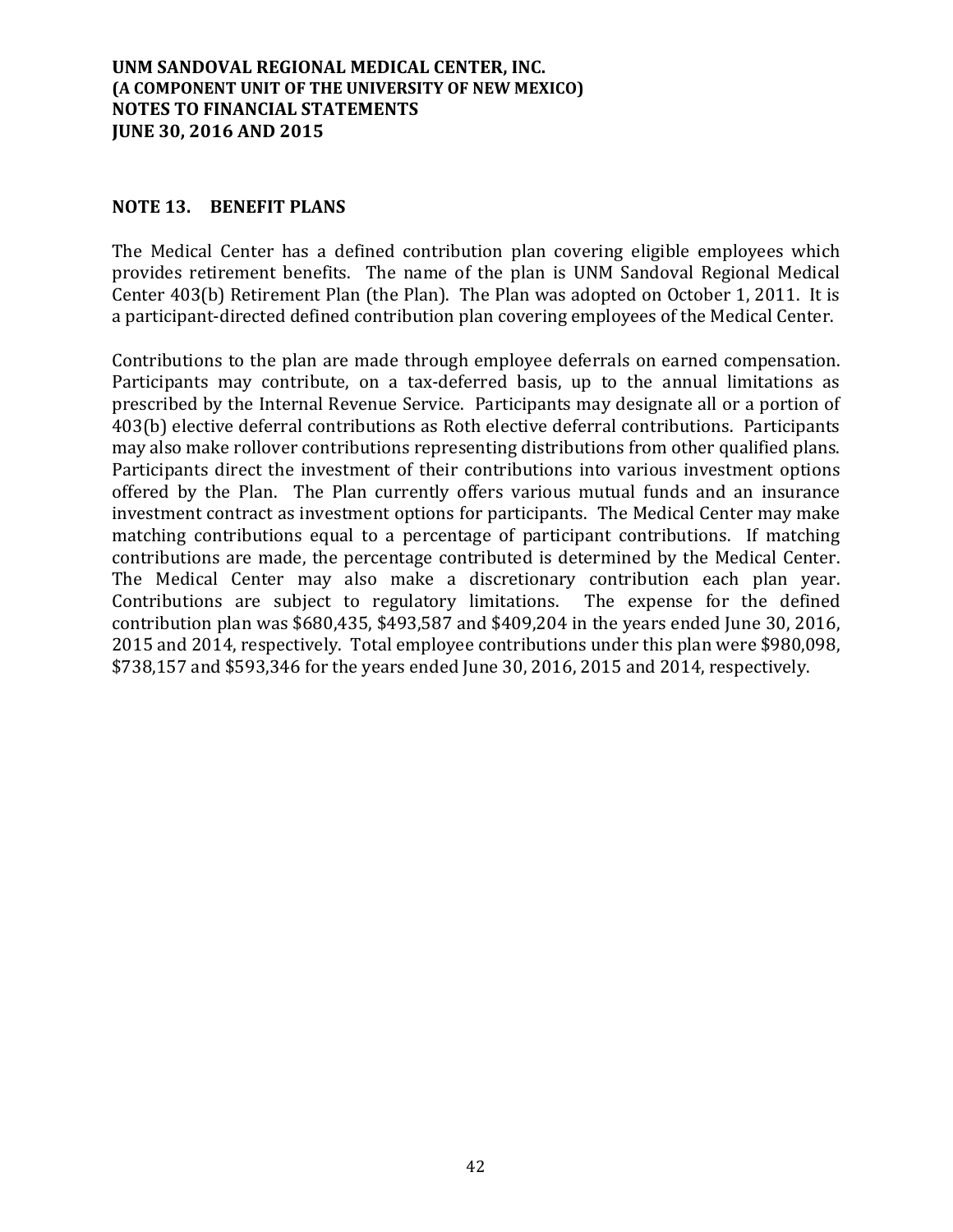## NOTE 13. BENEFIT PLANS

The Medical Center has a defined contribution plan covering eligible employees which provides retirement benefits. The name of the plan is UNM Sandoval Regional Medical Center 403(b) Retirement Plan (the Plan). The Plan was adopted on October 1, 2011. It is a participant-directed defined contribution plan covering employees of the Medical Center.

Contributions to the plan are made through employee deferrals on earned compensation. Participants may contribute, on a tax-deferred basis, up to the annual limitations as prescribed by the Internal Revenue Service. Participants may designate all or a portion of 403(b) elective deferral contributions as Roth elective deferral contributions. Participants may also make rollover contributions representing distributions from other qualified plans. Participants direct the investment of their contributions into various investment options offered by the Plan. The Plan currently offers various mutual funds and an insurance investment contract as investment options for participants. The Medical Center may make matching contributions equal to a percentage of participant contributions. If matching contributions are made, the percentage contributed is determined by the Medical Center. The Medical Center may also make a discretionary contribution each plan year. Contributions are subject to regulatory limitations. The expense for the defined contribution plan was $680,435, $493,587 and $409,204 in the years ended June 30, 2016, 2015 and 2014, respectively. Total employee contributions under this plan were $980,098, $738,157 and $593,346 for the years ended June 30, 2016, 2015 and 2014, respectively.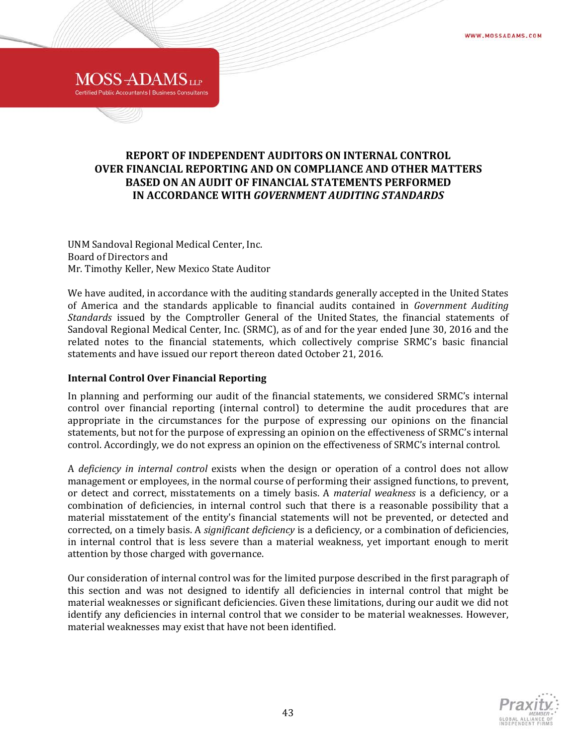# REPORT OF INDEPENDENT AUDITORS ON INTERNAL CONTROL OVER FINANCIAL REPORTING AND ON COMPLIANCE AND OTHER MATTERS BASED ON AN AUDIT OF FINANCIAL STATEMENTS PERFORMED IN ACCORDANCE WITH *GOVERNMENT AUDITING STANDARDS*

UNM Sandoval Regional Medical Center, Inc.
Board of Directors and
Mr. Timothy Keller, New Mexico State Auditor

We have audited, in accordance with the auditing standards generally accepted in the United States of America and the standards applicable to financial audits contained in *Government Auditing Standards* issued by the Comptroller General of the United States, the financial statements of Sandoval Regional Medical Center, Inc. (SRMC), as of and for the year ended June 30, 2016 and the related notes to the financial statements, which collectively comprise SRMC's basic financial statements and have issued our report thereon dated October 21, 2016.

**Internal Control Over Financial Reporting**

In planning and performing our audit of the financial statements, we considered SRMC's internal control over financial reporting (internal control) to determine the audit procedures that are appropriate in the circumstances for the purpose of expressing our opinions on the financial statements, but not for the purpose of expressing an opinion on the effectiveness of SRMC's internal control. Accordingly, we do not express an opinion on the effectiveness of SRMC's internal control.

A *deficiency in internal control* exists when the design or operation of a control does not allow management or employees, in the normal course of performing their assigned functions, to prevent, or detect and correct, misstatements on a timely basis. A *material weakness* is a deficiency, or a combination of deficiencies, in internal control such that there is a reasonable possibility that a material misstatement of the entity's financial statements will not be prevented, or detected and corrected, on a timely basis. A *significant deficiency* is a deficiency, or a combination of deficiencies, in internal control that is less severe than a material weakness, yet important enough to merit attention by those charged with governance.

Our consideration of internal control was for the limited purpose described in the first paragraph of this section and was not designed to identify all deficiencies in internal control that might be material weaknesses or significant deficiencies. Given these limitations, during our audit we did not identify any deficiencies in internal control that we consider to be material weaknesses. However, material weaknesses may exist that have not been identified.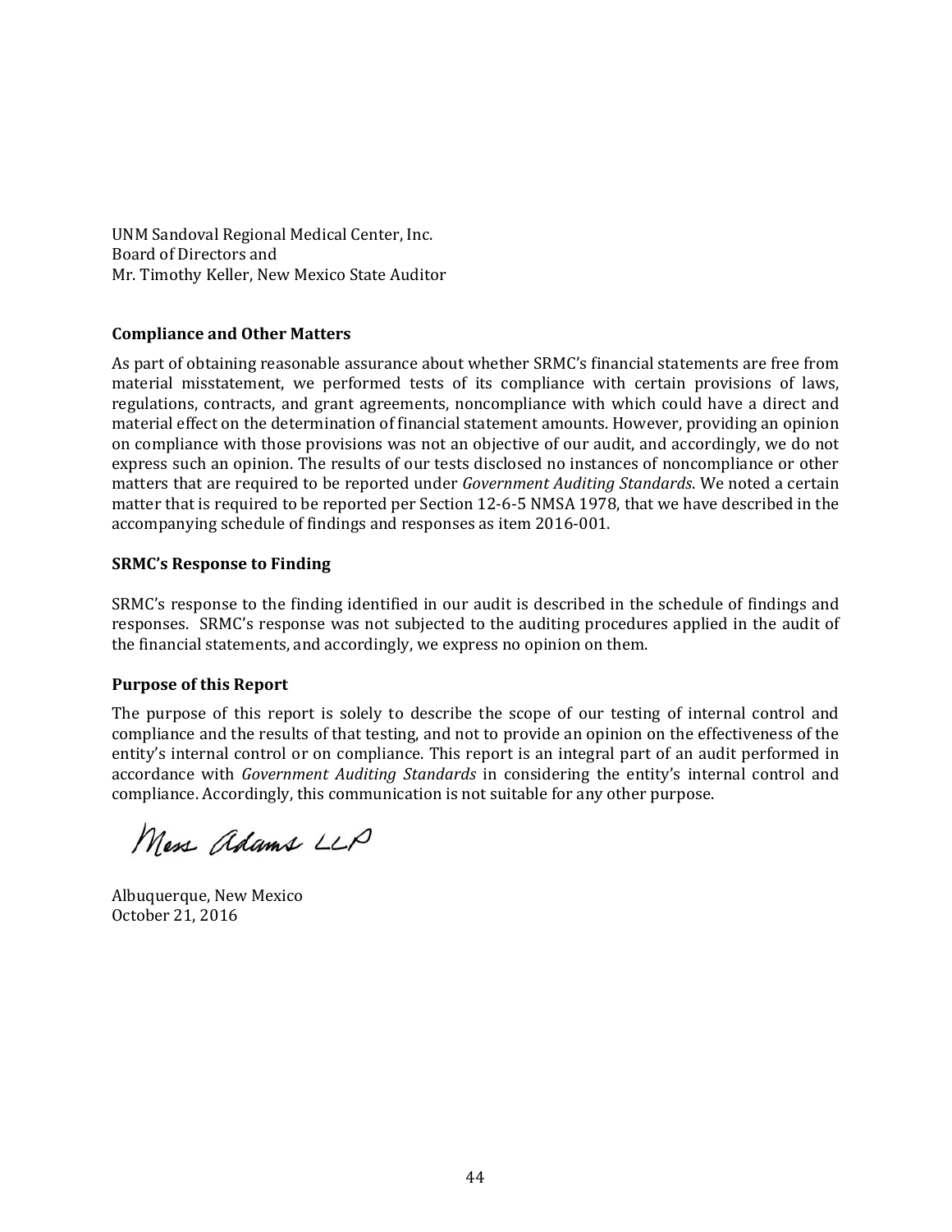UNM Sandoval Regional Medical Center, Inc.
Board of Directors and
Mr. Timothy Keller, New Mexico State Auditor

**Compliance and Other Matters**

As part of obtaining reasonable assurance about whether SRMC's financial statements are free from material misstatement, we performed tests of its compliance with certain provisions of laws, regulations, contracts, and grant agreements, noncompliance with which could have a direct and material effect on the determination of financial statement amounts. However, providing an opinion on compliance with those provisions was not an objective of our audit, and accordingly, we do not express such an opinion. The results of our tests disclosed no instances of noncompliance or other matters that are required to be reported under *Government Auditing Standards*. We noted a certain matter that is required to be reported per Section 12-6-5 NMSA 1978, that we have described in the accompanying schedule of findings and responses as item 2016-001.

**SRMC's Response to Finding**

SRMC's response to the finding identified in our audit is described in the schedule of findings and responses. SRMC's response was not subjected to the auditing procedures applied in the audit of the financial statements, and accordingly, we express no opinion on them.

**Purpose of this Report**

The purpose of this report is solely to describe the scope of our testing of internal control and compliance and the results of that testing, and not to provide an opinion on the effectiveness of the entity's internal control or on compliance. This report is an integral part of an audit performed in accordance with *Government Auditing Standards* in considering the entity's internal control and compliance. Accordingly, this communication is not suitable for any other purpose.

Moss Adams LLP

Albuquerque, New Mexico
October 21, 2016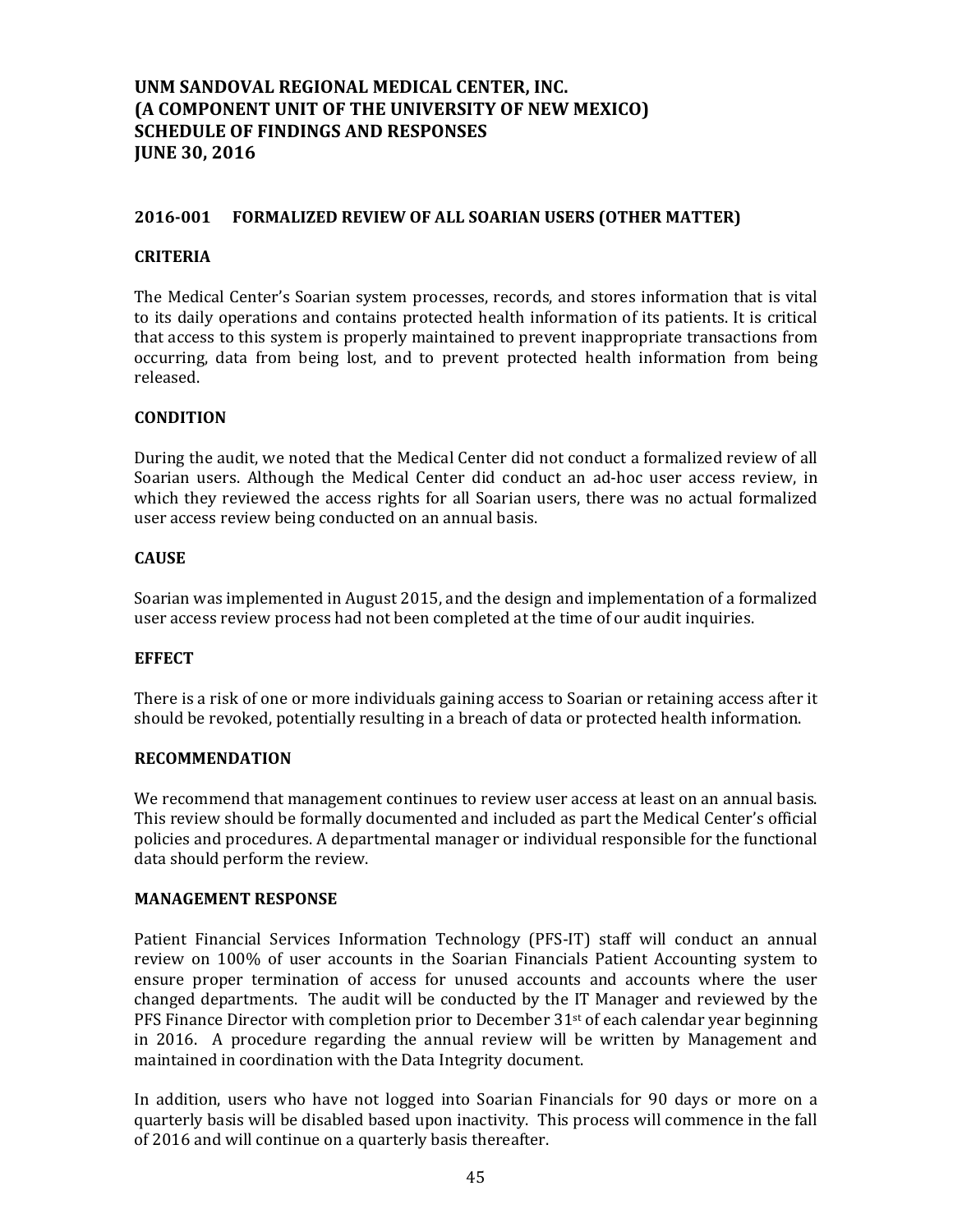# UNM SANDOVAL REGIONAL MEDICAL CENTER, INC.
# (A COMPONENT UNIT OF THE UNIVERSITY OF NEW MEXICO)
# SCHEDULE OF FINDINGS AND RESPONSES
# JUNE 30, 2016

## 2016-001 FORMALIZED REVIEW OF ALL SOARIAN USERS (OTHER MATTER)

### CRITERIA

The Medical Center's Soarian system processes, records, and stores information that is vital to its daily operations and contains protected health information of its patients. It is critical that access to this system is properly maintained to prevent inappropriate transactions from occurring, data from being lost, and to prevent protected health information from being released.

### CONDITION

During the audit, we noted that the Medical Center did not conduct a formalized review of all Soarian users. Although the Medical Center did conduct an ad-hoc user access review, in which they reviewed the access rights for all Soarian users, there was no actual formalized user access review being conducted on an annual basis.

### CAUSE

Soarian was implemented in August 2015, and the design and implementation of a formalized user access review process had not been completed at the time of our audit inquiries.

### EFFECT

There is a risk of one or more individuals gaining access to Soarian or retaining access after it should be revoked, potentially resulting in a breach of data or protected health information.

### RECOMMENDATION

We recommend that management continues to review user access at least on an annual basis. This review should be formally documented and included as part the Medical Center's official policies and procedures. A departmental manager or individual responsible for the functional data should perform the review.

### MANAGEMENT RESPONSE

Patient Financial Services Information Technology (PFS-IT) staff will conduct an annual review on 100% of user accounts in the Soarian Financials Patient Accounting system to ensure proper termination of access for unused accounts and accounts where the user changed departments. The audit will be conducted by the IT Manager and reviewed by the PFS Finance Director with completion prior to December 31st of each calendar year beginning in 2016. A procedure regarding the annual review will be written by Management and maintained in coordination with the Data Integrity document.

In addition, users who have not logged into Soarian Financials for 90 days or more on a quarterly basis will be disabled based upon inactivity. This process will commence in the fall of 2016 and will continue on a quarterly basis thereafter.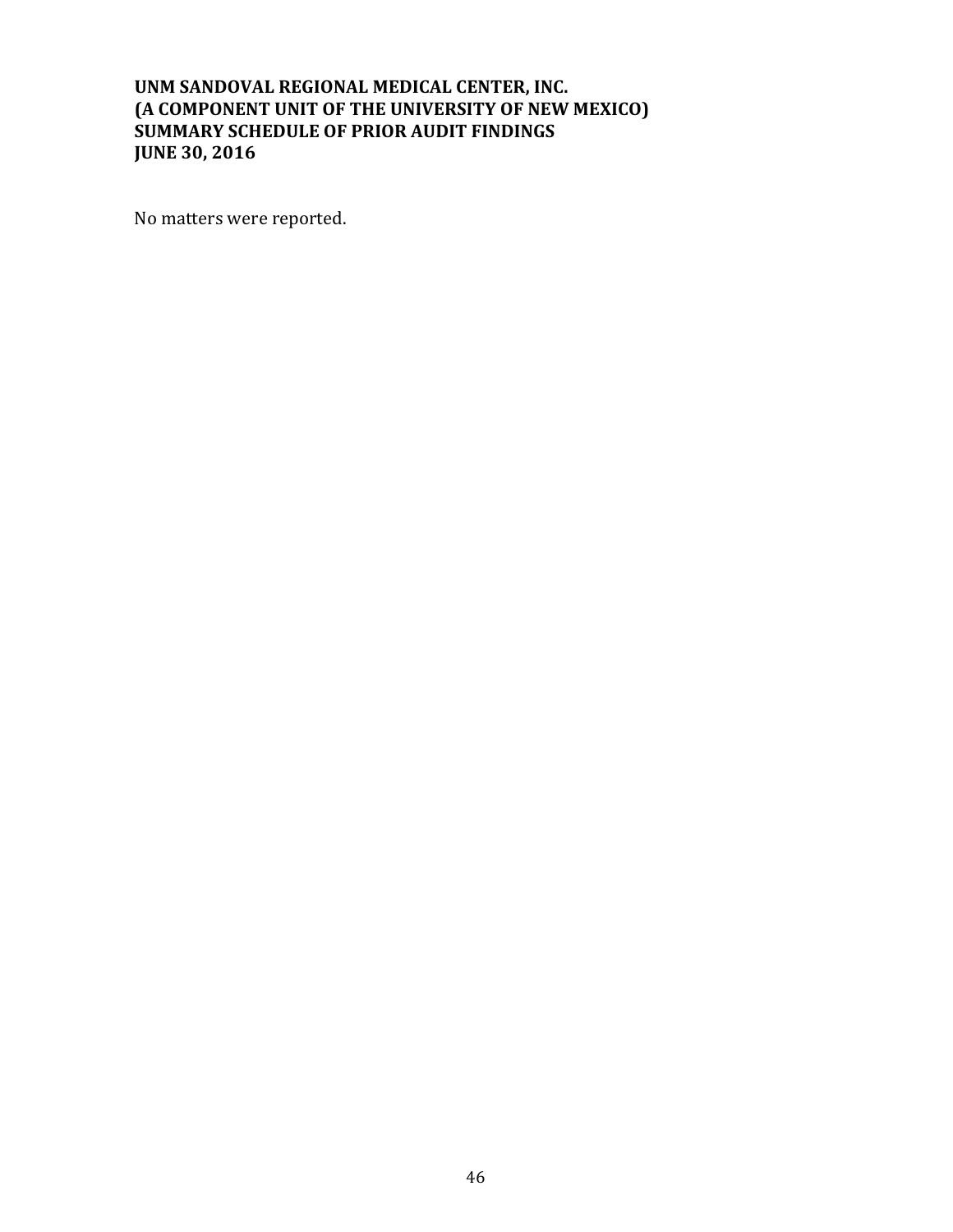**UNM SANDOVAL REGIONAL MEDICAL CENTER, INC.**
**(A COMPONENT UNIT OF THE UNIVERSITY OF NEW MEXICO)**
**SUMMARY SCHEDULE OF PRIOR AUDIT FINDINGS**
**JUNE 30, 2016**

No matters were reported.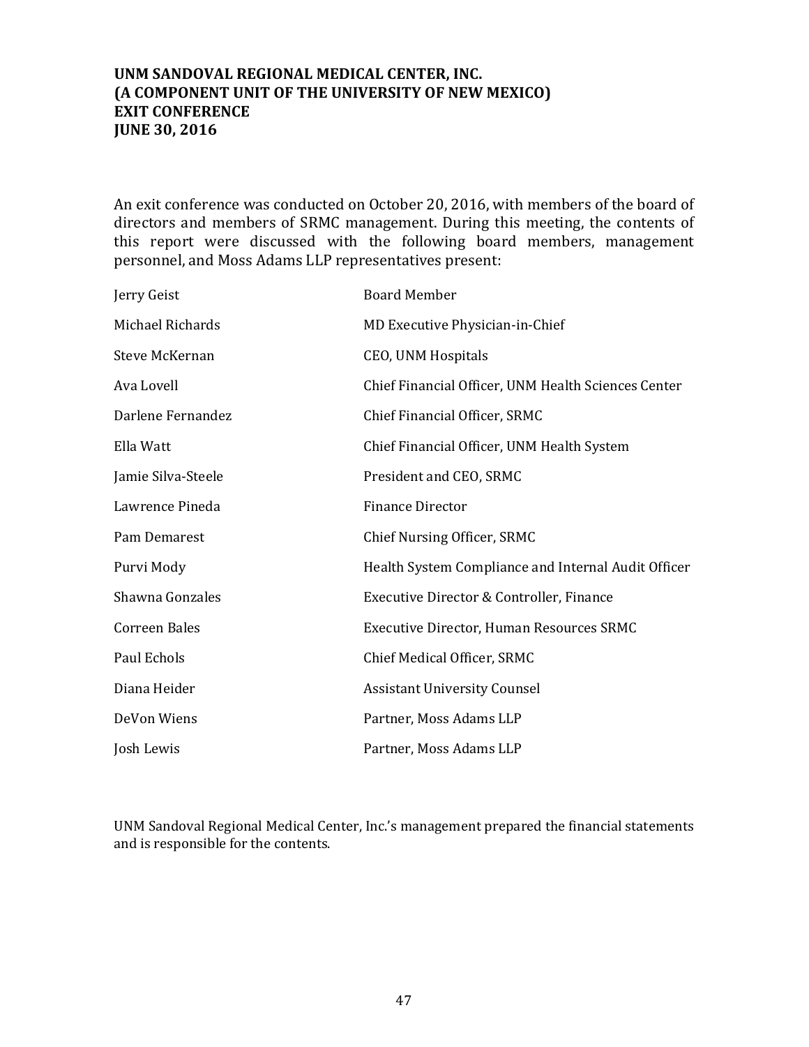**UNM SANDOVAL REGIONAL MEDICAL CENTER, INC.**
**(A COMPONENT UNIT OF THE UNIVERSITY OF NEW MEXICO)**
**EXIT CONFERENCE**
**JUNE 30, 2016**

An exit conference was conducted on October 20, 2016, with members of the board of directors and members of SRMC management. During this meeting, the contents of this report were discussed with the following board members, management personnel, and Moss Adams LLP representatives present:

| | |
|---|---|
| Jerry Geist | Board Member |
| Michael Richards | MD Executive Physician-in-Chief |
| Steve McKernan | CEO, UNM Hospitals |
| Ava Lovell | Chief Financial Officer, UNM Health Sciences Center |
| Darlene Fernandez | Chief Financial Officer, SRMC |
| Ella Watt | Chief Financial Officer, UNM Health System |
| Jamie Silva-Steele | President and CEO, SRMC |
| Lawrence Pineda | Finance Director |
| Pam Demarest | Chief Nursing Officer, SRMC |
| Purvi Mody | Health System Compliance and Internal Audit Officer |
| Shawna Gonzales | Executive Director & Controller, Finance |
| Correen Bales | Executive Director, Human Resources SRMC |
| Paul Echols | Chief Medical Officer, SRMC |
| Diana Heider | Assistant University Counsel |
| DeVon Wiens | Partner, Moss Adams LLP |
| Josh Lewis | Partner, Moss Adams LLP |

UNM Sandoval Regional Medical Center, Inc.'s management prepared the financial statements and is responsible for the contents.